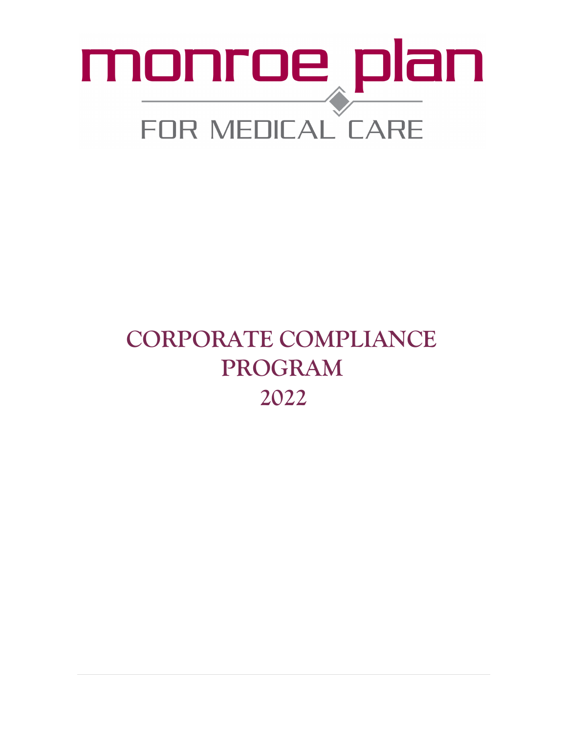monroe plan

FOR MEDICAL CARE

# CORPORATE COMPLIANCE PROGRAM 2022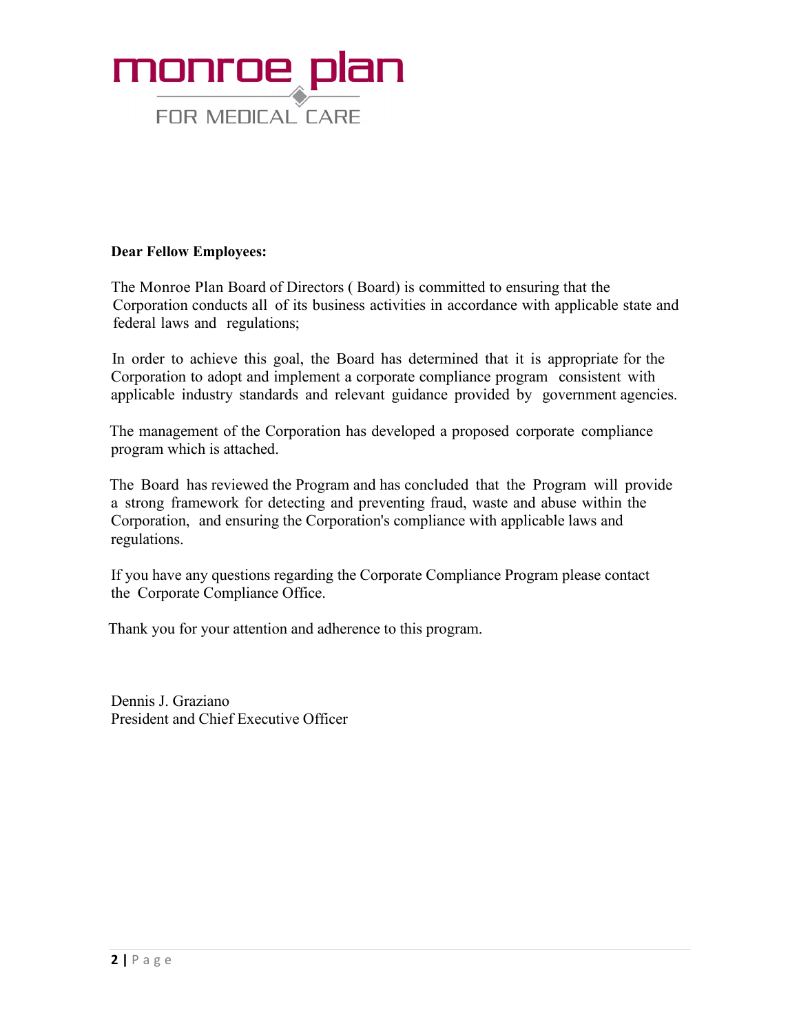**monroe plan**
FOR MEDICAL CARE

**Dear Fellow Employees:**

The Monroe Plan Board of Directors ( Board) is committed to ensuring that the Corporation conducts all of its business activities in accordance with applicable state and federal laws and regulations;

In order to achieve this goal, the Board has determined that it is appropriate for the Corporation to adopt and implement a corporate compliance program consistent with applicable industry standards and relevant guidance provided by government agencies.

The management of the Corporation has developed a proposed corporate compliance program which is attached.

The Board has reviewed the Program and has concluded that the Program will provide a strong framework for detecting and preventing fraud, waste and abuse within the Corporation, and ensuring the Corporation's compliance with applicable laws and regulations.

If you have any questions regarding the Corporate Compliance Program please contact the Corporate Compliance Office.

Thank you for your attention and adherence to this program.

Dennis J. Graziano
President and Chief Executive Officer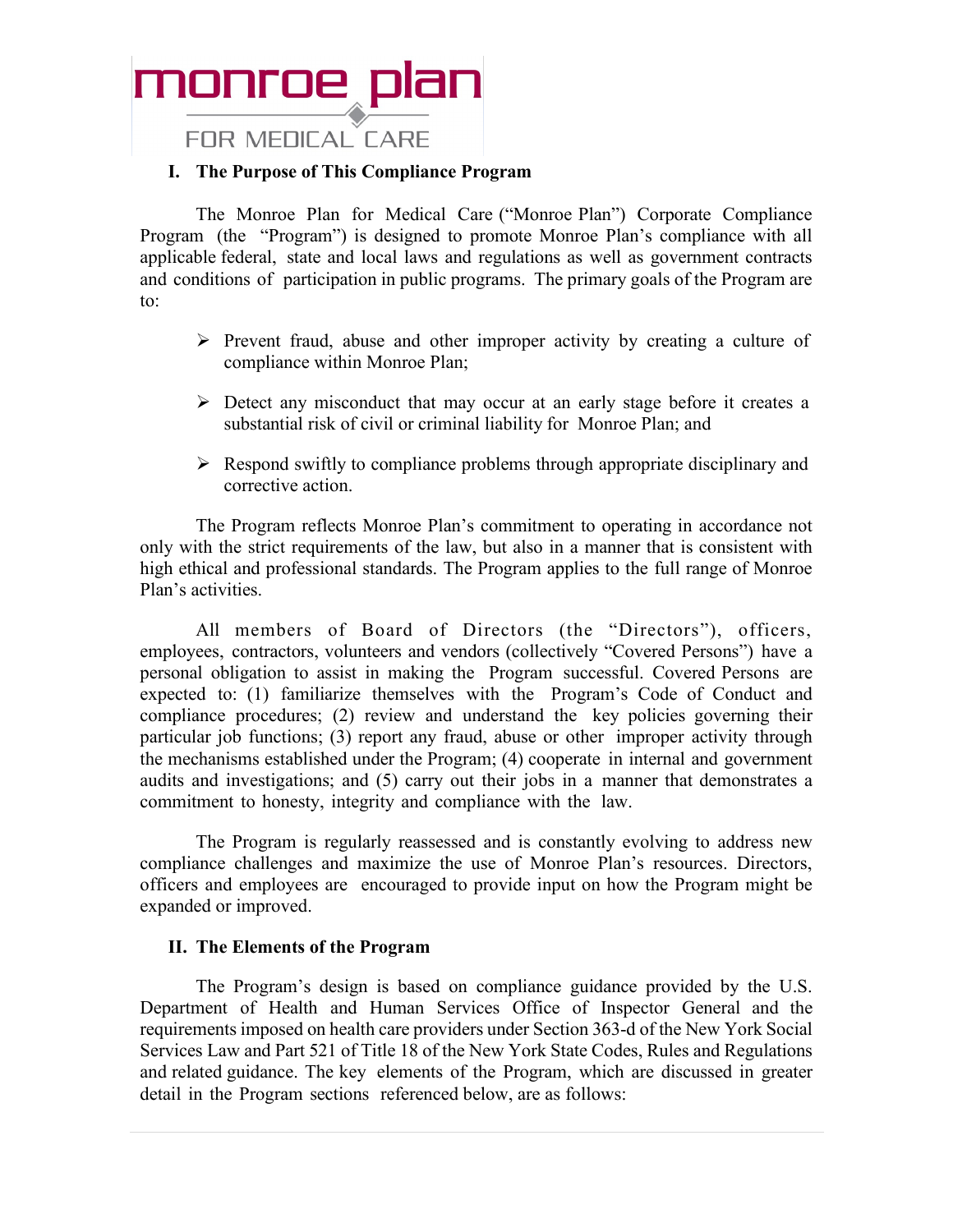## I. The Purpose of This Compliance Program

The Monroe Plan for Medical Care ("Monroe Plan") Corporate Compliance Program (the "Program") is designed to promote Monroe Plan's compliance with all applicable federal, state and local laws and regulations as well as government contracts and conditions of participation in public programs. The primary goals of the Program are to:

- Prevent fraud, abuse and other improper activity by creating a culture of compliance within Monroe Plan;
- Detect any misconduct that may occur at an early stage before it creates a substantial risk of civil or criminal liability for Monroe Plan; and
- Respond swiftly to compliance problems through appropriate disciplinary and corrective action.

The Program reflects Monroe Plan's commitment to operating in accordance not only with the strict requirements of the law, but also in a manner that is consistent with high ethical and professional standards. The Program applies to the full range of Monroe Plan's activities.

All members of Board of Directors (the "Directors"), officers, employees, contractors, volunteers and vendors (collectively "Covered Persons") have a personal obligation to assist in making the Program successful. Covered Persons are expected to: (1) familiarize themselves with the Program's Code of Conduct and compliance procedures; (2) review and understand the key policies governing their particular job functions; (3) report any fraud, abuse or other improper activity through the mechanisms established under the Program; (4) cooperate in internal and government audits and investigations; and (5) carry out their jobs in a manner that demonstrates a commitment to honesty, integrity and compliance with the law.

The Program is regularly reassessed and is constantly evolving to address new compliance challenges and maximize the use of Monroe Plan's resources. Directors, officers and employees are encouraged to provide input on how the Program might be expanded or improved.

## II. The Elements of the Program

The Program's design is based on compliance guidance provided by the U.S. Department of Health and Human Services Office of Inspector General and the requirements imposed on health care providers under Section 363-d of the New York Social Services Law and Part 521 of Title 18 of the New York State Codes, Rules and Regulations and related guidance. The key elements of the Program, which are discussed in greater detail in the Program sections referenced below, are as follows: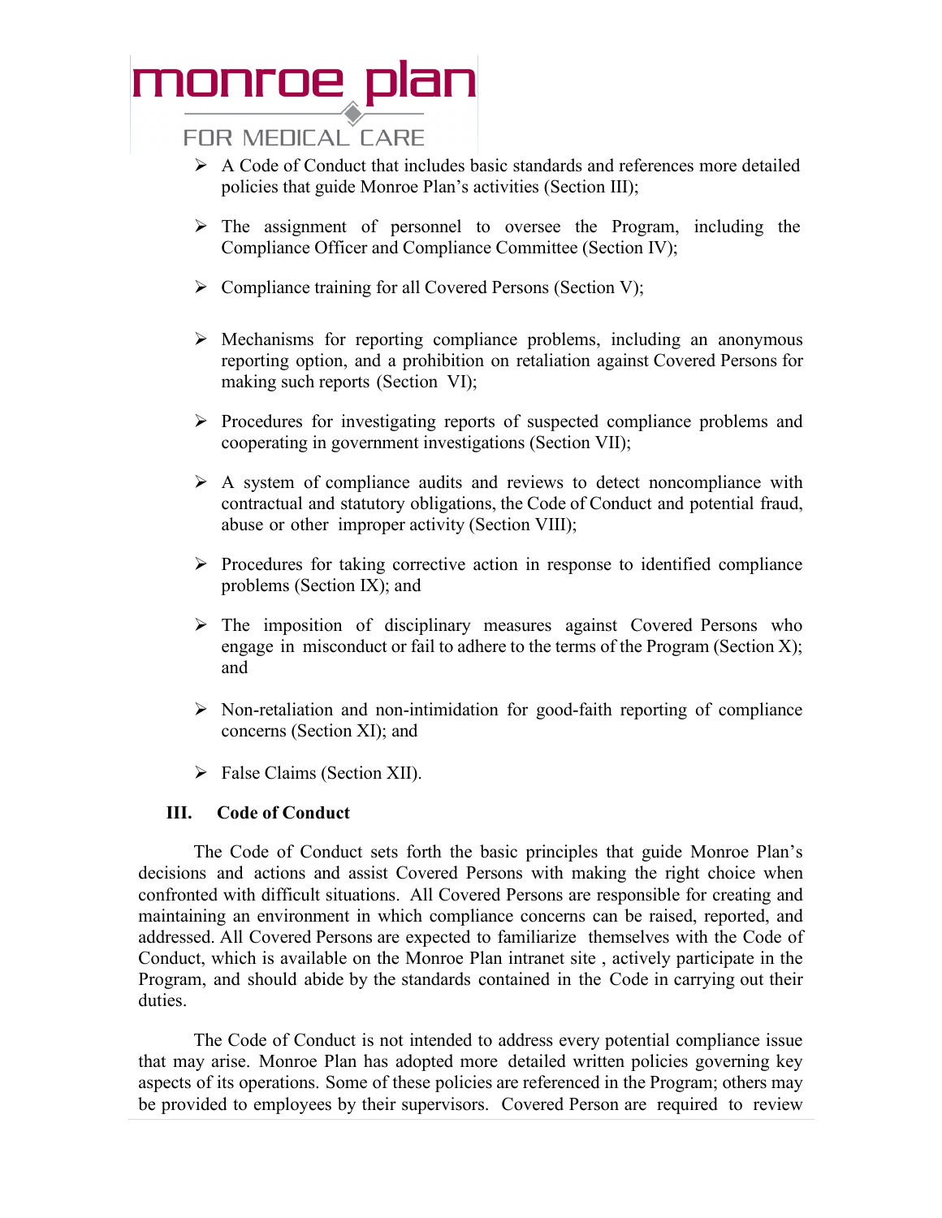- A Code of Conduct that includes basic standards and references more detailed policies that guide Monroe Plan's activities (Section III);

- The assignment of personnel to oversee the Program, including the Compliance Officer and Compliance Committee (Section IV);

- Compliance training for all Covered Persons (Section V);

- Mechanisms for reporting compliance problems, including an anonymous reporting option, and a prohibition on retaliation against Covered Persons for making such reports (Section VI);

- Procedures for investigating reports of suspected compliance problems and cooperating in government investigations (Section VII);

- A system of compliance audits and reviews to detect noncompliance with contractual and statutory obligations, the Code of Conduct and potential fraud, abuse or other improper activity (Section VIII);

- Procedures for taking corrective action in response to identified compliance problems (Section IX); and

- The imposition of disciplinary measures against Covered Persons who engage in misconduct or fail to adhere to the terms of the Program (Section X); and

- Non-retaliation and non-intimidation for good-faith reporting of compliance concerns (Section XI); and

- False Claims (Section XII).

## III. Code of Conduct

The Code of Conduct sets forth the basic principles that guide Monroe Plan's decisions and actions and assist Covered Persons with making the right choice when confronted with difficult situations. All Covered Persons are responsible for creating and maintaining an environment in which compliance concerns can be raised, reported, and addressed. All Covered Persons are expected to familiarize themselves with the Code of Conduct, which is available on the Monroe Plan intranet site , actively participate in the Program, and should abide by the standards contained in the Code in carrying out their duties.

The Code of Conduct is not intended to address every potential compliance issue that may arise. Monroe Plan has adopted more detailed written policies governing key aspects of its operations. Some of these policies are referenced in the Program; others may be provided to employees by their supervisors. Covered Person are required to review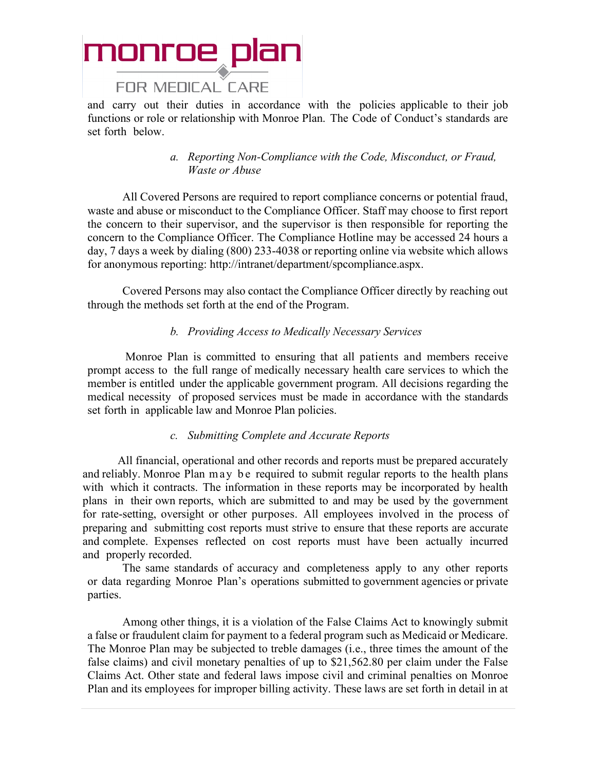and carry out their duties in accordance with the policies applicable to their job functions or role or relationship with Monroe Plan. The Code of Conduct's standards are set forth below.

### *a. Reporting Non-Compliance with the Code, Misconduct, or Fraud, Waste or Abuse*

All Covered Persons are required to report compliance concerns or potential fraud, waste and abuse or misconduct to the Compliance Officer. Staff may choose to first report the concern to their supervisor, and the supervisor is then responsible for reporting the concern to the Compliance Officer. The Compliance Hotline may be accessed 24 hours a day, 7 days a week by dialing (800) 233-4038 or reporting online via website which allows for anonymous reporting: http://intranet/department/spcompliance.aspx.

Covered Persons may also contact the Compliance Officer directly by reaching out through the methods set forth at the end of the Program.

### *b. Providing Access to Medically Necessary Services*

Monroe Plan is committed to ensuring that all patients and members receive prompt access to the full range of medically necessary health care services to which the member is entitled under the applicable government program. All decisions regarding the medical necessity of proposed services must be made in accordance with the standards set forth in applicable law and Monroe Plan policies.

### *c. Submitting Complete and Accurate Reports*

All financial, operational and other records and reports must be prepared accurately and reliably. Monroe Plan may be required to submit regular reports to the health plans with which it contracts. The information in these reports may be incorporated by health plans in their own reports, which are submitted to and may be used by the government for rate-setting, oversight or other purposes. All employees involved in the process of preparing and submitting cost reports must strive to ensure that these reports are accurate and complete. Expenses reflected on cost reports must have been actually incurred and properly recorded.

The same standards of accuracy and completeness apply to any other reports or data regarding Monroe Plan's operations submitted to government agencies or private parties.

Among other things, it is a violation of the False Claims Act to knowingly submit a false or fraudulent claim for payment to a federal program such as Medicaid or Medicare. The Monroe Plan may be subjected to treble damages (i.e., three times the amount of the false claims) and civil monetary penalties of up to $21,562.80 per claim under the False Claims Act. Other state and federal laws impose civil and criminal penalties on Monroe Plan and its employees for improper billing activity. These laws are set forth in detail in at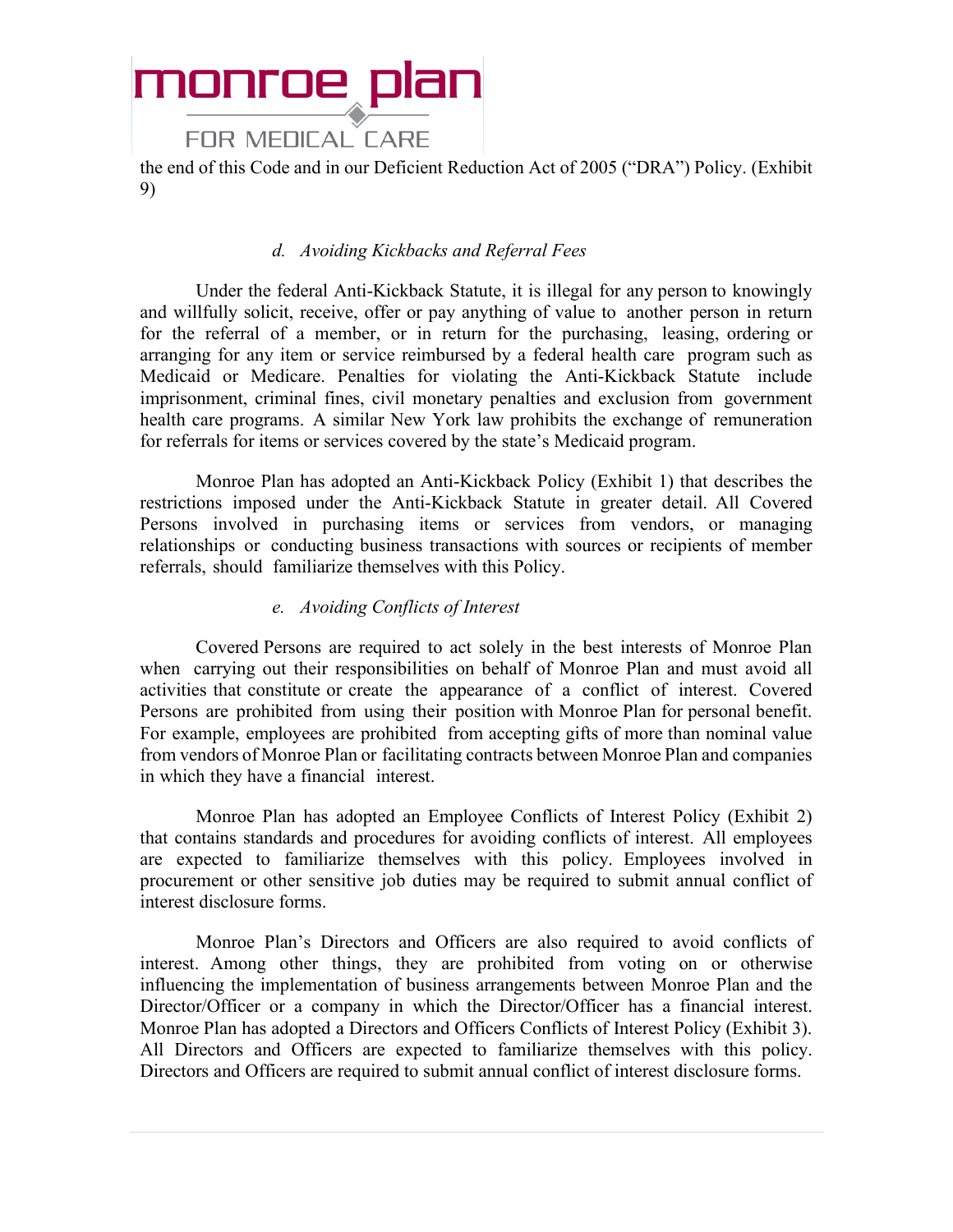the end of this Code and in our Deficient Reduction Act of 2005 ("DRA") Policy. (Exhibit 9)

*d. Avoiding Kickbacks and Referral Fees*

Under the federal Anti-Kickback Statute, it is illegal for any person to knowingly and willfully solicit, receive, offer or pay anything of value to another person in return for the referral of a member, or in return for the purchasing, leasing, ordering or arranging for any item or service reimbursed by a federal health care program such as Medicaid or Medicare. Penalties for violating the Anti-Kickback Statute include imprisonment, criminal fines, civil monetary penalties and exclusion from government health care programs. A similar New York law prohibits the exchange of remuneration for referrals for items or services covered by the state's Medicaid program.

Monroe Plan has adopted an Anti-Kickback Policy (Exhibit 1) that describes the restrictions imposed under the Anti-Kickback Statute in greater detail. All Covered Persons involved in purchasing items or services from vendors, or managing relationships or conducting business transactions with sources or recipients of member referrals, should familiarize themselves with this Policy.

*e. Avoiding Conflicts of Interest*

Covered Persons are required to act solely in the best interests of Monroe Plan when carrying out their responsibilities on behalf of Monroe Plan and must avoid all activities that constitute or create the appearance of a conflict of interest. Covered Persons are prohibited from using their position with Monroe Plan for personal benefit. For example, employees are prohibited from accepting gifts of more than nominal value from vendors of Monroe Plan or facilitating contracts between Monroe Plan and companies in which they have a financial interest.

Monroe Plan has adopted an Employee Conflicts of Interest Policy (Exhibit 2) that contains standards and procedures for avoiding conflicts of interest. All employees are expected to familiarize themselves with this policy. Employees involved in procurement or other sensitive job duties may be required to submit annual conflict of interest disclosure forms.

Monroe Plan's Directors and Officers are also required to avoid conflicts of interest. Among other things, they are prohibited from voting on or otherwise influencing the implementation of business arrangements between Monroe Plan and the Director/Officer or a company in which the Director/Officer has a financial interest. Monroe Plan has adopted a Directors and Officers Conflicts of Interest Policy (Exhibit 3). All Directors and Officers are expected to familiarize themselves with this policy. Directors and Officers are required to submit annual conflict of interest disclosure forms.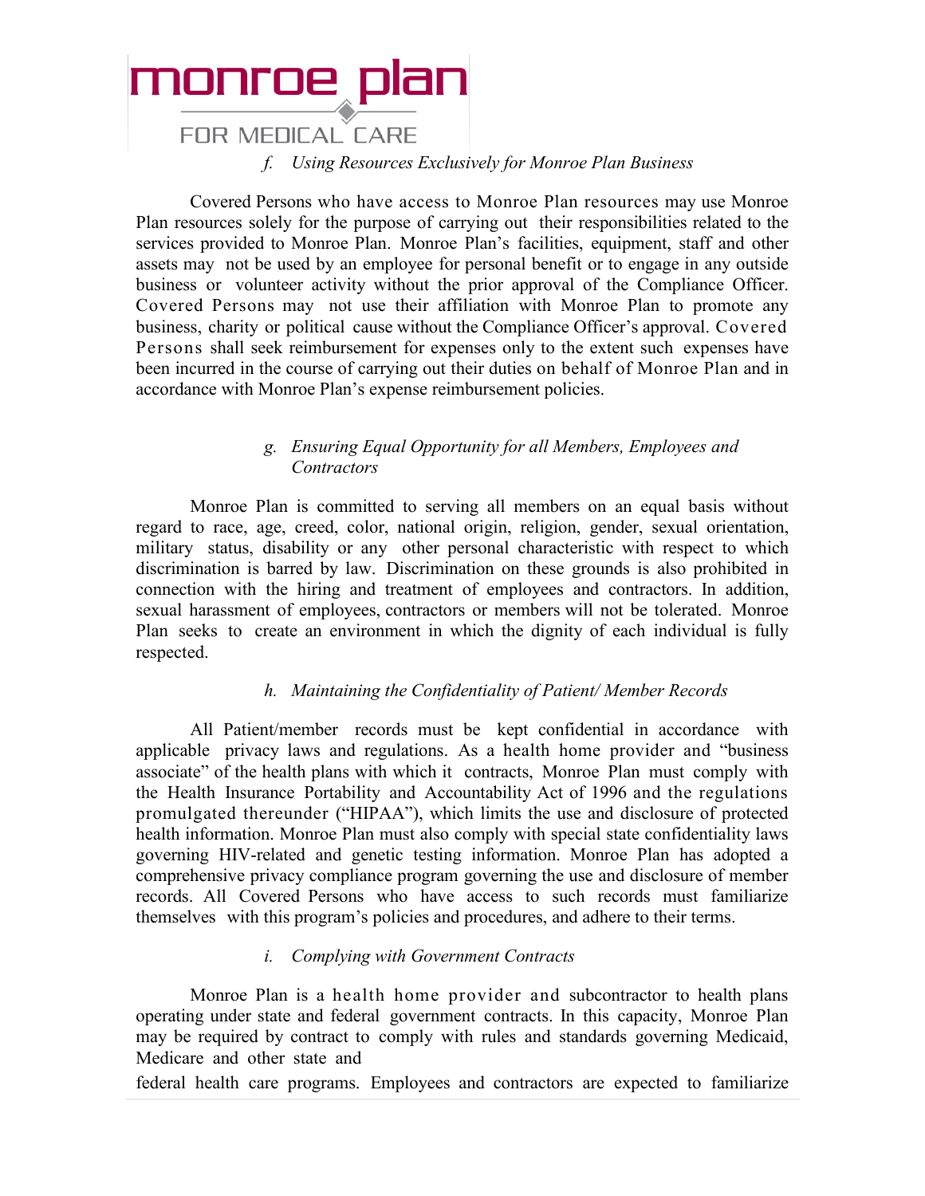*f. Using Resources Exclusively for Monroe Plan Business*

Covered Persons who have access to Monroe Plan resources may use Monroe Plan resources solely for the purpose of carrying out their responsibilities related to the services provided to Monroe Plan. Monroe Plan's facilities, equipment, staff and other assets may not be used by an employee for personal benefit or to engage in any outside business or volunteer activity without the prior approval of the Compliance Officer. Covered Persons may not use their affiliation with Monroe Plan to promote any business, charity or political cause without the Compliance Officer's approval. Covered Persons shall seek reimbursement for expenses only to the extent such expenses have been incurred in the course of carrying out their duties on behalf of Monroe Plan and in accordance with Monroe Plan's expense reimbursement policies.

*g. Ensuring Equal Opportunity for all Members, Employees and Contractors*

Monroe Plan is committed to serving all members on an equal basis without regard to race, age, creed, color, national origin, religion, gender, sexual orientation, military status, disability or any other personal characteristic with respect to which discrimination is barred by law. Discrimination on these grounds is also prohibited in connection with the hiring and treatment of employees and contractors. In addition, sexual harassment of employees, contractors or members will not be tolerated. Monroe Plan seeks to create an environment in which the dignity of each individual is fully respected.

*h. Maintaining the Confidentiality of Patient/ Member Records*

All Patient/member records must be kept confidential in accordance with applicable privacy laws and regulations. As a health home provider and "business associate" of the health plans with which it contracts, Monroe Plan must comply with the Health Insurance Portability and Accountability Act of 1996 and the regulations promulgated thereunder ("HIPAA"), which limits the use and disclosure of protected health information. Monroe Plan must also comply with special state confidentiality laws governing HIV-related and genetic testing information. Monroe Plan has adopted a comprehensive privacy compliance program governing the use and disclosure of member records. All Covered Persons who have access to such records must familiarize themselves with this program's policies and procedures, and adhere to their terms.

*i. Complying with Government Contracts*

Monroe Plan is a health home provider and subcontractor to health plans operating under state and federal government contracts. In this capacity, Monroe Plan may be required by contract to comply with rules and standards governing Medicaid, Medicare and other state and federal health care programs. Employees and contractors are expected to familiarize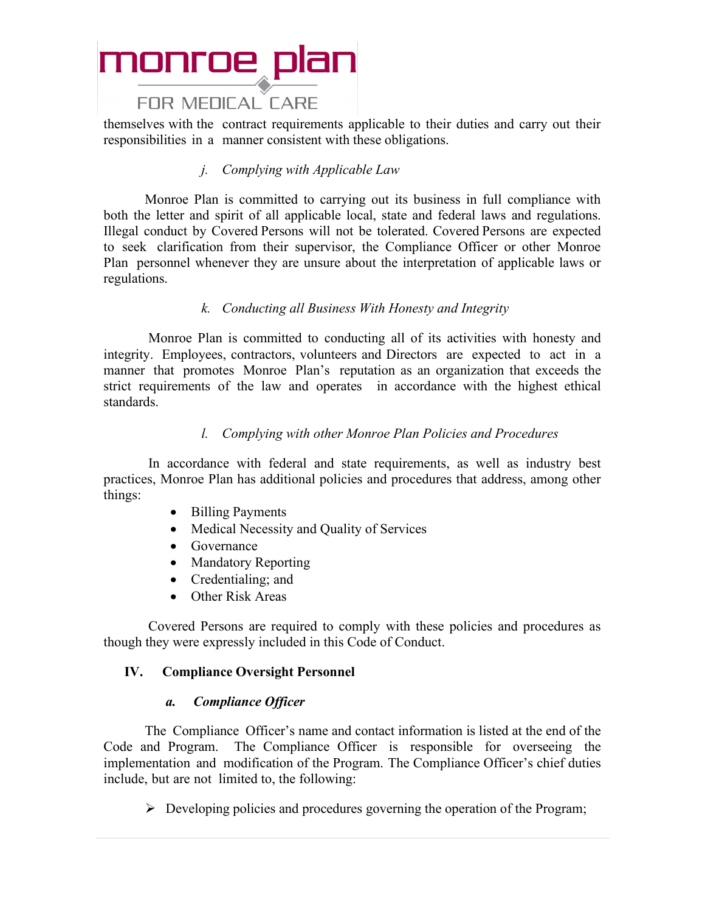themselves with the contract requirements applicable to their duties and carry out their responsibilities in a manner consistent with these obligations.

*j. Complying with Applicable Law*

Monroe Plan is committed to carrying out its business in full compliance with both the letter and spirit of all applicable local, state and federal laws and regulations. Illegal conduct by Covered Persons will not be tolerated. Covered Persons are expected to seek clarification from their supervisor, the Compliance Officer or other Monroe Plan personnel whenever they are unsure about the interpretation of applicable laws or regulations.

*k. Conducting all Business With Honesty and Integrity*

Monroe Plan is committed to conducting all of its activities with honesty and integrity. Employees, contractors, volunteers and Directors are expected to act in a manner that promotes Monroe Plan's reputation as an organization that exceeds the strict requirements of the law and operates in accordance with the highest ethical standards.

*l. Complying with other Monroe Plan Policies and Procedures*

In accordance with federal and state requirements, as well as industry best practices, Monroe Plan has additional policies and procedures that address, among other things:

- Billing Payments
- Medical Necessity and Quality of Services
- Governance
- Mandatory Reporting
- Credentialing; and
- Other Risk Areas

Covered Persons are required to comply with these policies and procedures as though they were expressly included in this Code of Conduct.

## IV. Compliance Oversight Personnel

### *a. Compliance Officer*

The Compliance Officer's name and contact information is listed at the end of the Code and Program. The Compliance Officer is responsible for overseeing the implementation and modification of the Program. The Compliance Officer's chief duties include, but are not limited to, the following:

- Developing policies and procedures governing the operation of the Program;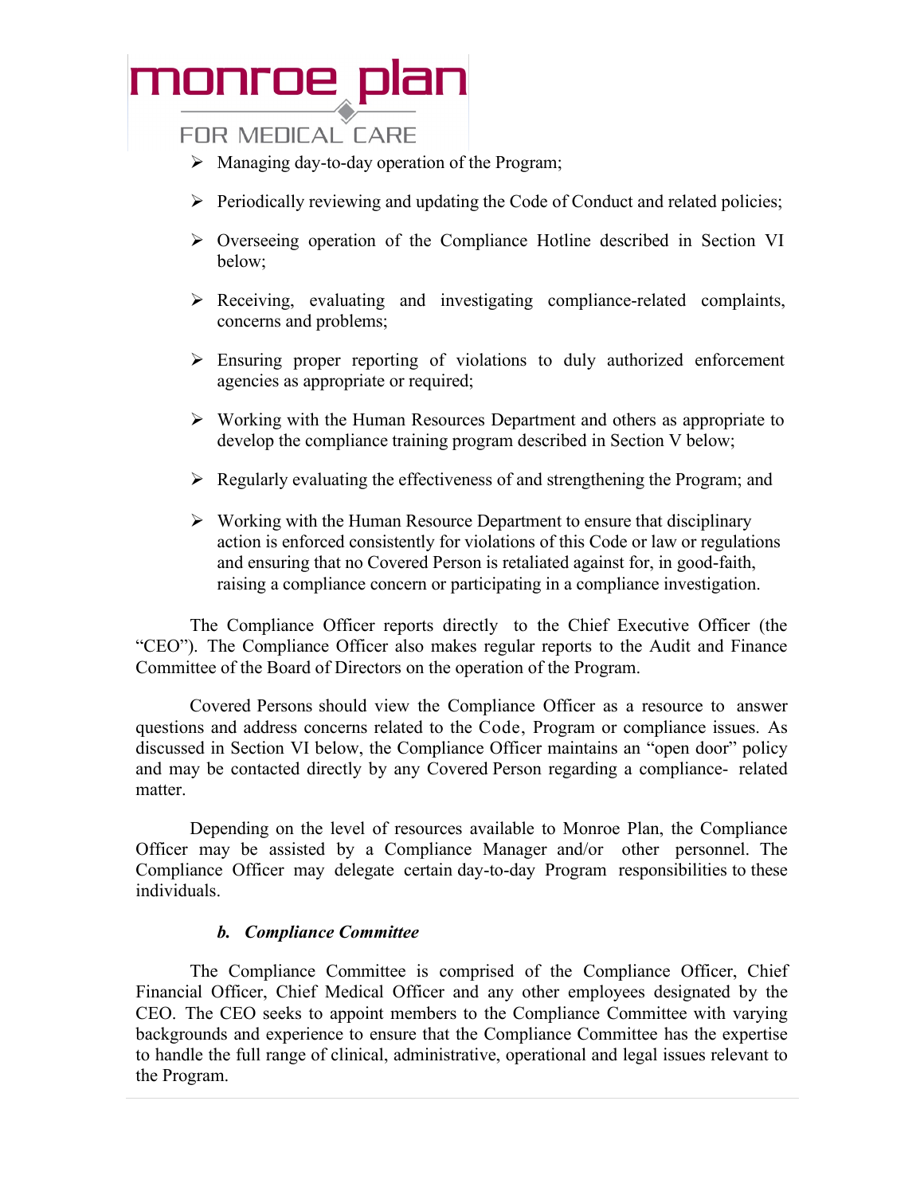- Managing day-to-day operation of the Program;
- Periodically reviewing and updating the Code of Conduct and related policies;
- Overseeing operation of the Compliance Hotline described in Section VI below;
- Receiving, evaluating and investigating compliance-related complaints, concerns and problems;
- Ensuring proper reporting of violations to duly authorized enforcement agencies as appropriate or required;
- Working with the Human Resources Department and others as appropriate to develop the compliance training program described in Section V below;
- Regularly evaluating the effectiveness of and strengthening the Program; and
- Working with the Human Resource Department to ensure that disciplinary action is enforced consistently for violations of this Code or law or regulations and ensuring that no Covered Person is retaliated against for, in good-faith, raising a compliance concern or participating in a compliance investigation.

The Compliance Officer reports directly to the Chief Executive Officer (the "CEO"). The Compliance Officer also makes regular reports to the Audit and Finance Committee of the Board of Directors on the operation of the Program.

Covered Persons should view the Compliance Officer as a resource to answer questions and address concerns related to the Code, Program or compliance issues. As discussed in Section VI below, the Compliance Officer maintains an "open door" policy and may be contacted directly by any Covered Person regarding a compliance- related matter.

Depending on the level of resources available to Monroe Plan, the Compliance Officer may be assisted by a Compliance Manager and/or other personnel. The Compliance Officer may delegate certain day-to-day Program responsibilities to these individuals.

***b. Compliance Committee***

The Compliance Committee is comprised of the Compliance Officer, Chief Financial Officer, Chief Medical Officer and any other employees designated by the CEO. The CEO seeks to appoint members to the Compliance Committee with varying backgrounds and experience to ensure that the Compliance Committee has the expertise to handle the full range of clinical, administrative, operational and legal issues relevant to the Program.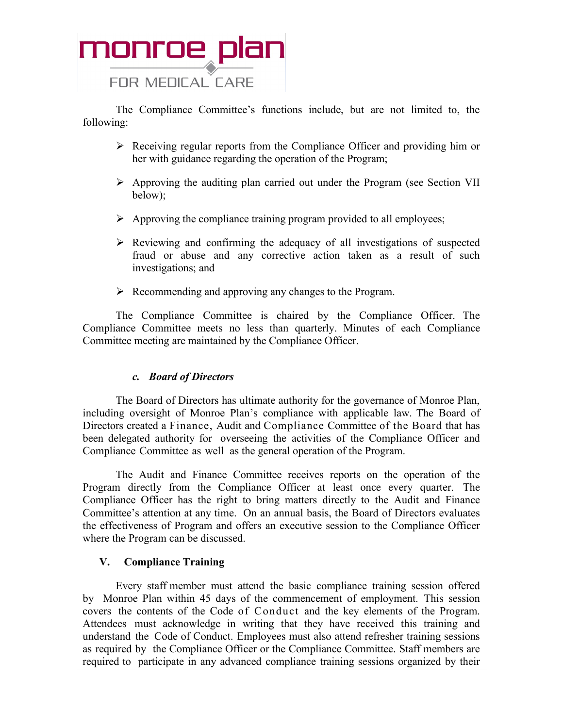The Compliance Committee's functions include, but are not limited to, the following:

- Receiving regular reports from the Compliance Officer and providing him or her with guidance regarding the operation of the Program;
- Approving the auditing plan carried out under the Program (see Section VII below);
- Approving the compliance training program provided to all employees;
- Reviewing and confirming the adequacy of all investigations of suspected fraud or abuse and any corrective action taken as a result of such investigations; and
- Recommending and approving any changes to the Program.

The Compliance Committee is chaired by the Compliance Officer. The Compliance Committee meets no less than quarterly. Minutes of each Compliance Committee meeting are maintained by the Compliance Officer.

### *c. Board of Directors*

The Board of Directors has ultimate authority for the governance of Monroe Plan, including oversight of Monroe Plan's compliance with applicable law. The Board of Directors created a Finance, Audit and Compliance Committee of the Board that has been delegated authority for overseeing the activities of the Compliance Officer and Compliance Committee as well as the general operation of the Program.

The Audit and Finance Committee receives reports on the operation of the Program directly from the Compliance Officer at least once every quarter. The Compliance Officer has the right to bring matters directly to the Audit and Finance Committee's attention at any time. On an annual basis, the Board of Directors evaluates the effectiveness of Program and offers an executive session to the Compliance Officer where the Program can be discussed.

## V. Compliance Training

Every staff member must attend the basic compliance training session offered by Monroe Plan within 45 days of the commencement of employment. This session covers the contents of the Code of Conduct and the key elements of the Program. Attendees must acknowledge in writing that they have received this training and understand the Code of Conduct. Employees must also attend refresher training sessions as required by the Compliance Officer or the Compliance Committee. Staff members are required to participate in any advanced compliance training sessions organized by their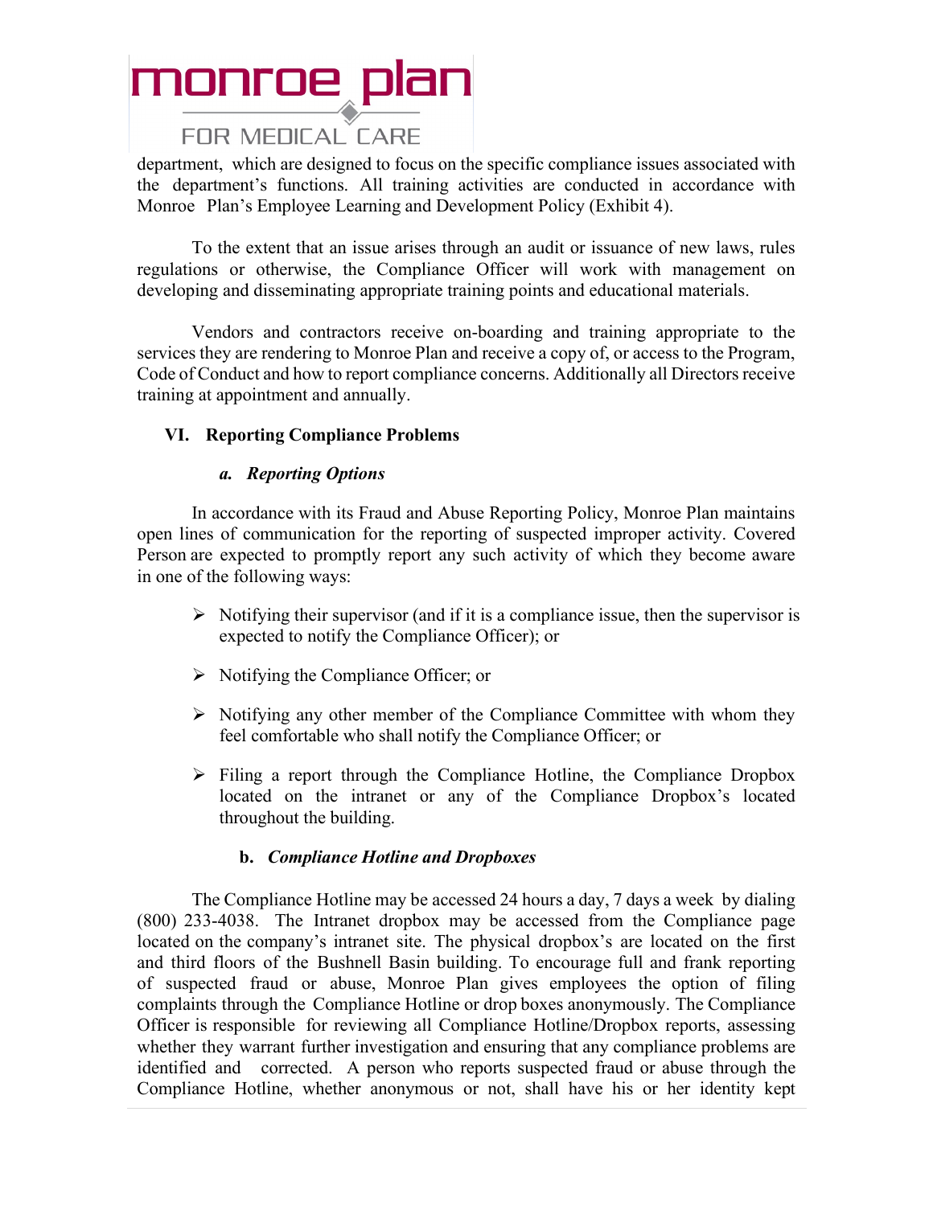department, which are designed to focus on the specific compliance issues associated with the department's functions. All training activities are conducted in accordance with Monroe Plan's Employee Learning and Development Policy (Exhibit 4).

To the extent that an issue arises through an audit or issuance of new laws, rules regulations or otherwise, the Compliance Officer will work with management on developing and disseminating appropriate training points and educational materials.

Vendors and contractors receive on-boarding and training appropriate to the services they are rendering to Monroe Plan and receive a copy of, or access to the Program, Code of Conduct and how to report compliance concerns. Additionally all Directors receive training at appointment and annually.

## VI. Reporting Compliance Problems

### *a. Reporting Options*

In accordance with its Fraud and Abuse Reporting Policy, Monroe Plan maintains open lines of communication for the reporting of suspected improper activity. Covered Person are expected to promptly report any such activity of which they become aware in one of the following ways:

- Notifying their supervisor (and if it is a compliance issue, then the supervisor is expected to notify the Compliance Officer); or
- Notifying the Compliance Officer; or
- Notifying any other member of the Compliance Committee with whom they feel comfortable who shall notify the Compliance Officer; or
- Filing a report through the Compliance Hotline, the Compliance Dropbox located on the intranet or any of the Compliance Dropbox's located throughout the building.

### b. *Compliance Hotline and Dropboxes*

The Compliance Hotline may be accessed 24 hours a day, 7 days a week by dialing (800) 233-4038. The Intranet dropbox may be accessed from the Compliance page located on the company's intranet site. The physical dropbox's are located on the first and third floors of the Bushnell Basin building. To encourage full and frank reporting of suspected fraud or abuse, Monroe Plan gives employees the option of filing complaints through the Compliance Hotline or drop boxes anonymously. The Compliance Officer is responsible for reviewing all Compliance Hotline/Dropbox reports, assessing whether they warrant further investigation and ensuring that any compliance problems are identified and corrected. A person who reports suspected fraud or abuse through the Compliance Hotline, whether anonymous or not, shall have his or her identity kept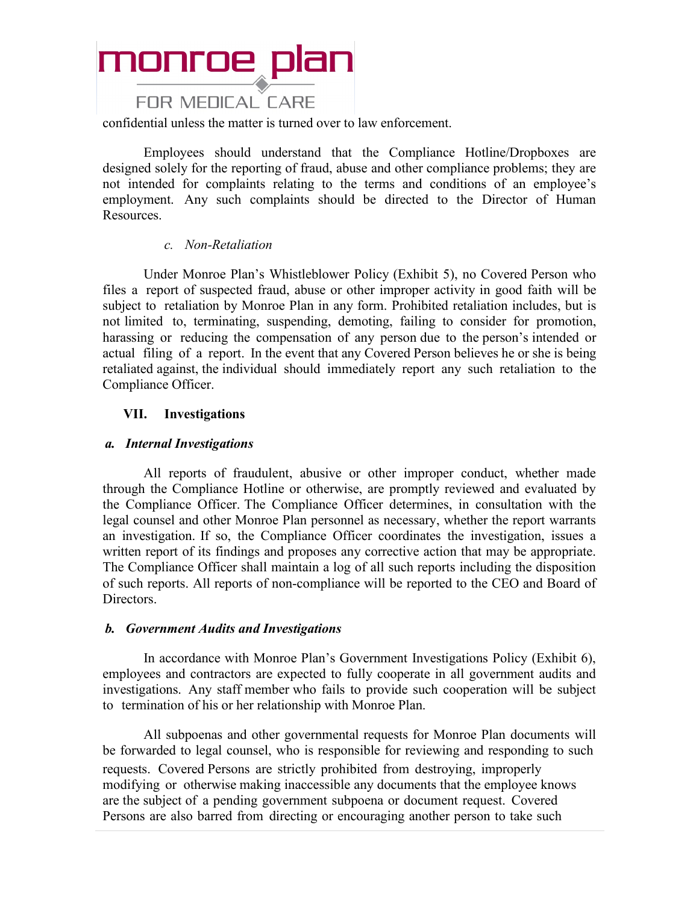confidential unless the matter is turned over to law enforcement.

Employees should understand that the Compliance Hotline/Dropboxes are designed solely for the reporting of fraud, abuse and other compliance problems; they are not intended for complaints relating to the terms and conditions of an employee's employment. Any such complaints should be directed to the Director of Human Resources.

*c. Non-Retaliation*

Under Monroe Plan's Whistleblower Policy (Exhibit 5), no Covered Person who files a report of suspected fraud, abuse or other improper activity in good faith will be subject to retaliation by Monroe Plan in any form. Prohibited retaliation includes, but is not limited to, terminating, suspending, demoting, failing to consider for promotion, harassing or reducing the compensation of any person due to the person's intended or actual filing of a report. In the event that any Covered Person believes he or she is being retaliated against, the individual should immediately report any such retaliation to the Compliance Officer.

## VII. Investigations

### *a. Internal Investigations*

All reports of fraudulent, abusive or other improper conduct, whether made through the Compliance Hotline or otherwise, are promptly reviewed and evaluated by the Compliance Officer. The Compliance Officer determines, in consultation with the legal counsel and other Monroe Plan personnel as necessary, whether the report warrants an investigation. If so, the Compliance Officer coordinates the investigation, issues a written report of its findings and proposes any corrective action that may be appropriate. The Compliance Officer shall maintain a log of all such reports including the disposition of such reports. All reports of non-compliance will be reported to the CEO and Board of Directors.

### *b. Government Audits and Investigations*

In accordance with Monroe Plan's Government Investigations Policy (Exhibit 6), employees and contractors are expected to fully cooperate in all government audits and investigations. Any staff member who fails to provide such cooperation will be subject to termination of his or her relationship with Monroe Plan.

All subpoenas and other governmental requests for Monroe Plan documents will be forwarded to legal counsel, who is responsible for reviewing and responding to such requests. Covered Persons are strictly prohibited from destroying, improperly modifying or otherwise making inaccessible any documents that the employee knows are the subject of a pending government subpoena or document request. Covered Persons are also barred from directing or encouraging another person to take such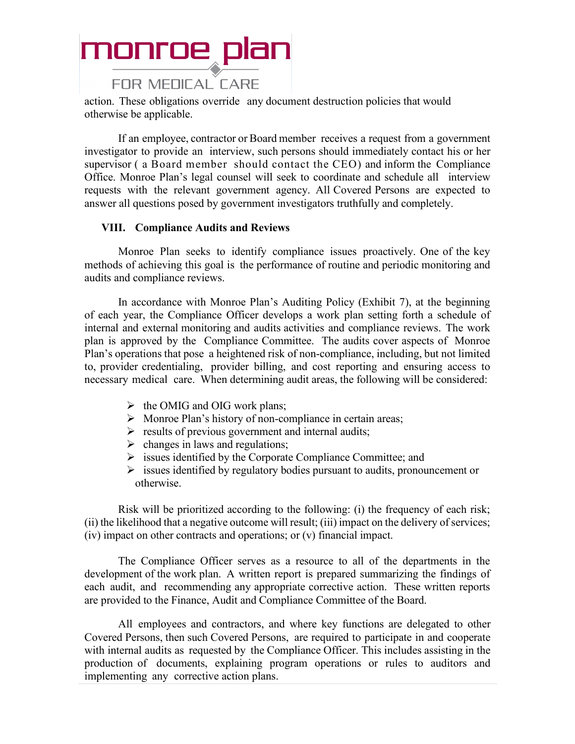action. These obligations override any document destruction policies that would otherwise be applicable.

If an employee, contractor or Board member receives a request from a government investigator to provide an interview, such persons should immediately contact his or her supervisor ( a Board member should contact the CEO) and inform the Compliance Office. Monroe Plan's legal counsel will seek to coordinate and schedule all interview requests with the relevant government agency. All Covered Persons are expected to answer all questions posed by government investigators truthfully and completely.

## VIII. Compliance Audits and Reviews

Monroe Plan seeks to identify compliance issues proactively. One of the key methods of achieving this goal is the performance of routine and periodic monitoring and audits and compliance reviews.

In accordance with Monroe Plan's Auditing Policy (Exhibit 7), at the beginning of each year, the Compliance Officer develops a work plan setting forth a schedule of internal and external monitoring and audits activities and compliance reviews. The work plan is approved by the Compliance Committee. The audits cover aspects of Monroe Plan's operations that pose a heightened risk of non-compliance, including, but not limited to, provider credentialing, provider billing, and cost reporting and ensuring access to necessary medical care. When determining audit areas, the following will be considered:

- the OMIG and OIG work plans;
- Monroe Plan's history of non-compliance in certain areas;
- results of previous government and internal audits;
- changes in laws and regulations;
- issues identified by the Corporate Compliance Committee; and
- issues identified by regulatory bodies pursuant to audits, pronouncement or otherwise.

Risk will be prioritized according to the following: (i) the frequency of each risk; (ii) the likelihood that a negative outcome will result; (iii) impact on the delivery of services; (iv) impact on other contracts and operations; or (v) financial impact.

The Compliance Officer serves as a resource to all of the departments in the development of the work plan. A written report is prepared summarizing the findings of each audit, and recommending any appropriate corrective action. These written reports are provided to the Finance, Audit and Compliance Committee of the Board.

All employees and contractors, and where key functions are delegated to other Covered Persons, then such Covered Persons, are required to participate in and cooperate with internal audits as requested by the Compliance Officer. This includes assisting in the production of documents, explaining program operations or rules to auditors and implementing any corrective action plans.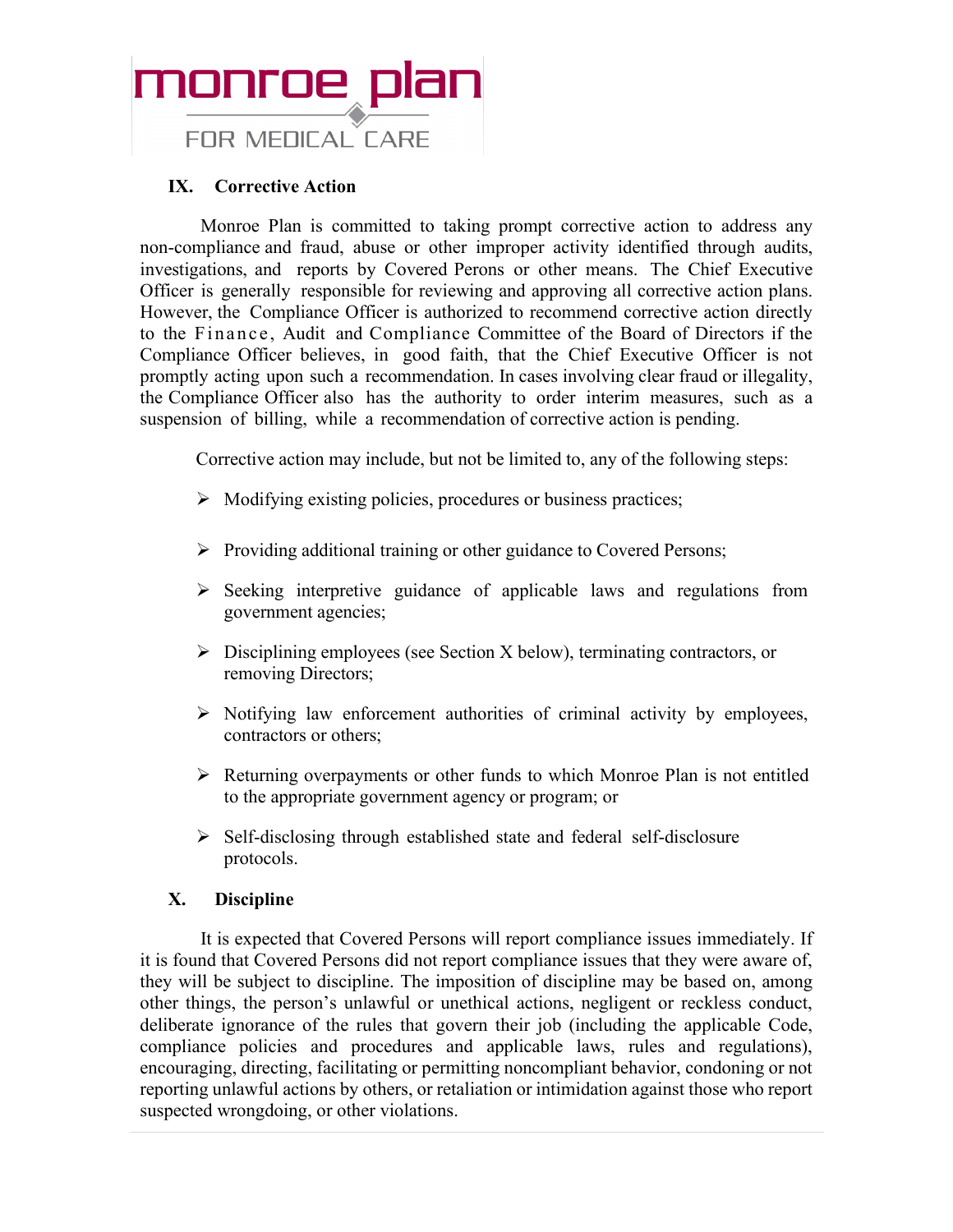## IX. Corrective Action

Monroe Plan is committed to taking prompt corrective action to address any non-compliance and fraud, abuse or other improper activity identified through audits, investigations, and reports by Covered Perons or other means. The Chief Executive Officer is generally responsible for reviewing and approving all corrective action plans. However, the Compliance Officer is authorized to recommend corrective action directly to the Finance, Audit and Compliance Committee of the Board of Directors if the Compliance Officer believes, in good faith, that the Chief Executive Officer is not promptly acting upon such a recommendation. In cases involving clear fraud or illegality, the Compliance Officer also has the authority to order interim measures, such as a suspension of billing, while a recommendation of corrective action is pending.

Corrective action may include, but not be limited to, any of the following steps:

- Modifying existing policies, procedures or business practices;
- Providing additional training or other guidance to Covered Persons;
- Seeking interpretive guidance of applicable laws and regulations from government agencies;
- Disciplining employees (see Section X below), terminating contractors, or removing Directors;
- Notifying law enforcement authorities of criminal activity by employees, contractors or others;
- Returning overpayments or other funds to which Monroe Plan is not entitled to the appropriate government agency or program; or
- Self-disclosing through established state and federal self-disclosure protocols.

## X. Discipline

It is expected that Covered Persons will report compliance issues immediately. If it is found that Covered Persons did not report compliance issues that they were aware of, they will be subject to discipline. The imposition of discipline may be based on, among other things, the person's unlawful or unethical actions, negligent or reckless conduct, deliberate ignorance of the rules that govern their job (including the applicable Code, compliance policies and procedures and applicable laws, rules and regulations), encouraging, directing, facilitating or permitting noncompliant behavior, condoning or not reporting unlawful actions by others, or retaliation or intimidation against those who report suspected wrongdoing, or other violations.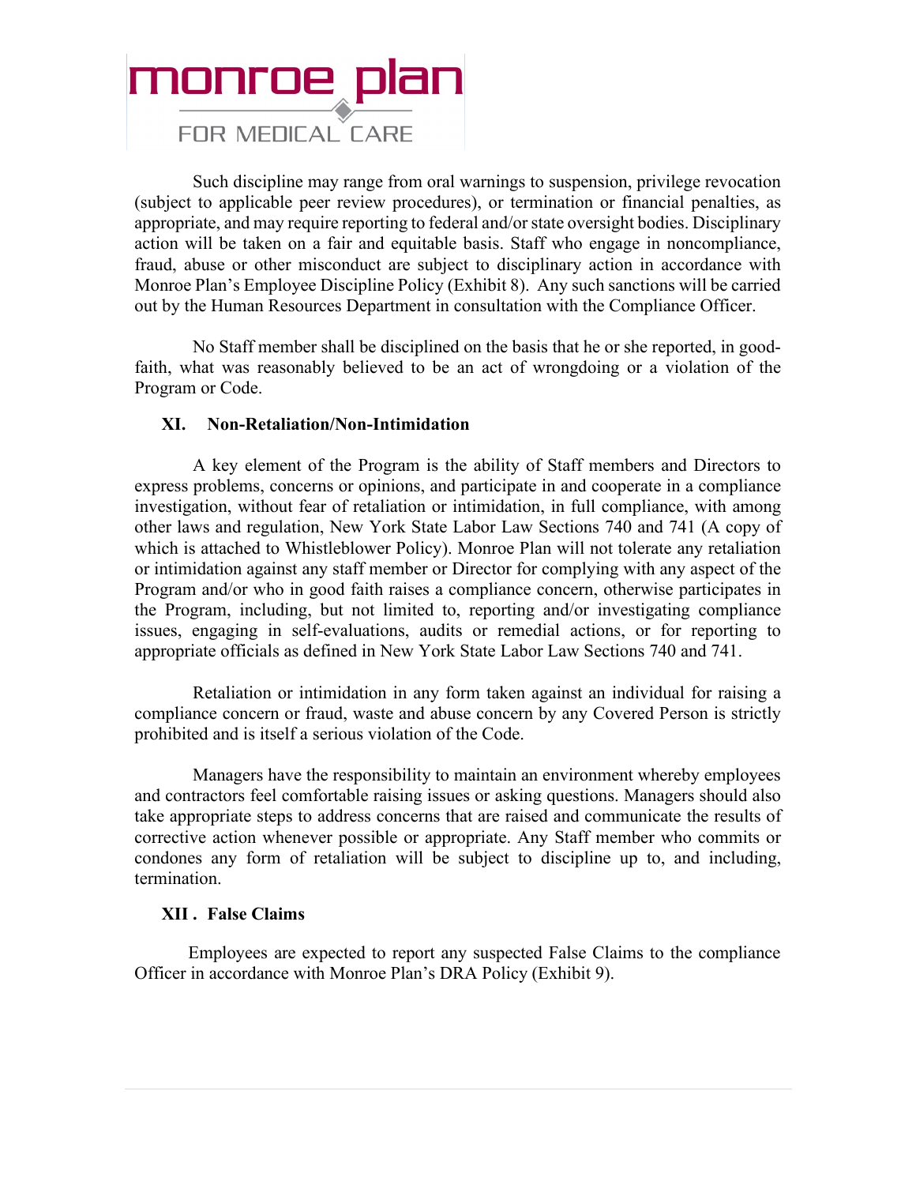Such discipline may range from oral warnings to suspension, privilege revocation (subject to applicable peer review procedures), or termination or financial penalties, as appropriate, and may require reporting to federal and/or state oversight bodies. Disciplinary action will be taken on a fair and equitable basis. Staff who engage in noncompliance, fraud, abuse or other misconduct are subject to disciplinary action in accordance with Monroe Plan's Employee Discipline Policy (Exhibit 8). Any such sanctions will be carried out by the Human Resources Department in consultation with the Compliance Officer.

No Staff member shall be disciplined on the basis that he or she reported, in good-faith, what was reasonably believed to be an act of wrongdoing or a violation of the Program or Code.

## XI. Non-Retaliation/Non-Intimidation

A key element of the Program is the ability of Staff members and Directors to express problems, concerns or opinions, and participate in and cooperate in a compliance investigation, without fear of retaliation or intimidation, in full compliance, with among other laws and regulation, New York State Labor Law Sections 740 and 741 (A copy of which is attached to Whistleblower Policy). Monroe Plan will not tolerate any retaliation or intimidation against any staff member or Director for complying with any aspect of the Program and/or who in good faith raises a compliance concern, otherwise participates in the Program, including, but not limited to, reporting and/or investigating compliance issues, engaging in self-evaluations, audits or remedial actions, or for reporting to appropriate officials as defined in New York State Labor Law Sections 740 and 741.

Retaliation or intimidation in any form taken against an individual for raising a compliance concern or fraud, waste and abuse concern by any Covered Person is strictly prohibited and is itself a serious violation of the Code.

Managers have the responsibility to maintain an environment whereby employees and contractors feel comfortable raising issues or asking questions. Managers should also take appropriate steps to address concerns that are raised and communicate the results of corrective action whenever possible or appropriate. Any Staff member who commits or condones any form of retaliation will be subject to discipline up to, and including, termination.

## XII . False Claims

Employees are expected to report any suspected False Claims to the compliance Officer in accordance with Monroe Plan's DRA Policy (Exhibit 9).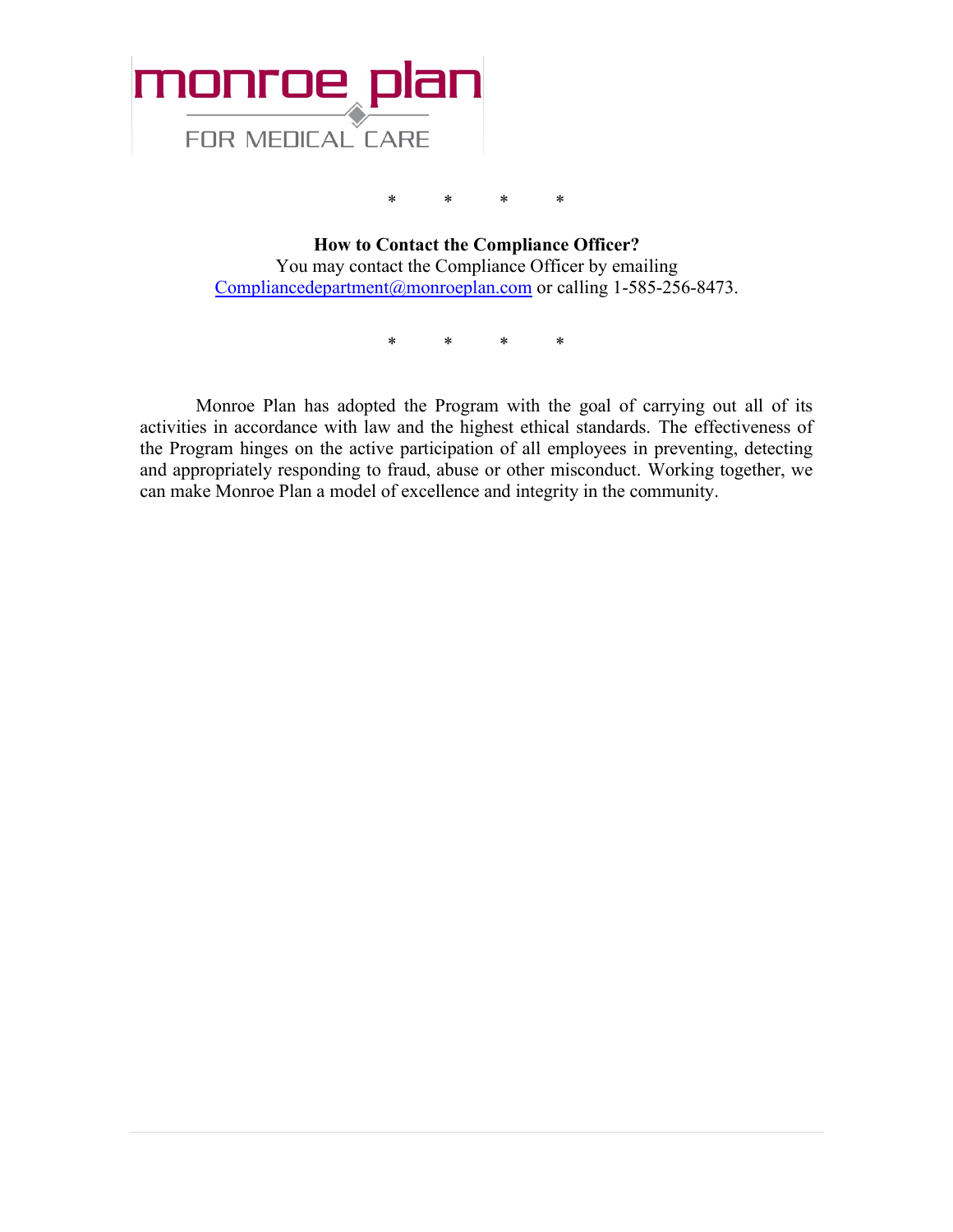\* \* \* \*

**How to Contact the Compliance Officer?**

You may contact the Compliance Officer by emailing Compliancedepartment@monroeplan.com or calling 1-585-256-8473.

\* \* \* \*

Monroe Plan has adopted the Program with the goal of carrying out all of its activities in accordance with law and the highest ethical standards. The effectiveness of the Program hinges on the active participation of all employees in preventing, detecting and appropriately responding to fraud, abuse or other misconduct. Working together, we can make Monroe Plan a model of excellence and integrity in the community.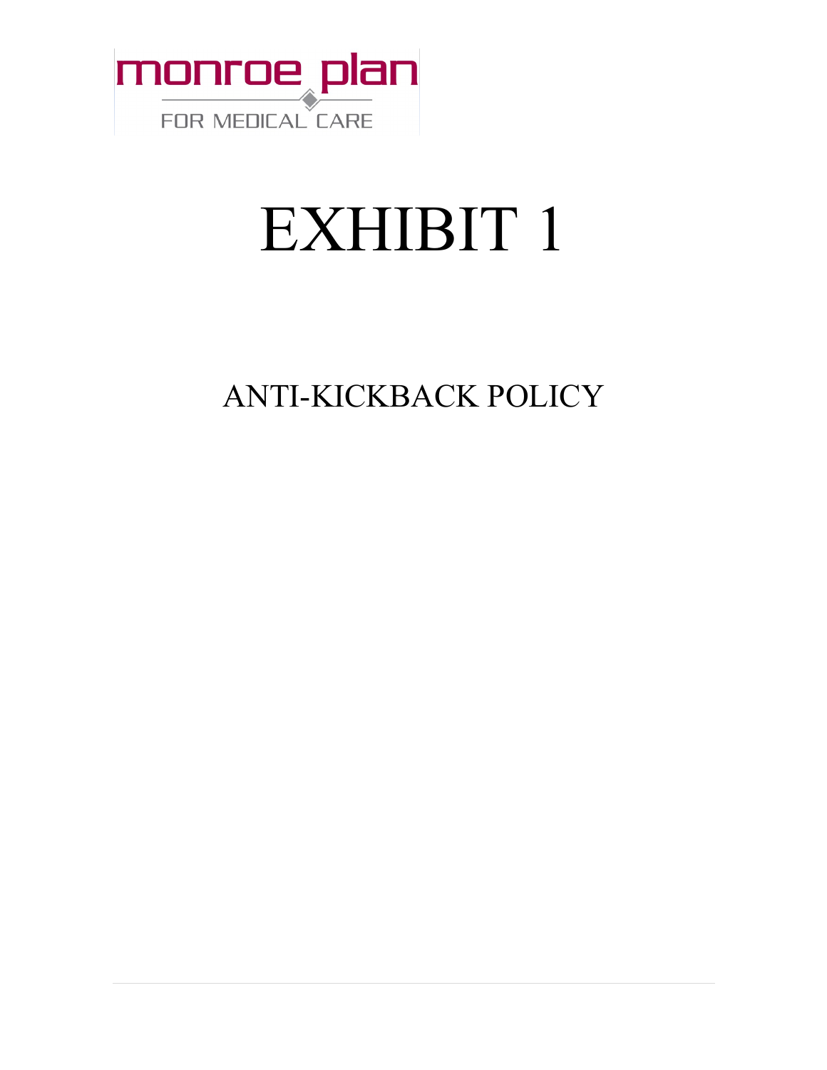monroe plan

FOR MEDICAL CARE

# EXHIBIT 1

## ANTI-KICKBACK POLICY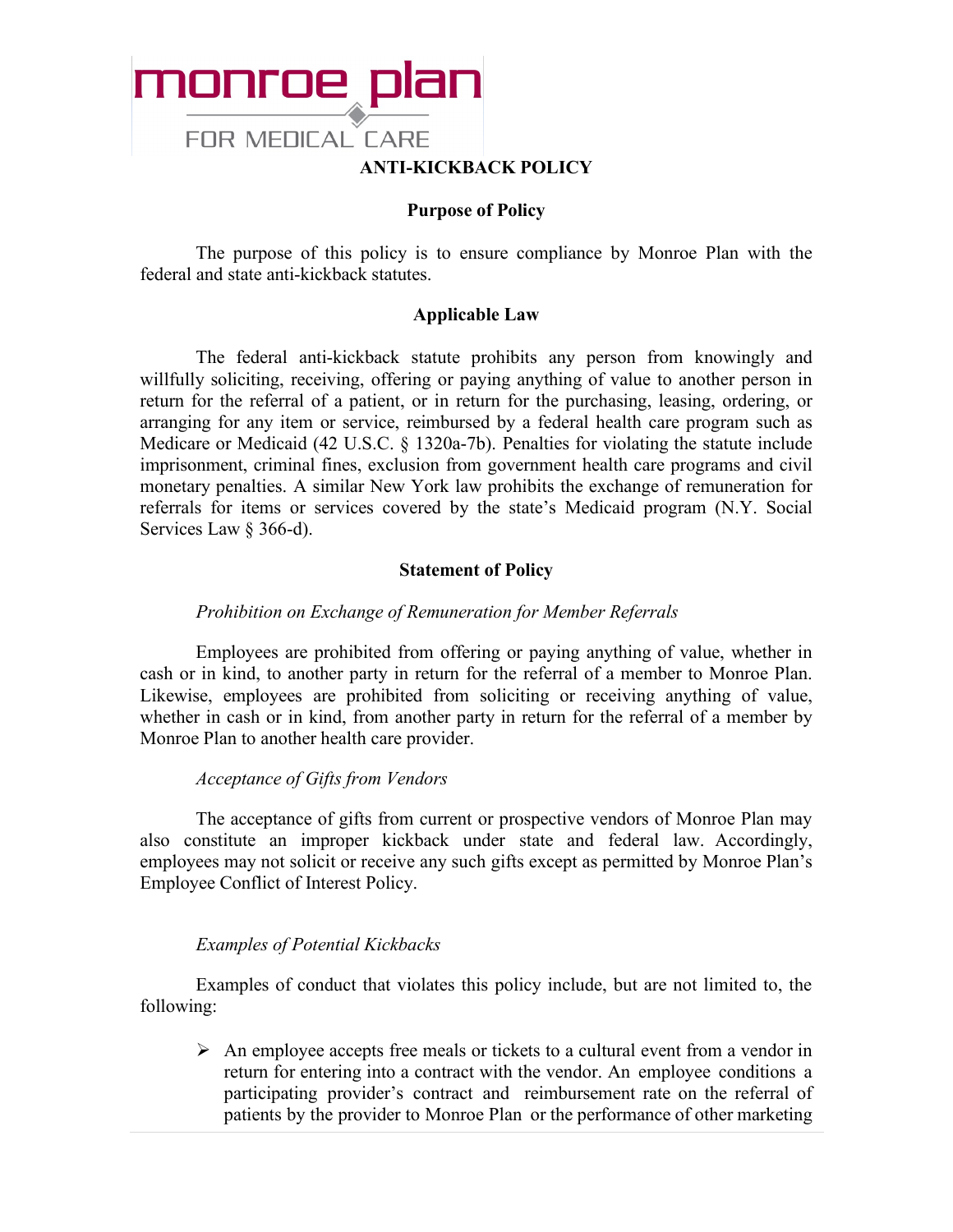monroe plan

FOR MEDICAL CARE

# ANTI-KICKBACK POLICY

## Purpose of Policy

The purpose of this policy is to ensure compliance by Monroe Plan with the federal and state anti-kickback statutes.

## Applicable Law

The federal anti-kickback statute prohibits any person from knowingly and willfully soliciting, receiving, offering or paying anything of value to another person in return for the referral of a patient, or in return for the purchasing, leasing, ordering, or arranging for any item or service, reimbursed by a federal health care program such as Medicare or Medicaid (42 U.S.C. § 1320a-7b). Penalties for violating the statute include imprisonment, criminal fines, exclusion from government health care programs and civil monetary penalties. A similar New York law prohibits the exchange of remuneration for referrals for items or services covered by the state's Medicaid program (N.Y. Social Services Law § 366-d).

## Statement of Policy

*Prohibition on Exchange of Remuneration for Member Referrals*

Employees are prohibited from offering or paying anything of value, whether in cash or in kind, to another party in return for the referral of a member to Monroe Plan. Likewise, employees are prohibited from soliciting or receiving anything of value, whether in cash or in kind, from another party in return for the referral of a member by Monroe Plan to another health care provider.

*Acceptance of Gifts from Vendors*

The acceptance of gifts from current or prospective vendors of Monroe Plan may also constitute an improper kickback under state and federal law. Accordingly, employees may not solicit or receive any such gifts except as permitted by Monroe Plan's Employee Conflict of Interest Policy.

*Examples of Potential Kickbacks*

Examples of conduct that violates this policy include, but are not limited to, the following:

- An employee accepts free meals or tickets to a cultural event from a vendor in return for entering into a contract with the vendor. An employee conditions a participating provider's contract and reimbursement rate on the referral of patients by the provider to Monroe Plan or the performance of other marketing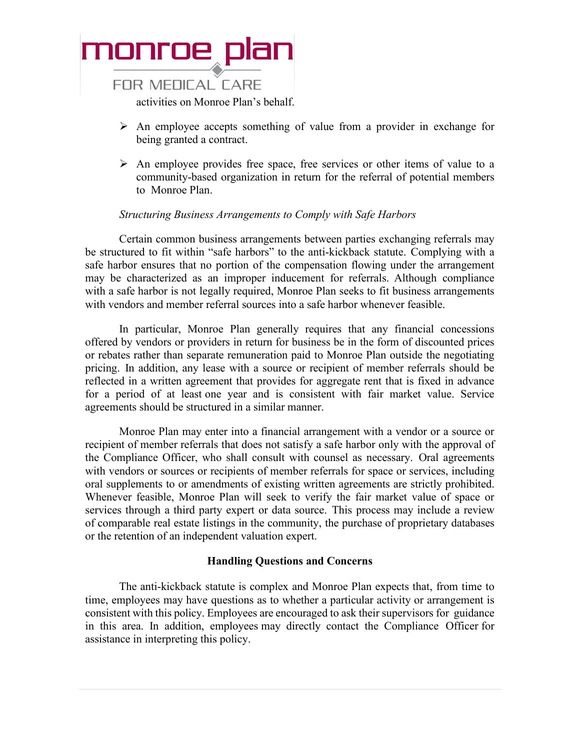activities on Monroe Plan's behalf.

- An employee accepts something of value from a provider in exchange for being granted a contract.
- An employee provides free space, free services or other items of value to a community-based organization in return for the referral of potential members to Monroe Plan.

*Structuring Business Arrangements to Comply with Safe Harbors*

Certain common business arrangements between parties exchanging referrals may be structured to fit within "safe harbors" to the anti-kickback statute. Complying with a safe harbor ensures that no portion of the compensation flowing under the arrangement may be characterized as an improper inducement for referrals. Although compliance with a safe harbor is not legally required, Monroe Plan seeks to fit business arrangements with vendors and member referral sources into a safe harbor whenever feasible.

In particular, Monroe Plan generally requires that any financial concessions offered by vendors or providers in return for business be in the form of discounted prices or rebates rather than separate remuneration paid to Monroe Plan outside the negotiating pricing. In addition, any lease with a source or recipient of member referrals should be reflected in a written agreement that provides for aggregate rent that is fixed in advance for a period of at least one year and is consistent with fair market value. Service agreements should be structured in a similar manner.

Monroe Plan may enter into a financial arrangement with a vendor or a source or recipient of member referrals that does not satisfy a safe harbor only with the approval of the Compliance Officer, who shall consult with counsel as necessary. Oral agreements with vendors or sources or recipients of member referrals for space or services, including oral supplements to or amendments of existing written agreements are strictly prohibited. Whenever feasible, Monroe Plan will seek to verify the fair market value of space or services through a third party expert or data source. This process may include a review of comparable real estate listings in the community, the purchase of proprietary databases or the retention of an independent valuation expert.

**Handling Questions and Concerns**

The anti-kickback statute is complex and Monroe Plan expects that, from time to time, employees may have questions as to whether a particular activity or arrangement is consistent with this policy. Employees are encouraged to ask their supervisors for guidance in this area. In addition, employees may directly contact the Compliance Officer for assistance in interpreting this policy.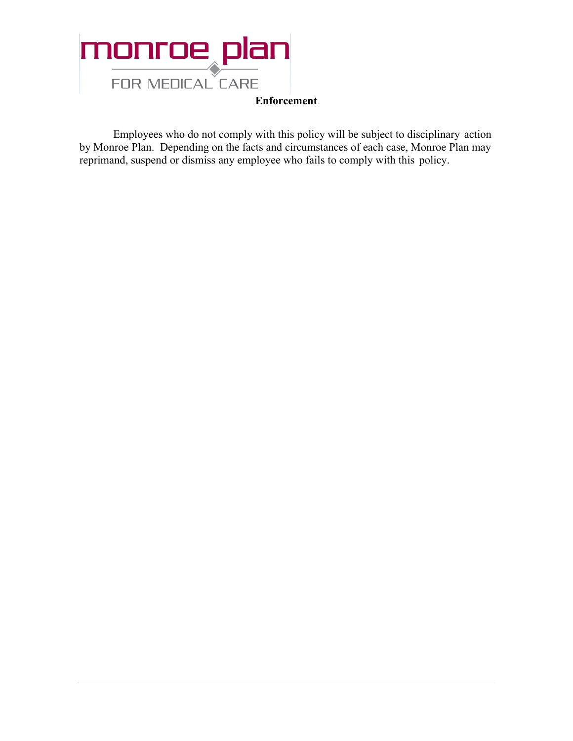**Enforcement**

Employees who do not comply with this policy will be subject to disciplinary action by Monroe Plan. Depending on the facts and circumstances of each case, Monroe Plan may reprimand, suspend or dismiss any employee who fails to comply with this policy.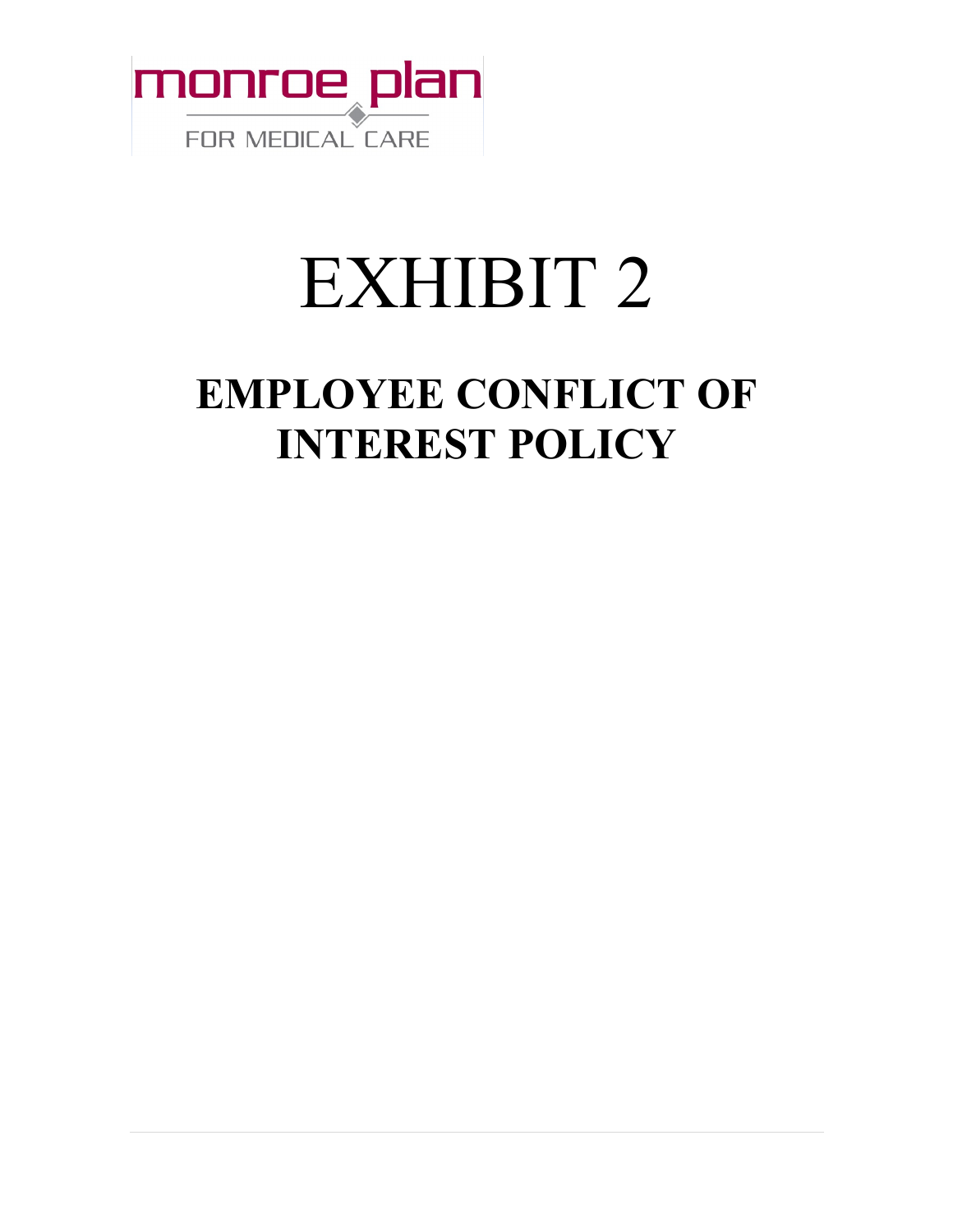monroe plan

FOR MEDICAL CARE

# EXHIBIT 2

## EMPLOYEE CONFLICT OF INTEREST POLICY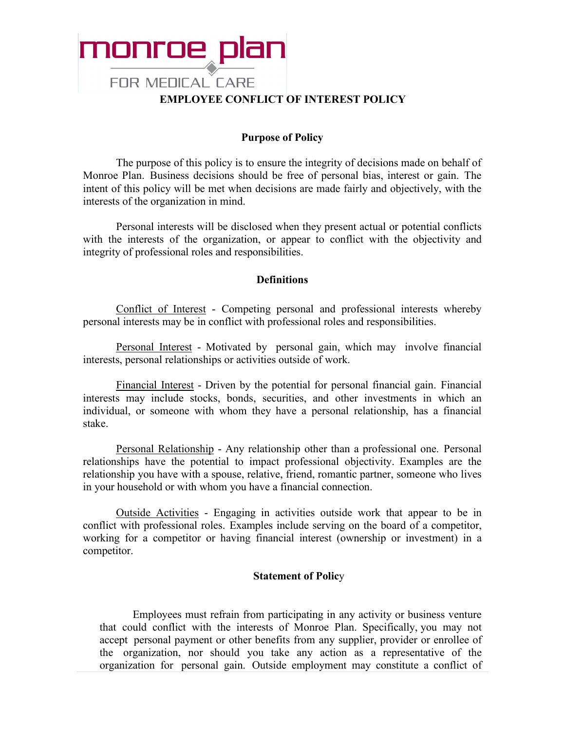monroe plan

FOR MEDICAL CARE

# EMPLOYEE CONFLICT OF INTEREST POLICY

## Purpose of Policy

The purpose of this policy is to ensure the integrity of decisions made on behalf of Monroe Plan. Business decisions should be free of personal bias, interest or gain. The intent of this policy will be met when decisions are made fairly and objectively, with the interests of the organization in mind.

Personal interests will be disclosed when they present actual or potential conflicts with the interests of the organization, or appear to conflict with the objectivity and integrity of professional roles and responsibilities.

## Definitions

Conflict of Interest - Competing personal and professional interests whereby personal interests may be in conflict with professional roles and responsibilities.

Personal Interest - Motivated by personal gain, which may involve financial interests, personal relationships or activities outside of work.

Financial Interest - Driven by the potential for personal financial gain. Financial interests may include stocks, bonds, securities, and other investments in which an individual, or someone with whom they have a personal relationship, has a financial stake.

Personal Relationship - Any relationship other than a professional one. Personal relationships have the potential to impact professional objectivity. Examples are the relationship you have with a spouse, relative, friend, romantic partner, someone who lives in your household or with whom you have a financial connection.

Outside Activities - Engaging in activities outside work that appear to be in conflict with professional roles. Examples include serving on the board of a competitor, working for a competitor or having financial interest (ownership or investment) in a competitor.

## Statement of Policy

Employees must refrain from participating in any activity or business venture that could conflict with the interests of Monroe Plan. Specifically, you may not accept personal payment or other benefits from any supplier, provider or enrollee of the organization, nor should you take any action as a representative of the organization for personal gain. Outside employment may constitute a conflict of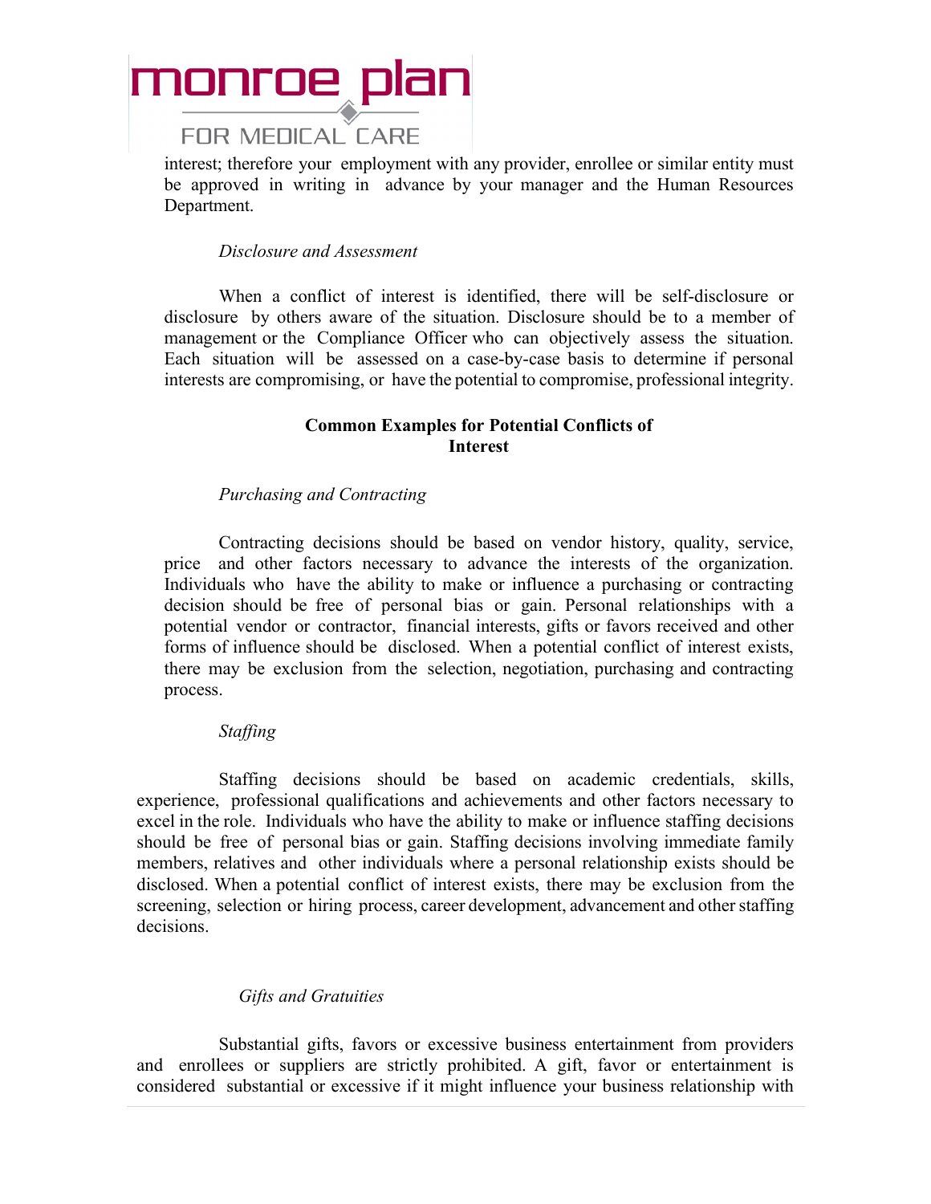interest; therefore your employment with any provider, enrollee or similar entity must be approved in writing in advance by your manager and the Human Resources Department.

*Disclosure and Assessment*

When a conflict of interest is identified, there will be self-disclosure or disclosure by others aware of the situation. Disclosure should be to a member of management or the Compliance Officer who can objectively assess the situation. Each situation will be assessed on a case-by-case basis to determine if personal interests are compromising, or have the potential to compromise, professional integrity.

**Common Examples for Potential Conflicts of Interest**

*Purchasing and Contracting*

Contracting decisions should be based on vendor history, quality, service, price and other factors necessary to advance the interests of the organization. Individuals who have the ability to make or influence a purchasing or contracting decision should be free of personal bias or gain. Personal relationships with a potential vendor or contractor, financial interests, gifts or favors received and other forms of influence should be disclosed. When a potential conflict of interest exists, there may be exclusion from the selection, negotiation, purchasing and contracting process.

*Staffing*

Staffing decisions should be based on academic credentials, skills, experience, professional qualifications and achievements and other factors necessary to excel in the role. Individuals who have the ability to make or influence staffing decisions should be free of personal bias or gain. Staffing decisions involving immediate family members, relatives and other individuals where a personal relationship exists should be disclosed. When a potential conflict of interest exists, there may be exclusion from the screening, selection or hiring process, career development, advancement and other staffing decisions.

*Gifts and Gratuities*

Substantial gifts, favors or excessive business entertainment from providers and enrollees or suppliers are strictly prohibited. A gift, favor or entertainment is considered substantial or excessive if it might influence your business relationship with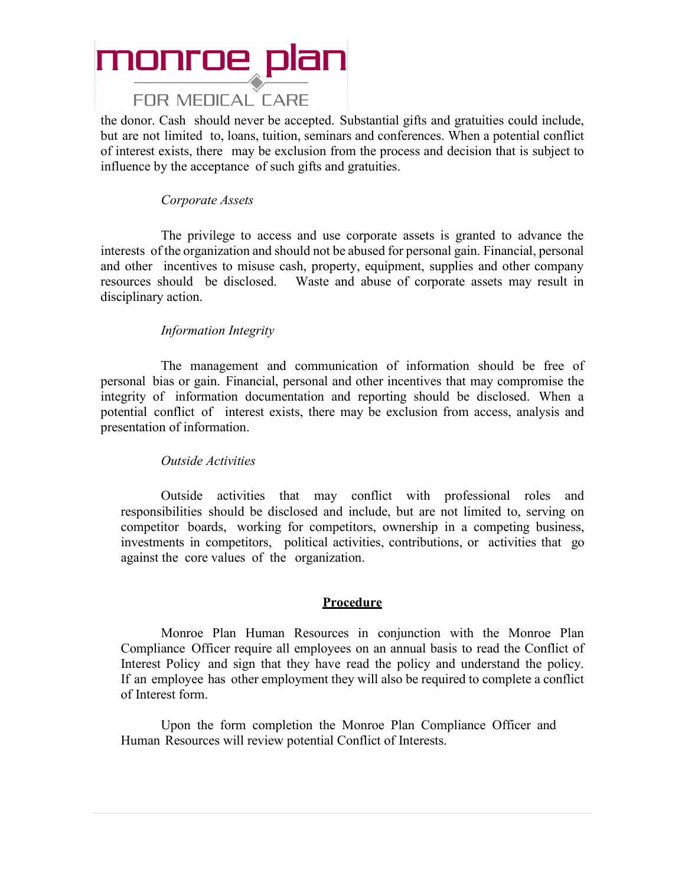the donor. Cash should never be accepted. Substantial gifts and gratuities could include, but are not limited to, loans, tuition, seminars and conferences. When a potential conflict of interest exists, there may be exclusion from the process and decision that is subject to influence by the acceptance of such gifts and gratuities.

*Corporate Assets*

The privilege to access and use corporate assets is granted to advance the interests of the organization and should not be abused for personal gain. Financial, personal and other incentives to misuse cash, property, equipment, supplies and other company resources should be disclosed. Waste and abuse of corporate assets may result in disciplinary action.

*Information Integrity*

The management and communication of information should be free of personal bias or gain. Financial, personal and other incentives that may compromise the integrity of information documentation and reporting should be disclosed. When a potential conflict of interest exists, there may be exclusion from access, analysis and presentation of information.

*Outside Activities*

Outside activities that may conflict with professional roles and responsibilities should be disclosed and include, but are not limited to, serving on competitor boards, working for competitors, ownership in a competing business, investments in competitors, political activities, contributions, or activities that go against the core values of the organization.

## **Procedure**

Monroe Plan Human Resources in conjunction with the Monroe Plan Compliance Officer require all employees on an annual basis to read the Conflict of Interest Policy and sign that they have read the policy and understand the policy. If an employee has other employment they will also be required to complete a conflict of Interest form.

Upon the form completion the Monroe Plan Compliance Officer and Human Resources will review potential Conflict of Interests.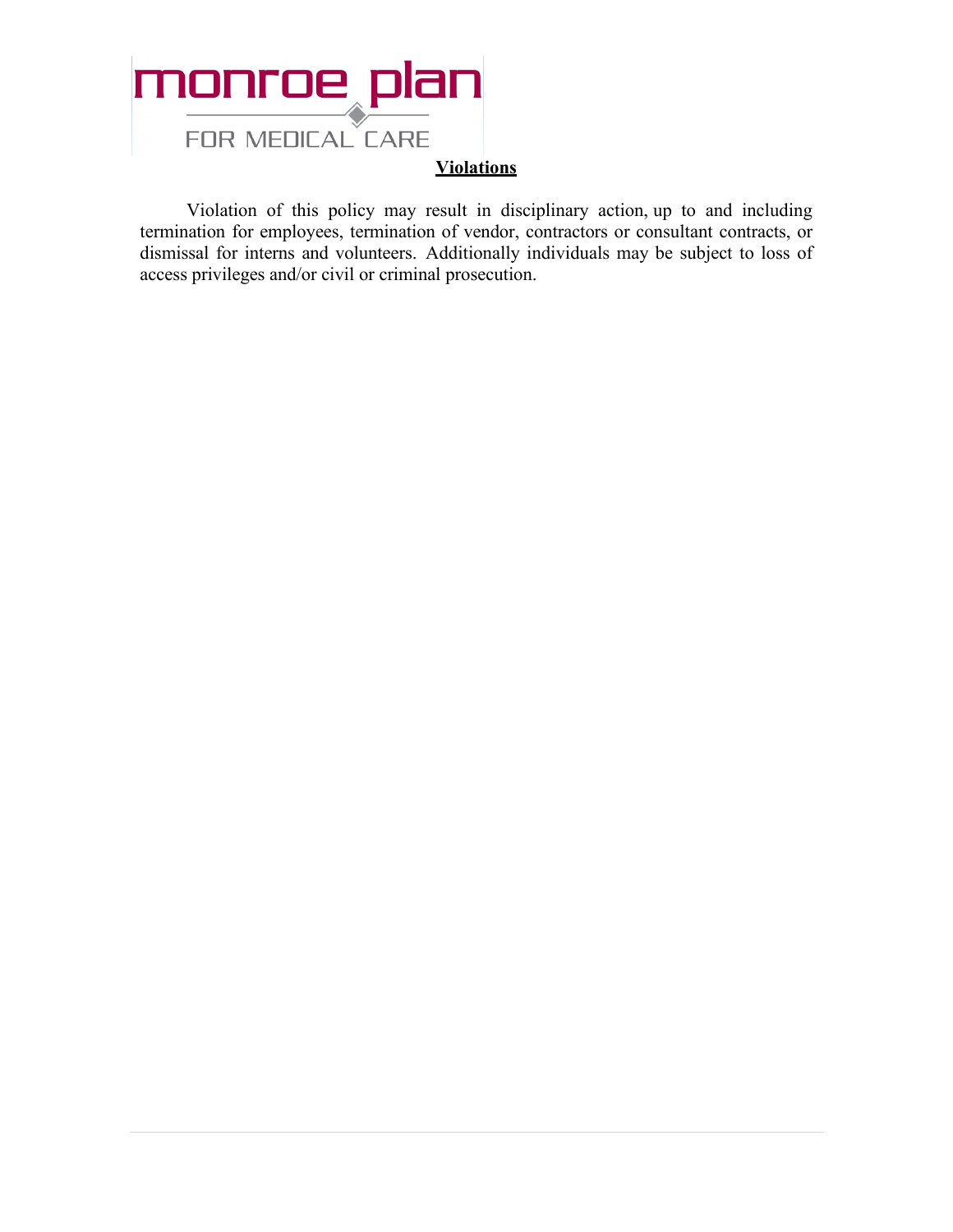## Violations

Violation of this policy may result in disciplinary action, up to and including termination for employees, termination of vendor, contractors or consultant contracts, or dismissal for interns and volunteers. Additionally individuals may be subject to loss of access privileges and/or civil or criminal prosecution.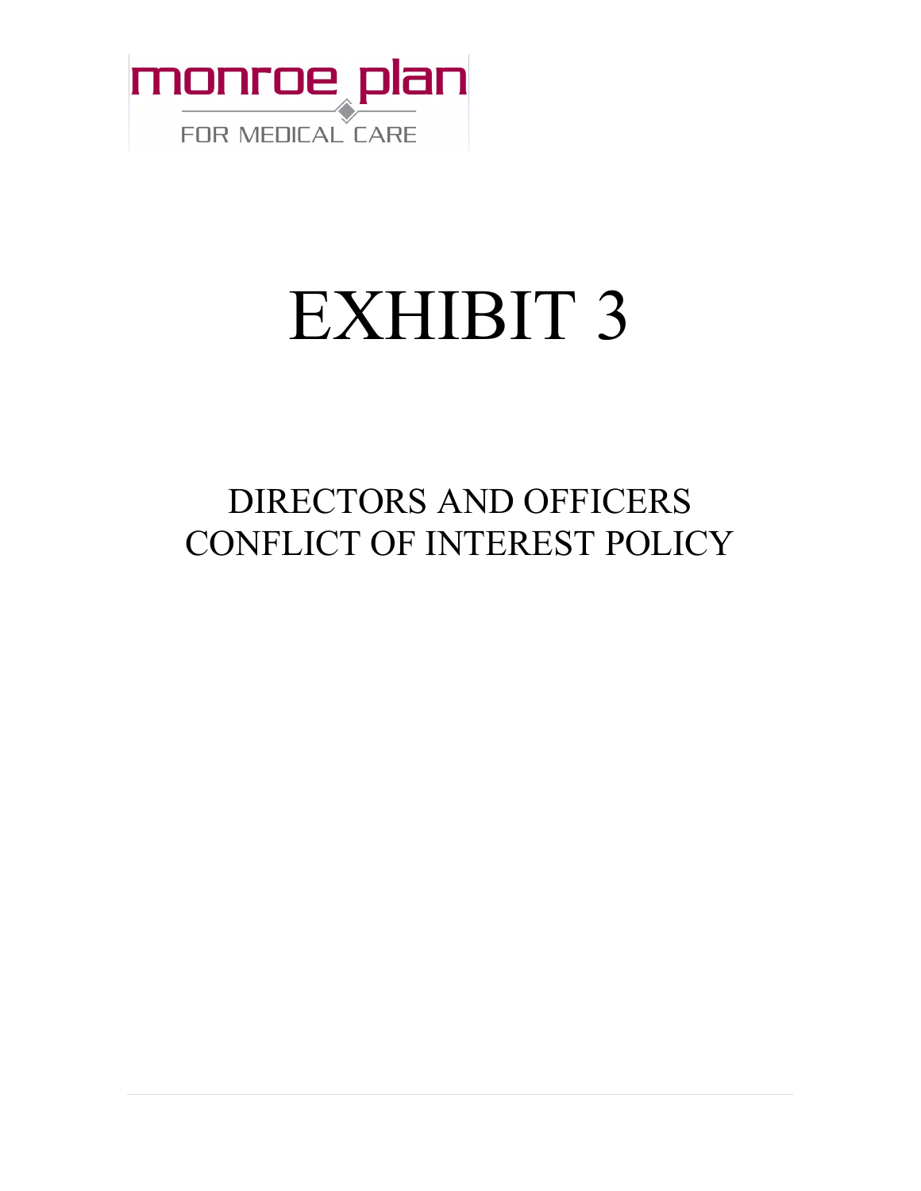monroe plan

FOR MEDICAL CARE

# EXHIBIT 3

## DIRECTORS AND OFFICERS CONFLICT OF INTEREST POLICY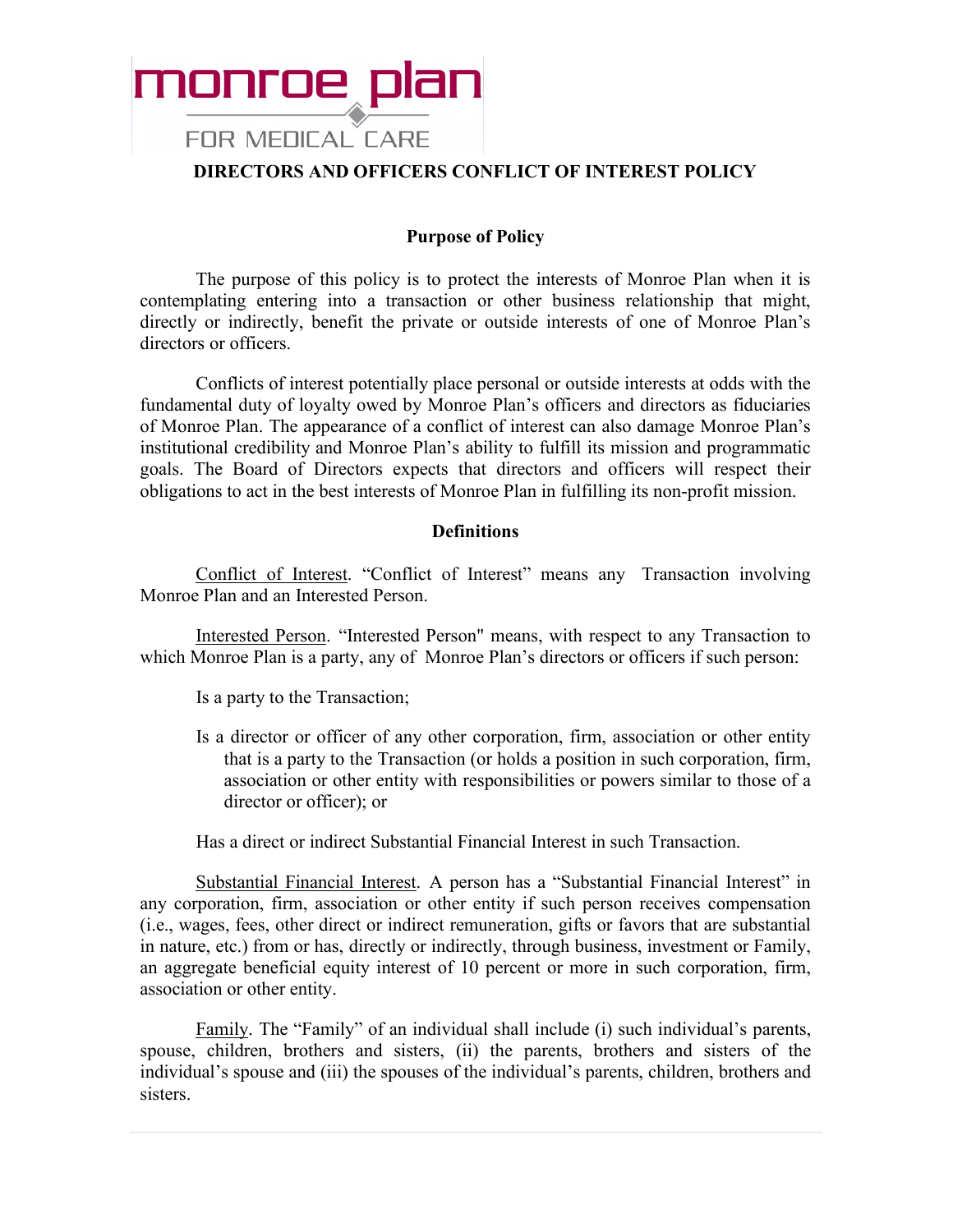monroe plan

FOR MEDICAL CARE

# DIRECTORS AND OFFICERS CONFLICT OF INTEREST POLICY

## Purpose of Policy

The purpose of this policy is to protect the interests of Monroe Plan when it is contemplating entering into a transaction or other business relationship that might, directly or indirectly, benefit the private or outside interests of one of Monroe Plan's directors or officers.

Conflicts of interest potentially place personal or outside interests at odds with the fundamental duty of loyalty owed by Monroe Plan's officers and directors as fiduciaries of Monroe Plan. The appearance of a conflict of interest can also damage Monroe Plan's institutional credibility and Monroe Plan's ability to fulfill its mission and programmatic goals. The Board of Directors expects that directors and officers will respect their obligations to act in the best interests of Monroe Plan in fulfilling its non-profit mission.

## Definitions

Conflict of Interest. "Conflict of Interest" means any Transaction involving Monroe Plan and an Interested Person.

Interested Person. "Interested Person" means, with respect to any Transaction to which Monroe Plan is a party, any of Monroe Plan's directors or officers if such person:

Is a party to the Transaction;

Is a director or officer of any other corporation, firm, association or other entity that is a party to the Transaction (or holds a position in such corporation, firm, association or other entity with responsibilities or powers similar to those of a director or officer); or

Has a direct or indirect Substantial Financial Interest in such Transaction.

Substantial Financial Interest. A person has a "Substantial Financial Interest" in any corporation, firm, association or other entity if such person receives compensation (i.e., wages, fees, other direct or indirect remuneration, gifts or favors that are substantial in nature, etc.) from or has, directly or indirectly, through business, investment or Family, an aggregate beneficial equity interest of 10 percent or more in such corporation, firm, association or other entity.

Family. The "Family" of an individual shall include (i) such individual's parents, spouse, children, brothers and sisters, (ii) the parents, brothers and sisters of the individual's spouse and (iii) the spouses of the individual's parents, children, brothers and sisters.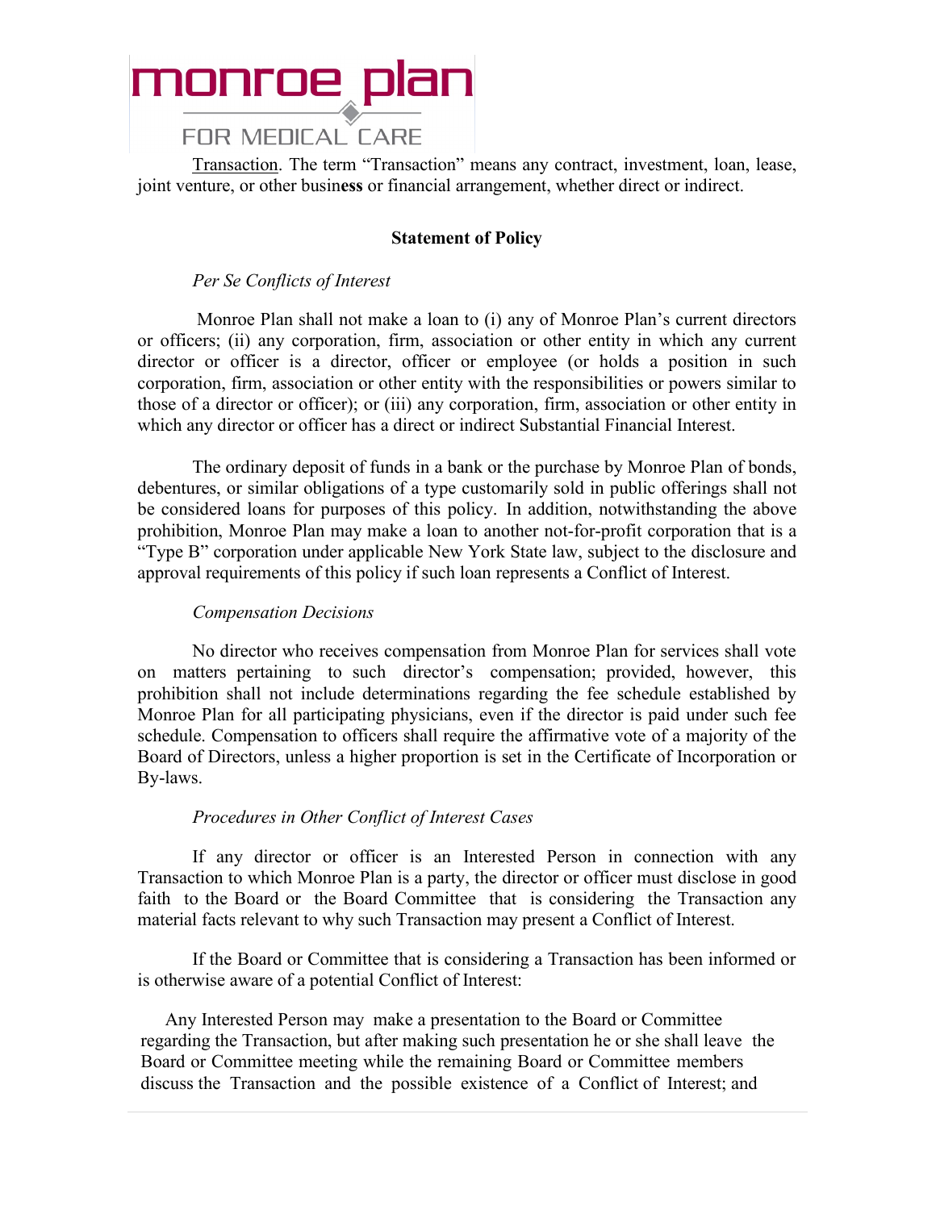Transaction. The term "Transaction" means any contract, investment, loan, lease, joint venture, or other business or financial arrangement, whether direct or indirect.

**Statement of Policy**

*Per Se Conflicts of Interest*

Monroe Plan shall not make a loan to (i) any of Monroe Plan's current directors or officers; (ii) any corporation, firm, association or other entity in which any current director or officer is a director, officer or employee (or holds a position in such corporation, firm, association or other entity with the responsibilities or powers similar to those of a director or officer); or (iii) any corporation, firm, association or other entity in which any director or officer has a direct or indirect Substantial Financial Interest.

The ordinary deposit of funds in a bank or the purchase by Monroe Plan of bonds, debentures, or similar obligations of a type customarily sold in public offerings shall not be considered loans for purposes of this policy. In addition, notwithstanding the above prohibition, Monroe Plan may make a loan to another not-for-profit corporation that is a "Type B" corporation under applicable New York State law, subject to the disclosure and approval requirements of this policy if such loan represents a Conflict of Interest.

*Compensation Decisions*

No director who receives compensation from Monroe Plan for services shall vote on matters pertaining to such director's compensation; provided, however, this prohibition shall not include determinations regarding the fee schedule established by Monroe Plan for all participating physicians, even if the director is paid under such fee schedule. Compensation to officers shall require the affirmative vote of a majority of the Board of Directors, unless a higher proportion is set in the Certificate of Incorporation or By-laws.

*Procedures in Other Conflict of Interest Cases*

If any director or officer is an Interested Person in connection with any Transaction to which Monroe Plan is a party, the director or officer must disclose in good faith to the Board or the Board Committee that is considering the Transaction any material facts relevant to why such Transaction may present a Conflict of Interest.

If the Board or Committee that is considering a Transaction has been informed or is otherwise aware of a potential Conflict of Interest:

Any Interested Person may make a presentation to the Board or Committee regarding the Transaction, but after making such presentation he or she shall leave the Board or Committee meeting while the remaining Board or Committee members discuss the Transaction and the possible existence of a Conflict of Interest; and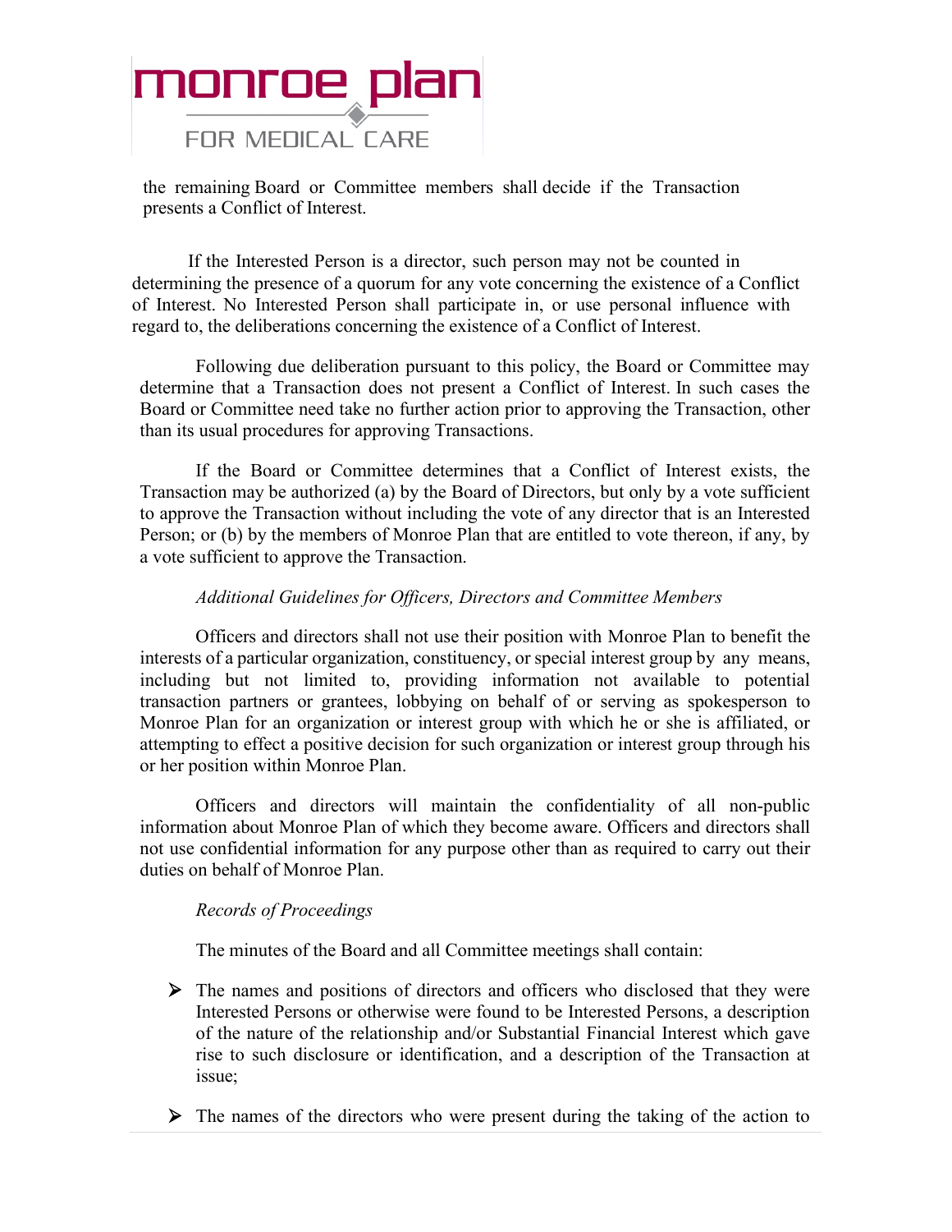the remaining Board or Committee members shall decide if the Transaction presents a Conflict of Interest.

If the Interested Person is a director, such person may not be counted in determining the presence of a quorum for any vote concerning the existence of a Conflict of Interest. No Interested Person shall participate in, or use personal influence with regard to, the deliberations concerning the existence of a Conflict of Interest.

Following due deliberation pursuant to this policy, the Board or Committee may determine that a Transaction does not present a Conflict of Interest. In such cases the Board or Committee need take no further action prior to approving the Transaction, other than its usual procedures for approving Transactions.

If the Board or Committee determines that a Conflict of Interest exists, the Transaction may be authorized (a) by the Board of Directors, but only by a vote sufficient to approve the Transaction without including the vote of any director that is an Interested Person; or (b) by the members of Monroe Plan that are entitled to vote thereon, if any, by a vote sufficient to approve the Transaction.

*Additional Guidelines for Officers, Directors and Committee Members*

Officers and directors shall not use their position with Monroe Plan to benefit the interests of a particular organization, constituency, or special interest group by any means, including but not limited to, providing information not available to potential transaction partners or grantees, lobbying on behalf of or serving as spokesperson to Monroe Plan for an organization or interest group with which he or she is affiliated, or attempting to effect a positive decision for such organization or interest group through his or her position within Monroe Plan.

Officers and directors will maintain the confidentiality of all non-public information about Monroe Plan of which they become aware. Officers and directors shall not use confidential information for any purpose other than as required to carry out their duties on behalf of Monroe Plan.

*Records of Proceedings*

The minutes of the Board and all Committee meetings shall contain:

- The names and positions of directors and officers who disclosed that they were Interested Persons or otherwise were found to be Interested Persons, a description of the nature of the relationship and/or Substantial Financial Interest which gave rise to such disclosure or identification, and a description of the Transaction at issue;
- The names of the directors who were present during the taking of the action to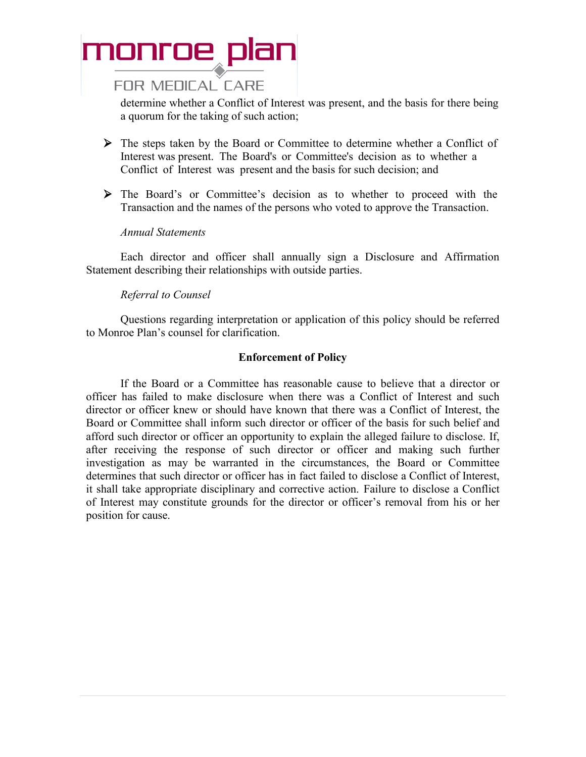determine whether a Conflict of Interest was present, and the basis for there being a quorum for the taking of such action;

- The steps taken by the Board or Committee to determine whether a Conflict of Interest was present. The Board's or Committee's decision as to whether a Conflict of Interest was present and the basis for such decision; and
- The Board's or Committee's decision as to whether to proceed with the Transaction and the names of the persons who voted to approve the Transaction.

*Annual Statements*

Each director and officer shall annually sign a Disclosure and Affirmation Statement describing their relationships with outside parties.

*Referral to Counsel*

Questions regarding interpretation or application of this policy should be referred to Monroe Plan's counsel for clarification.

**Enforcement of Policy**

If the Board or a Committee has reasonable cause to believe that a director or officer has failed to make disclosure when there was a Conflict of Interest and such director or officer knew or should have known that there was a Conflict of Interest, the Board or Committee shall inform such director or officer of the basis for such belief and afford such director or officer an opportunity to explain the alleged failure to disclose. If, after receiving the response of such director or officer and making such further investigation as may be warranted in the circumstances, the Board or Committee determines that such director or officer has in fact failed to disclose a Conflict of Interest, it shall take appropriate disciplinary and corrective action. Failure to disclose a Conflict of Interest may constitute grounds for the director or officer's removal from his or her position for cause.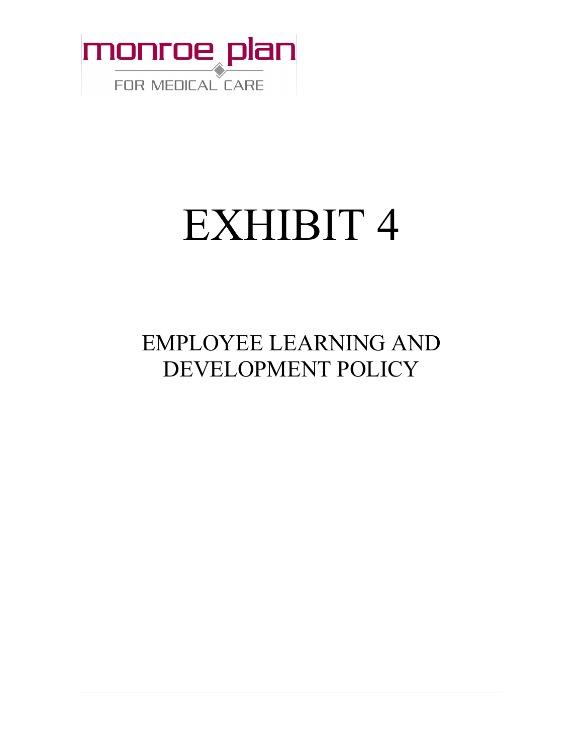monroe plan

FOR MEDICAL CARE

# EXHIBIT 4

## EMPLOYEE LEARNING AND DEVELOPMENT POLICY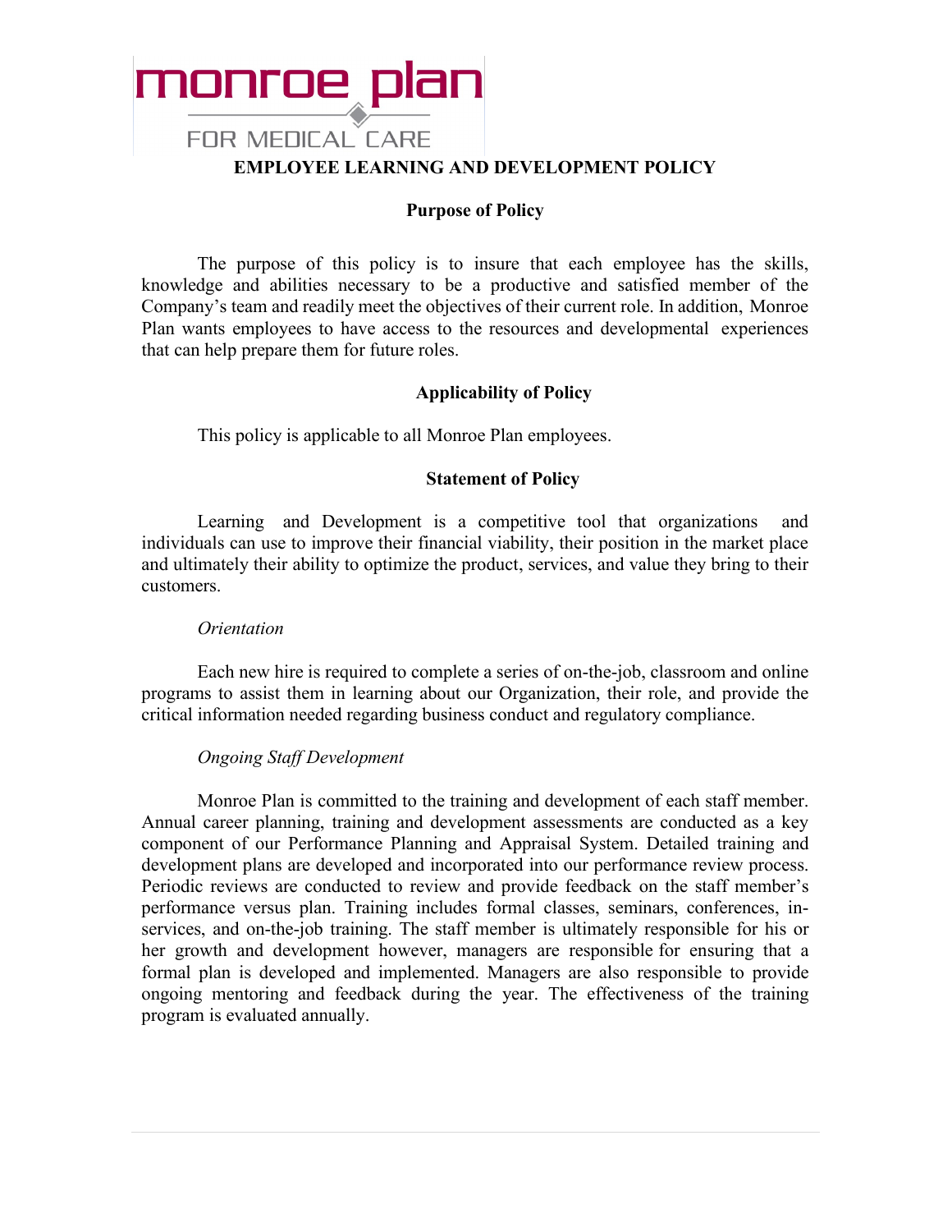monroe plan

FOR MEDICAL CARE

# EMPLOYEE LEARNING AND DEVELOPMENT POLICY

## Purpose of Policy

The purpose of this policy is to insure that each employee has the skills, knowledge and abilities necessary to be a productive and satisfied member of the Company's team and readily meet the objectives of their current role. In addition, Monroe Plan wants employees to have access to the resources and developmental experiences that can help prepare them for future roles.

## Applicability of Policy

This policy is applicable to all Monroe Plan employees.

## Statement of Policy

Learning and Development is a competitive tool that organizations and individuals can use to improve their financial viability, their position in the market place and ultimately their ability to optimize the product, services, and value they bring to their customers.

*Orientation*

Each new hire is required to complete a series of on-the-job, classroom and online programs to assist them in learning about our Organization, their role, and provide the critical information needed regarding business conduct and regulatory compliance.

*Ongoing Staff Development*

Monroe Plan is committed to the training and development of each staff member. Annual career planning, training and development assessments are conducted as a key component of our Performance Planning and Appraisal System. Detailed training and development plans are developed and incorporated into our performance review process. Periodic reviews are conducted to review and provide feedback on the staff member's performance versus plan. Training includes formal classes, seminars, conferences, in-services, and on-the-job training. The staff member is ultimately responsible for his or her growth and development however, managers are responsible for ensuring that a formal plan is developed and implemented. Managers are also responsible to provide ongoing mentoring and feedback during the year. The effectiveness of the training program is evaluated annually.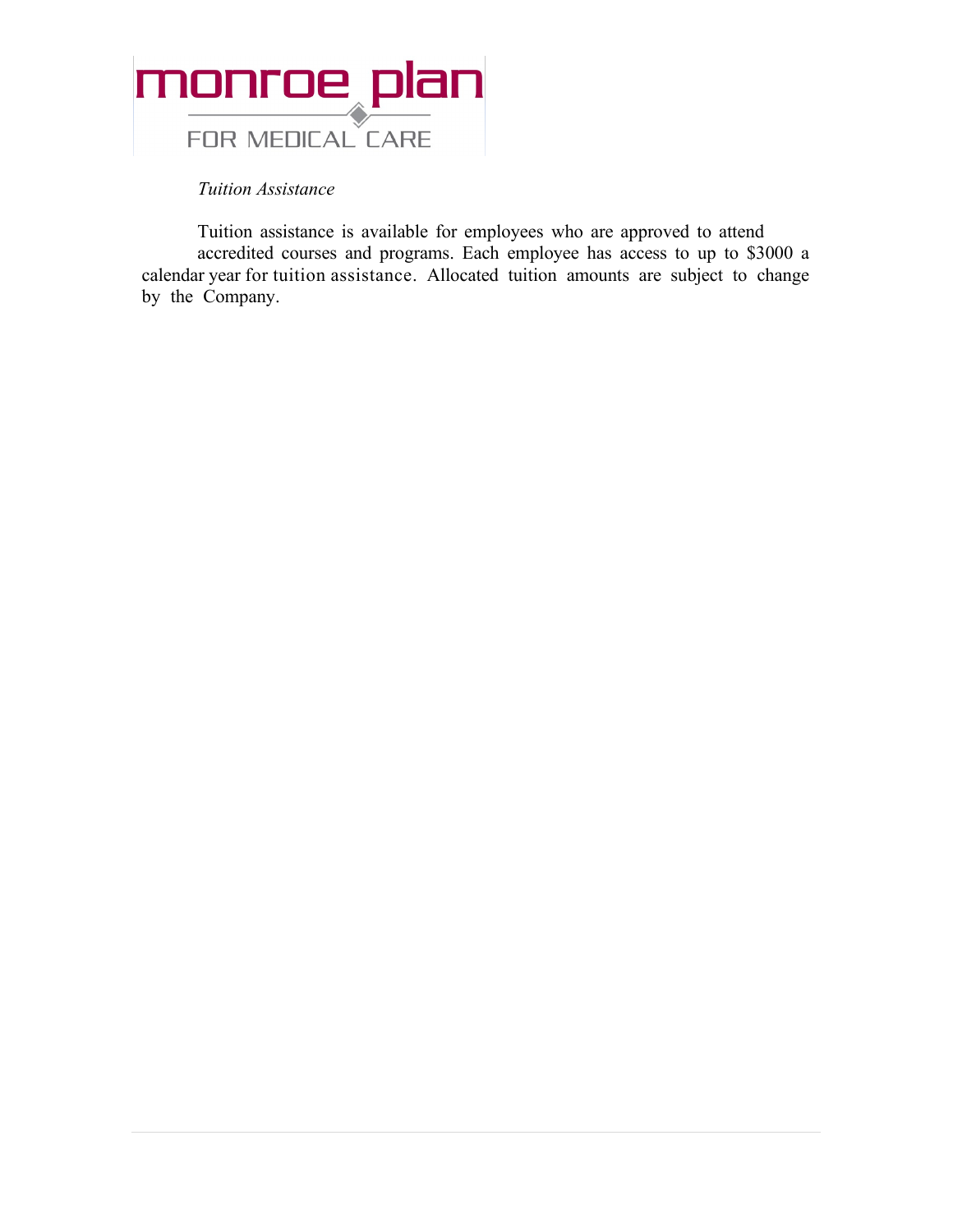*Tuition Assistance*

Tuition assistance is available for employees who are approved to attend accredited courses and programs. Each employee has access to up to $3000 a calendar year for tuition assistance. Allocated tuition amounts are subject to change by the Company.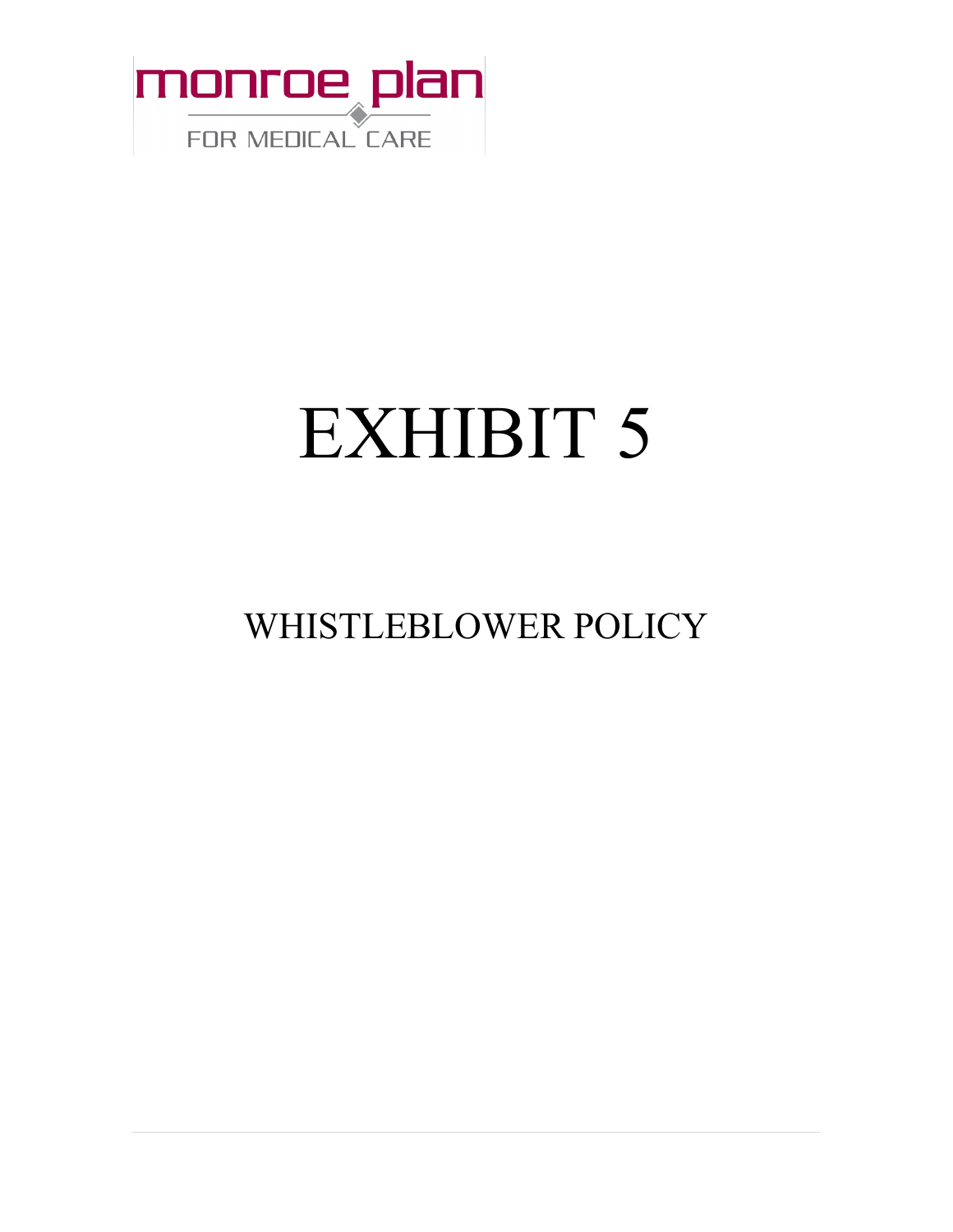monroe plan

FOR MEDICAL CARE

# EXHIBIT 5

## WHISTLEBLOWER POLICY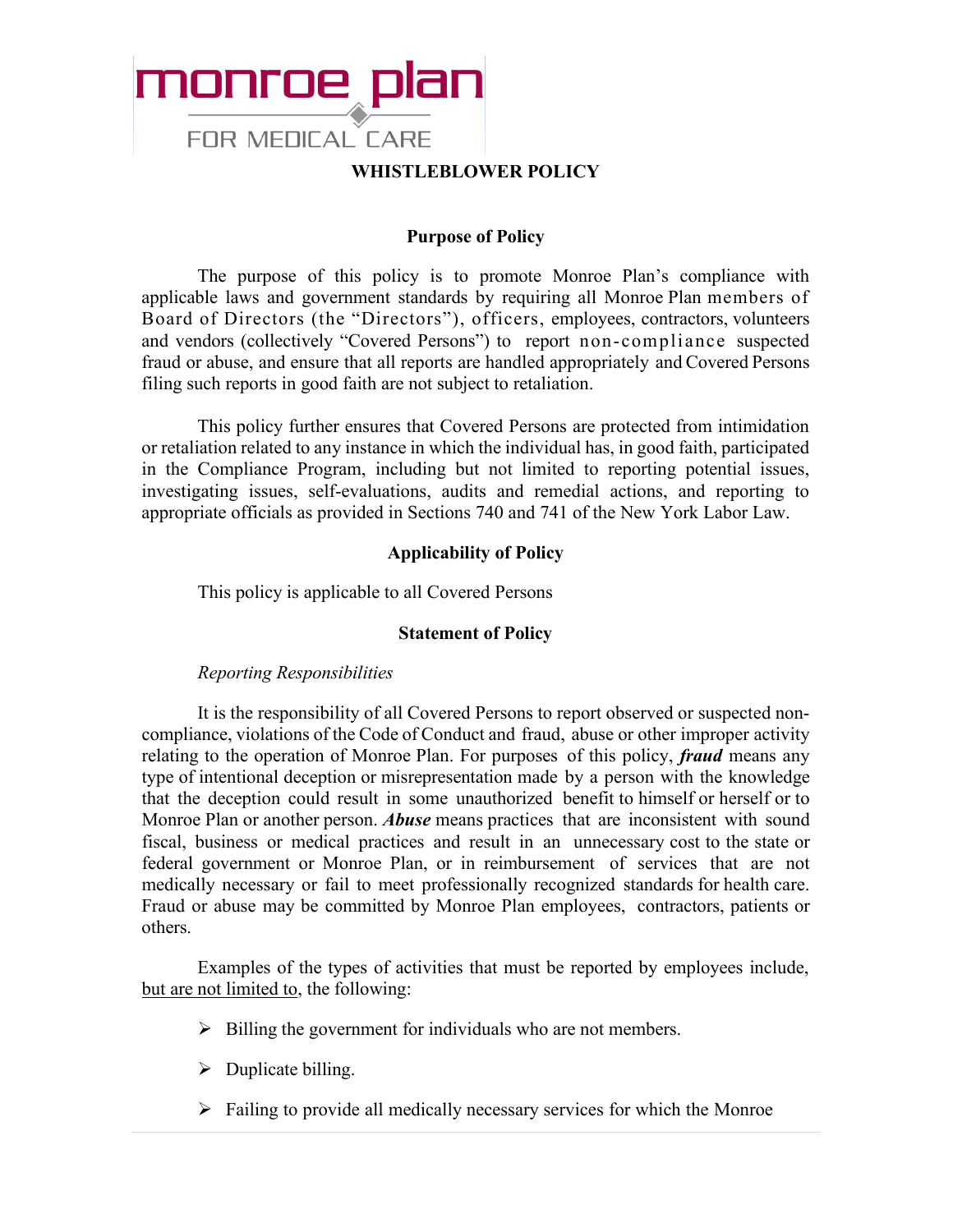monroe plan

FOR MEDICAL CARE

# WHISTLEBLOWER POLICY

## Purpose of Policy

The purpose of this policy is to promote Monroe Plan's compliance with applicable laws and government standards by requiring all Monroe Plan members of Board of Directors (the "Directors"), officers, employees, contractors, volunteers and vendors (collectively "Covered Persons") to report non-compliance suspected fraud or abuse, and ensure that all reports are handled appropriately and Covered Persons filing such reports in good faith are not subject to retaliation.

This policy further ensures that Covered Persons are protected from intimidation or retaliation related to any instance in which the individual has, in good faith, participated in the Compliance Program, including but not limited to reporting potential issues, investigating issues, self-evaluations, audits and remedial actions, and reporting to appropriate officials as provided in Sections 740 and 741 of the New York Labor Law.

## Applicability of Policy

This policy is applicable to all Covered Persons

## Statement of Policy

*Reporting Responsibilities*

It is the responsibility of all Covered Persons to report observed or suspected non-compliance, violations of the Code of Conduct and fraud, abuse or other improper activity relating to the operation of Monroe Plan. For purposes of this policy, ***fraud*** means any type of intentional deception or misrepresentation made by a person with the knowledge that the deception could result in some unauthorized benefit to himself or herself or to Monroe Plan or another person. ***Abuse*** means practices that are inconsistent with sound fiscal, business or medical practices and result in an unnecessary cost to the state or federal government or Monroe Plan, or in reimbursement of services that are not medically necessary or fail to meet professionally recognized standards for health care. Fraud or abuse may be committed by Monroe Plan employees, contractors, patients or others.

Examples of the types of activities that must be reported by employees include, <u>but are not limited to</u>, the following:

- Billing the government for individuals who are not members.
- Duplicate billing.
- Failing to provide all medically necessary services for which the Monroe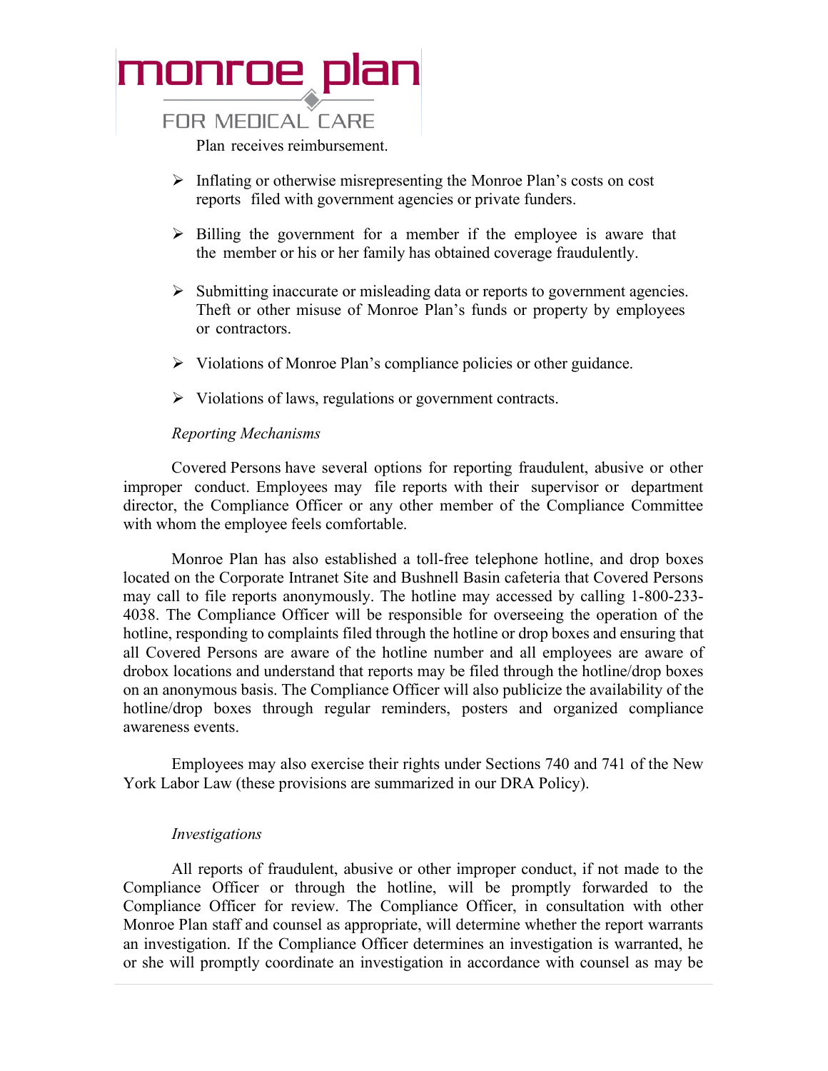Plan receives reimbursement.

- Inflating or otherwise misrepresenting the Monroe Plan's costs on cost reports filed with government agencies or private funders.

- Billing the government for a member if the employee is aware that the member or his or her family has obtained coverage fraudulently.

- Submitting inaccurate or misleading data or reports to government agencies. Theft or other misuse of Monroe Plan's funds or property by employees or contractors.

- Violations of Monroe Plan's compliance policies or other guidance.

- Violations of laws, regulations or government contracts.

*Reporting Mechanisms*

Covered Persons have several options for reporting fraudulent, abusive or other improper conduct. Employees may file reports with their supervisor or department director, the Compliance Officer or any other member of the Compliance Committee with whom the employee feels comfortable.

Monroe Plan has also established a toll-free telephone hotline, and drop boxes located on the Corporate Intranet Site and Bushnell Basin cafeteria that Covered Persons may call to file reports anonymously. The hotline may accessed by calling 1-800-233-4038. The Compliance Officer will be responsible for overseeing the operation of the hotline, responding to complaints filed through the hotline or drop boxes and ensuring that all Covered Persons are aware of the hotline number and all employees are aware of drobox locations and understand that reports may be filed through the hotline/drop boxes on an anonymous basis. The Compliance Officer will also publicize the availability of the hotline/drop boxes through regular reminders, posters and organized compliance awareness events.

Employees may also exercise their rights under Sections 740 and 741 of the New York Labor Law (these provisions are summarized in our DRA Policy).

*Investigations*

All reports of fraudulent, abusive or other improper conduct, if not made to the Compliance Officer or through the hotline, will be promptly forwarded to the Compliance Officer for review. The Compliance Officer, in consultation with other Monroe Plan staff and counsel as appropriate, will determine whether the report warrants an investigation. If the Compliance Officer determines an investigation is warranted, he or she will promptly coordinate an investigation in accordance with counsel as may be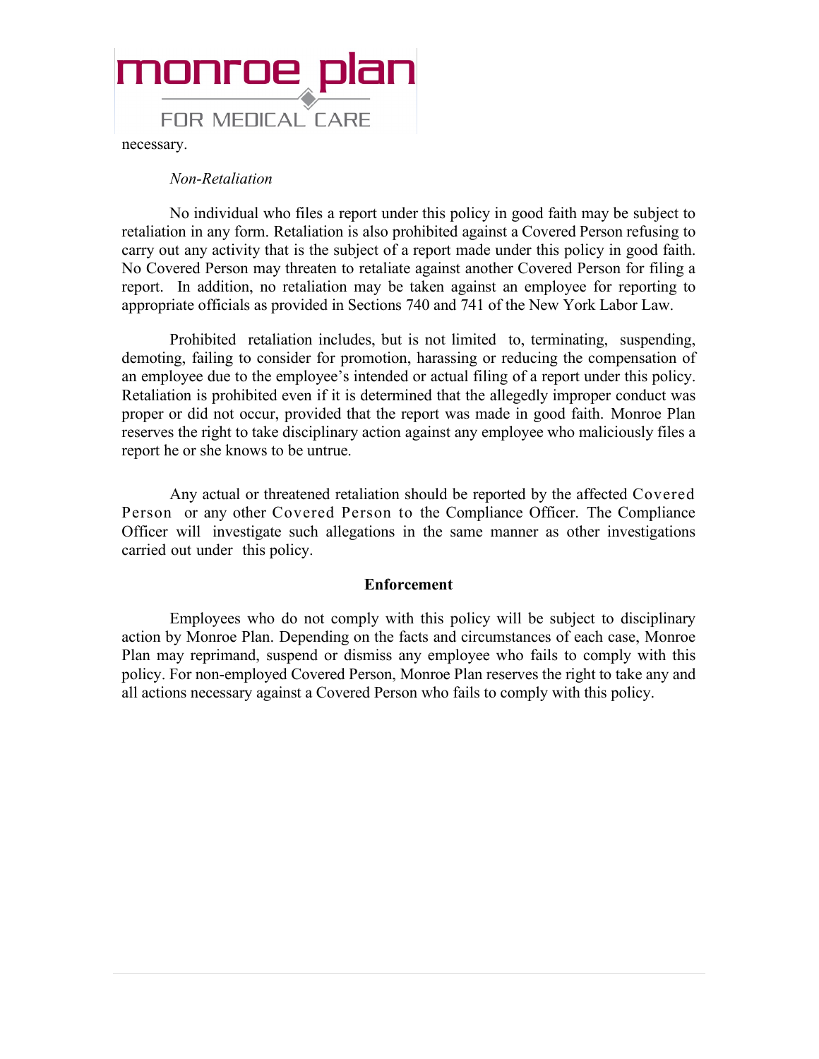necessary.

*Non-Retaliation*

No individual who files a report under this policy in good faith may be subject to retaliation in any form. Retaliation is also prohibited against a Covered Person refusing to carry out any activity that is the subject of a report made under this policy in good faith. No Covered Person may threaten to retaliate against another Covered Person for filing a report. In addition, no retaliation may be taken against an employee for reporting to appropriate officials as provided in Sections 740 and 741 of the New York Labor Law.

Prohibited retaliation includes, but is not limited to, terminating, suspending, demoting, failing to consider for promotion, harassing or reducing the compensation of an employee due to the employee's intended or actual filing of a report under this policy. Retaliation is prohibited even if it is determined that the allegedly improper conduct was proper or did not occur, provided that the report was made in good faith. Monroe Plan reserves the right to take disciplinary action against any employee who maliciously files a report he or she knows to be untrue.

Any actual or threatened retaliation should be reported by the affected Covered Person or any other Covered Person to the Compliance Officer. The Compliance Officer will investigate such allegations in the same manner as other investigations carried out under this policy.

**Enforcement**

Employees who do not comply with this policy will be subject to disciplinary action by Monroe Plan. Depending on the facts and circumstances of each case, Monroe Plan may reprimand, suspend or dismiss any employee who fails to comply with this policy. For non-employed Covered Person, Monroe Plan reserves the right to take any and all actions necessary against a Covered Person who fails to comply with this policy.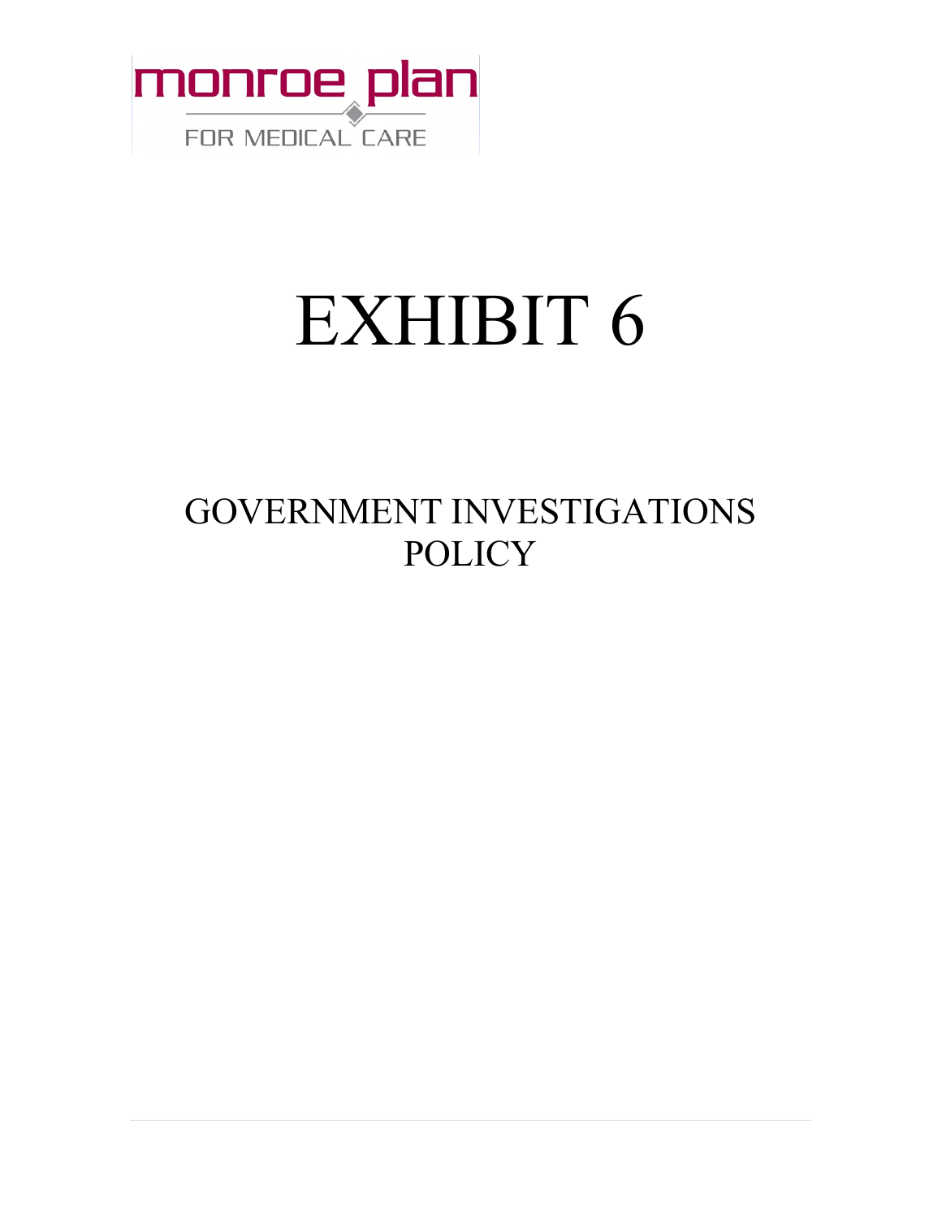monroe plan

FOR MEDICAL CARE

# EXHIBIT 6

## GOVERNMENT INVESTIGATIONS POLICY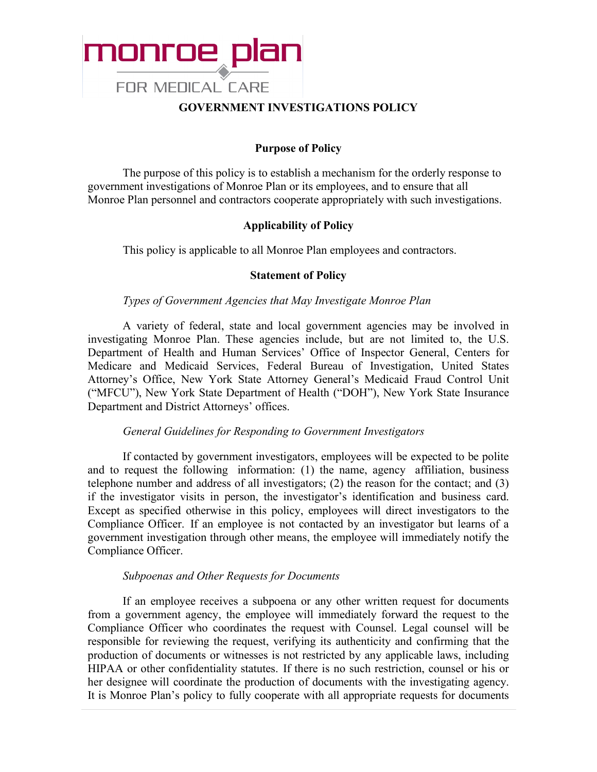# GOVERNMENT INVESTIGATIONS POLICY

## Purpose of Policy

The purpose of this policy is to establish a mechanism for the orderly response to government investigations of Monroe Plan or its employees, and to ensure that all Monroe Plan personnel and contractors cooperate appropriately with such investigations.

## Applicability of Policy

This policy is applicable to all Monroe Plan employees and contractors.

## Statement of Policy

*Types of Government Agencies that May Investigate Monroe Plan*

A variety of federal, state and local government agencies may be involved in investigating Monroe Plan. These agencies include, but are not limited to, the U.S. Department of Health and Human Services' Office of Inspector General, Centers for Medicare and Medicaid Services, Federal Bureau of Investigation, United States Attorney's Office, New York State Attorney General's Medicaid Fraud Control Unit ("MFCU"), New York State Department of Health ("DOH"), New York State Insurance Department and District Attorneys' offices.

*General Guidelines for Responding to Government Investigators*

If contacted by government investigators, employees will be expected to be polite and to request the following information: (1) the name, agency affiliation, business telephone number and address of all investigators; (2) the reason for the contact; and (3) if the investigator visits in person, the investigator's identification and business card. Except as specified otherwise in this policy, employees will direct investigators to the Compliance Officer. If an employee is not contacted by an investigator but learns of a government investigation through other means, the employee will immediately notify the Compliance Officer.

*Subpoenas and Other Requests for Documents*

If an employee receives a subpoena or any other written request for documents from a government agency, the employee will immediately forward the request to the Compliance Officer who coordinates the request with Counsel. Legal counsel will be responsible for reviewing the request, verifying its authenticity and confirming that the production of documents or witnesses is not restricted by any applicable laws, including HIPAA or other confidentiality statutes. If there is no such restriction, counsel or his or her designee will coordinate the production of documents with the investigating agency. It is Monroe Plan's policy to fully cooperate with all appropriate requests for documents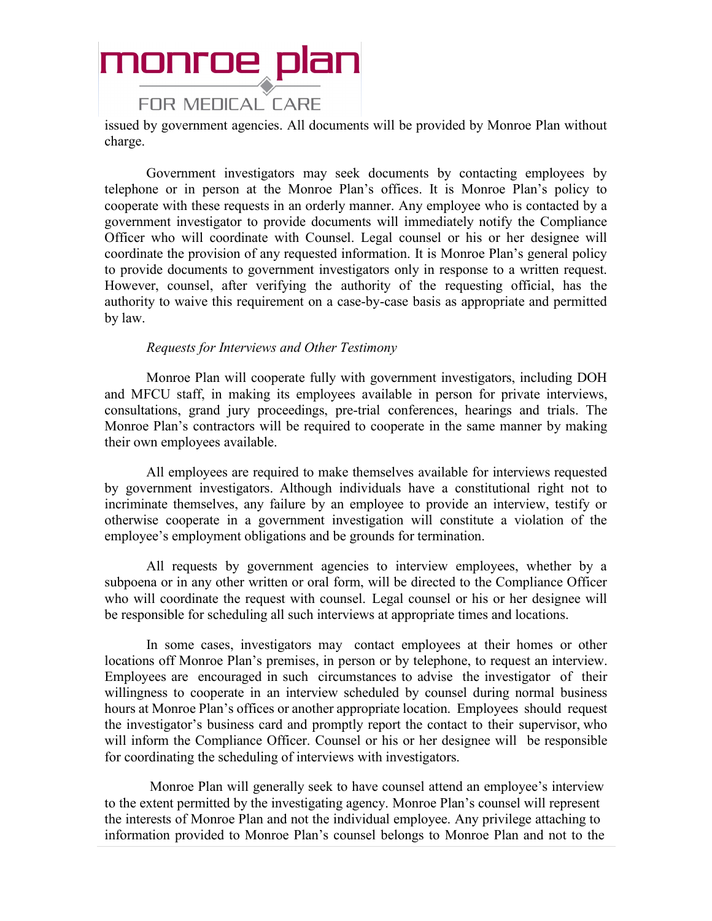issued by government agencies. All documents will be provided by Monroe Plan without charge.

Government investigators may seek documents by contacting employees by telephone or in person at the Monroe Plan's offices. It is Monroe Plan's policy to cooperate with these requests in an orderly manner. Any employee who is contacted by a government investigator to provide documents will immediately notify the Compliance Officer who will coordinate with Counsel. Legal counsel or his or her designee will coordinate the provision of any requested information. It is Monroe Plan's general policy to provide documents to government investigators only in response to a written request. However, counsel, after verifying the authority of the requesting official, has the authority to waive this requirement on a case-by-case basis as appropriate and permitted by law.

*Requests for Interviews and Other Testimony*

Monroe Plan will cooperate fully with government investigators, including DOH and MFCU staff, in making its employees available in person for private interviews, consultations, grand jury proceedings, pre-trial conferences, hearings and trials. The Monroe Plan's contractors will be required to cooperate in the same manner by making their own employees available.

All employees are required to make themselves available for interviews requested by government investigators. Although individuals have a constitutional right not to incriminate themselves, any failure by an employee to provide an interview, testify or otherwise cooperate in a government investigation will constitute a violation of the employee's employment obligations and be grounds for termination.

All requests by government agencies to interview employees, whether by a subpoena or in any other written or oral form, will be directed to the Compliance Officer who will coordinate the request with counsel. Legal counsel or his or her designee will be responsible for scheduling all such interviews at appropriate times and locations.

In some cases, investigators may contact employees at their homes or other locations off Monroe Plan's premises, in person or by telephone, to request an interview. Employees are encouraged in such circumstances to advise the investigator of their willingness to cooperate in an interview scheduled by counsel during normal business hours at Monroe Plan's offices or another appropriate location. Employees should request the investigator's business card and promptly report the contact to their supervisor, who will inform the Compliance Officer. Counsel or his or her designee will be responsible for coordinating the scheduling of interviews with investigators.

Monroe Plan will generally seek to have counsel attend an employee's interview to the extent permitted by the investigating agency. Monroe Plan's counsel will represent the interests of Monroe Plan and not the individual employee. Any privilege attaching to information provided to Monroe Plan's counsel belongs to Monroe Plan and not to the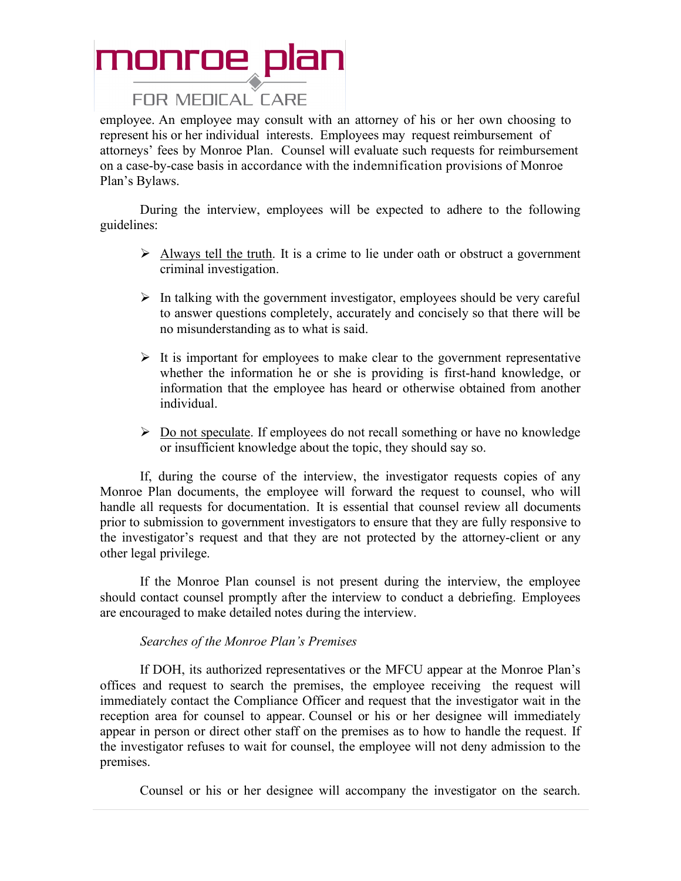employee. An employee may consult with an attorney of his or her own choosing to represent his or her individual interests. Employees may request reimbursement of attorneys' fees by Monroe Plan. Counsel will evaluate such requests for reimbursement on a case-by-case basis in accordance with the indemnification provisions of Monroe Plan's Bylaws.

During the interview, employees will be expected to adhere to the following guidelines:

- Always tell the truth. It is a crime to lie under oath or obstruct a government criminal investigation.
- In talking with the government investigator, employees should be very careful to answer questions completely, accurately and concisely so that there will be no misunderstanding as to what is said.
- It is important for employees to make clear to the government representative whether the information he or she is providing is first-hand knowledge, or information that the employee has heard or otherwise obtained from another individual.
- Do not speculate. If employees do not recall something or have no knowledge or insufficient knowledge about the topic, they should say so.

If, during the course of the interview, the investigator requests copies of any Monroe Plan documents, the employee will forward the request to counsel, who will handle all requests for documentation. It is essential that counsel review all documents prior to submission to government investigators to ensure that they are fully responsive to the investigator's request and that they are not protected by the attorney-client or any other legal privilege.

If the Monroe Plan counsel is not present during the interview, the employee should contact counsel promptly after the interview to conduct a debriefing. Employees are encouraged to make detailed notes during the interview.

*Searches of the Monroe Plan's Premises*

If DOH, its authorized representatives or the MFCU appear at the Monroe Plan's offices and request to search the premises, the employee receiving the request will immediately contact the Compliance Officer and request that the investigator wait in the reception area for counsel to appear. Counsel or his or her designee will immediately appear in person or direct other staff on the premises as to how to handle the request. If the investigator refuses to wait for counsel, the employee will not deny admission to the premises.

Counsel or his or her designee will accompany the investigator on the search.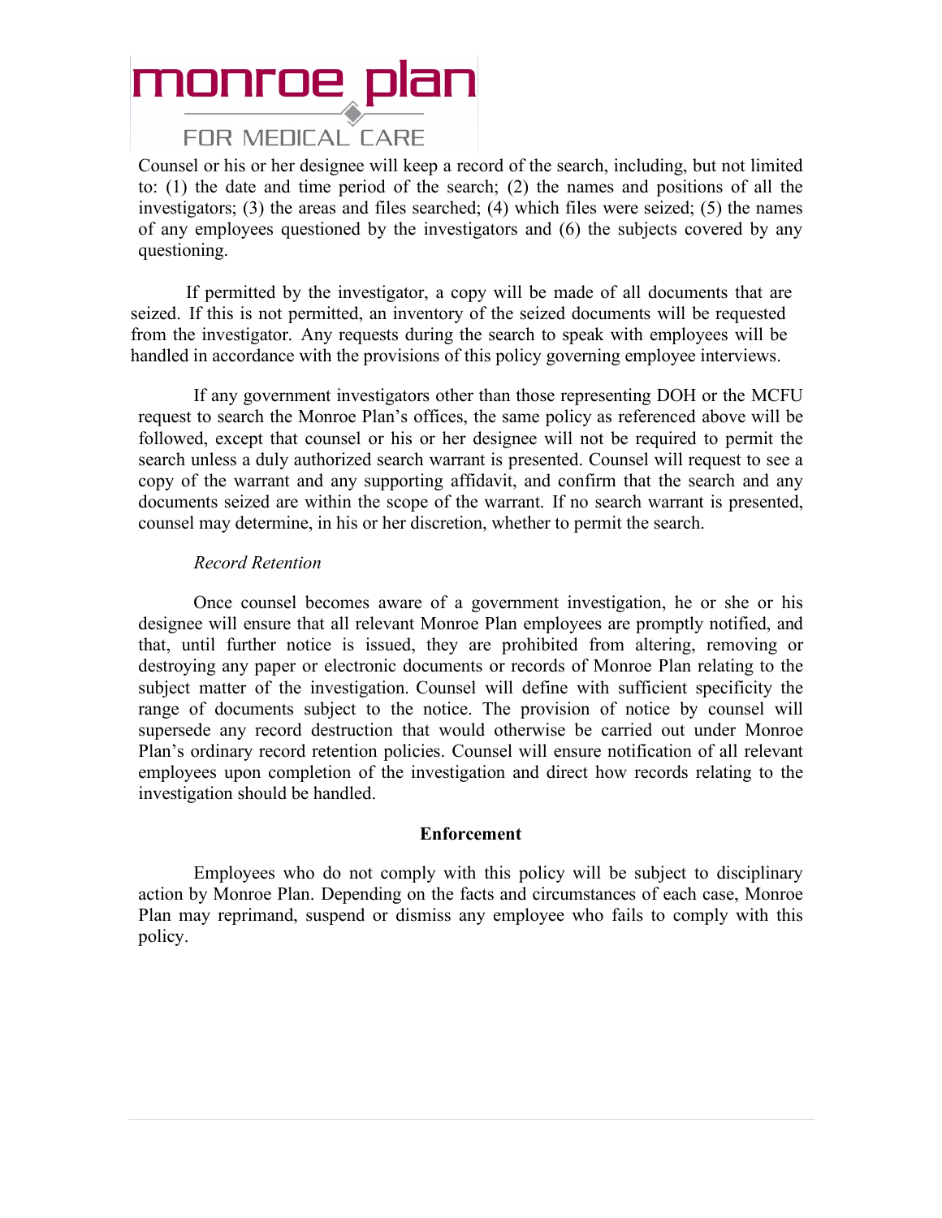Counsel or his or her designee will keep a record of the search, including, but not limited to: (1) the date and time period of the search; (2) the names and positions of all the investigators; (3) the areas and files searched; (4) which files were seized; (5) the names of any employees questioned by the investigators and (6) the subjects covered by any questioning.

If permitted by the investigator, a copy will be made of all documents that are seized. If this is not permitted, an inventory of the seized documents will be requested from the investigator. Any requests during the search to speak with employees will be handled in accordance with the provisions of this policy governing employee interviews.

If any government investigators other than those representing DOH or the MCFU request to search the Monroe Plan's offices, the same policy as referenced above will be followed, except that counsel or his or her designee will not be required to permit the search unless a duly authorized search warrant is presented. Counsel will request to see a copy of the warrant and any supporting affidavit, and confirm that the search and any documents seized are within the scope of the warrant. If no search warrant is presented, counsel may determine, in his or her discretion, whether to permit the search.

*Record Retention*

Once counsel becomes aware of a government investigation, he or she or his designee will ensure that all relevant Monroe Plan employees are promptly notified, and that, until further notice is issued, they are prohibited from altering, removing or destroying any paper or electronic documents or records of Monroe Plan relating to the subject matter of the investigation. Counsel will define with sufficient specificity the range of documents subject to the notice. The provision of notice by counsel will supersede any record destruction that would otherwise be carried out under Monroe Plan's ordinary record retention policies. Counsel will ensure notification of all relevant employees upon completion of the investigation and direct how records relating to the investigation should be handled.

**Enforcement**

Employees who do not comply with this policy will be subject to disciplinary action by Monroe Plan. Depending on the facts and circumstances of each case, Monroe Plan may reprimand, suspend or dismiss any employee who fails to comply with this policy.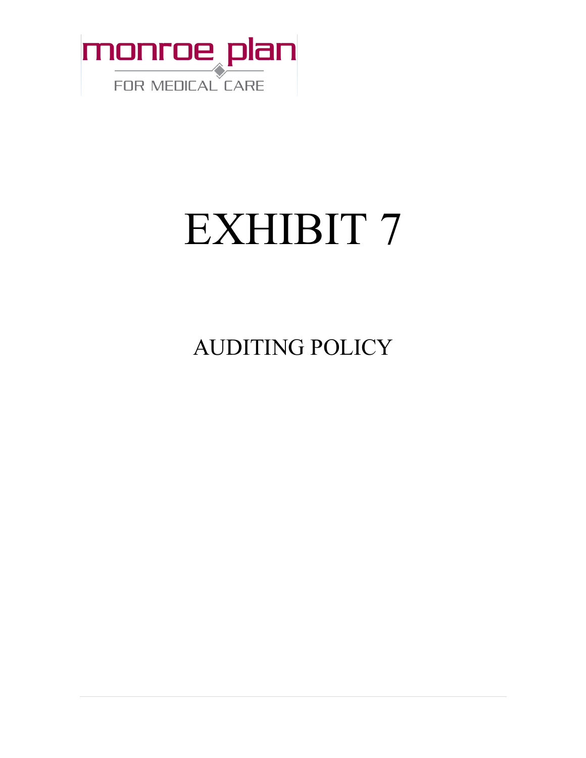monroe plan

FOR MEDICAL CARE

# EXHIBIT 7

## AUDITING POLICY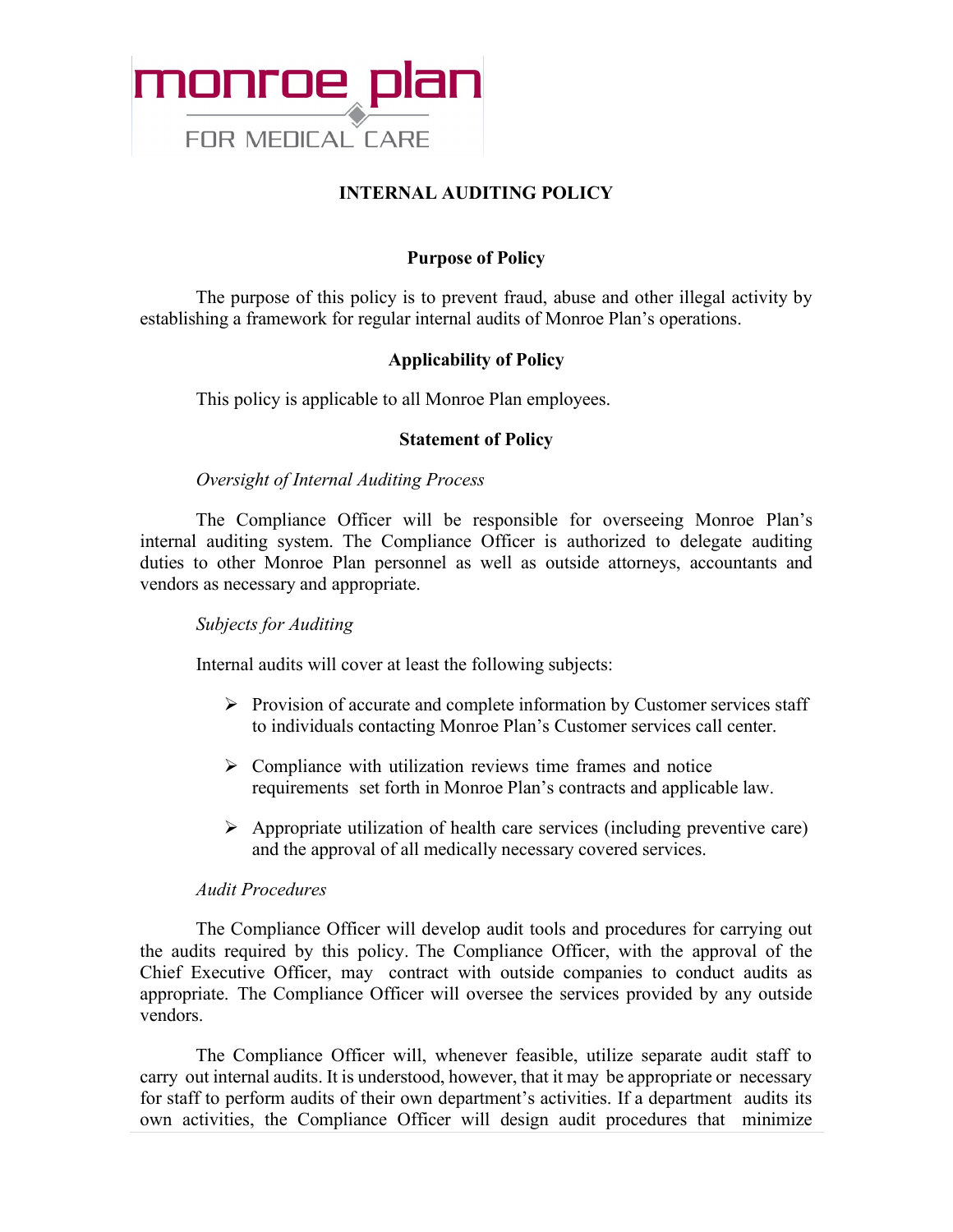monroe plan

FOR MEDICAL CARE

# INTERNAL AUDITING POLICY

## Purpose of Policy

The purpose of this policy is to prevent fraud, abuse and other illegal activity by establishing a framework for regular internal audits of Monroe Plan's operations.

## Applicability of Policy

This policy is applicable to all Monroe Plan employees.

## Statement of Policy

*Oversight of Internal Auditing Process*

The Compliance Officer will be responsible for overseeing Monroe Plan's internal auditing system. The Compliance Officer is authorized to delegate auditing duties to other Monroe Plan personnel as well as outside attorneys, accountants and vendors as necessary and appropriate.

*Subjects for Auditing*

Internal audits will cover at least the following subjects:

- Provision of accurate and complete information by Customer services staff to individuals contacting Monroe Plan's Customer services call center.
- Compliance with utilization reviews time frames and notice requirements set forth in Monroe Plan's contracts and applicable law.
- Appropriate utilization of health care services (including preventive care) and the approval of all medically necessary covered services.

*Audit Procedures*

The Compliance Officer will develop audit tools and procedures for carrying out the audits required by this policy. The Compliance Officer, with the approval of the Chief Executive Officer, may contract with outside companies to conduct audits as appropriate. The Compliance Officer will oversee the services provided by any outside vendors.

The Compliance Officer will, whenever feasible, utilize separate audit staff to carry out internal audits. It is understood, however, that it may be appropriate or necessary for staff to perform audits of their own department's activities. If a department audits its own activities, the Compliance Officer will design audit procedures that minimize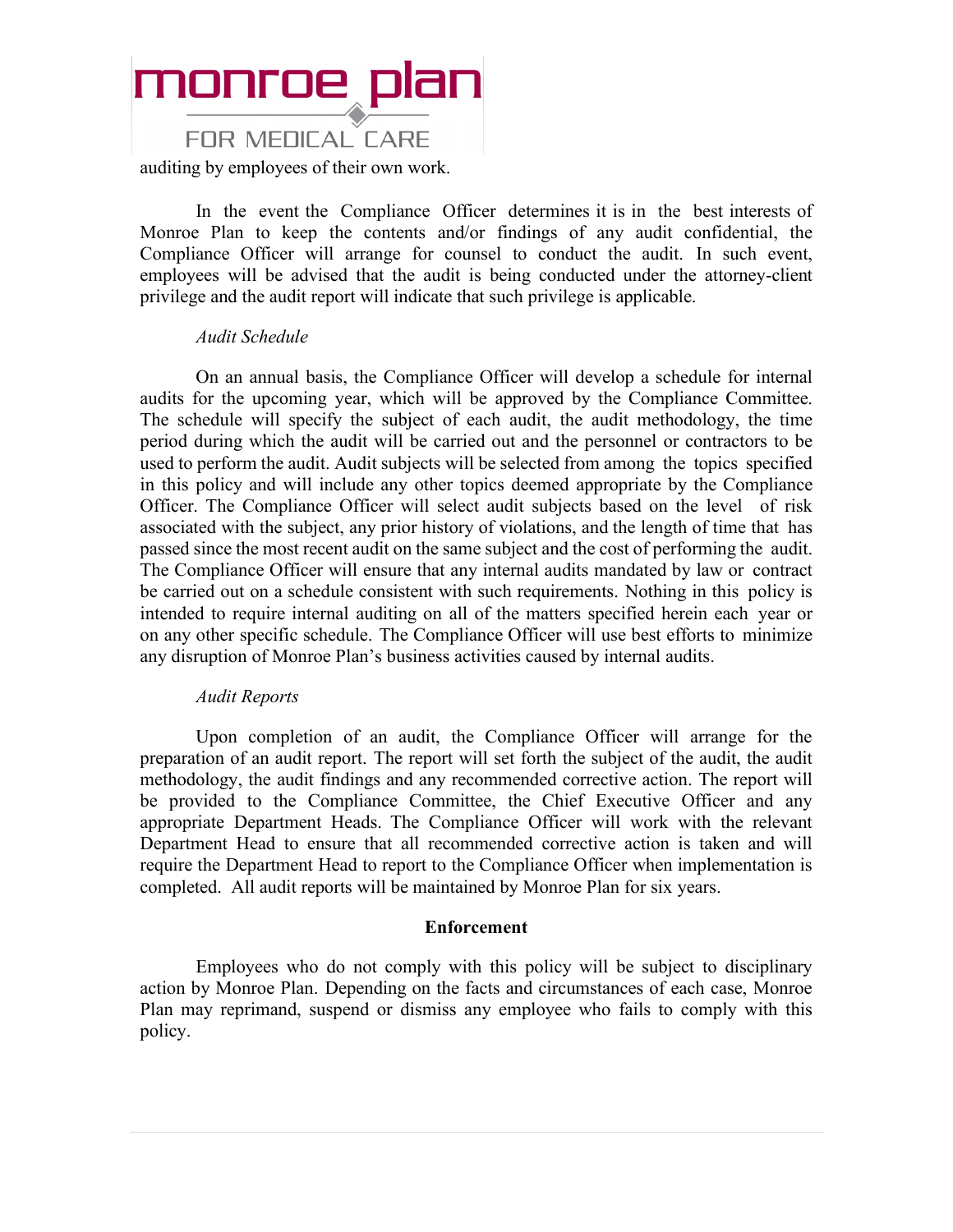auditing by employees of their own work.

In the event the Compliance Officer determines it is in the best interests of Monroe Plan to keep the contents and/or findings of any audit confidential, the Compliance Officer will arrange for counsel to conduct the audit. In such event, employees will be advised that the audit is being conducted under the attorney-client privilege and the audit report will indicate that such privilege is applicable.

*Audit Schedule*

On an annual basis, the Compliance Officer will develop a schedule for internal audits for the upcoming year, which will be approved by the Compliance Committee. The schedule will specify the subject of each audit, the audit methodology, the time period during which the audit will be carried out and the personnel or contractors to be used to perform the audit. Audit subjects will be selected from among the topics specified in this policy and will include any other topics deemed appropriate by the Compliance Officer. The Compliance Officer will select audit subjects based on the level of risk associated with the subject, any prior history of violations, and the length of time that has passed since the most recent audit on the same subject and the cost of performing the audit. The Compliance Officer will ensure that any internal audits mandated by law or contract be carried out on a schedule consistent with such requirements. Nothing in this policy is intended to require internal auditing on all of the matters specified herein each year or on any other specific schedule. The Compliance Officer will use best efforts to minimize any disruption of Monroe Plan's business activities caused by internal audits.

*Audit Reports*

Upon completion of an audit, the Compliance Officer will arrange for the preparation of an audit report. The report will set forth the subject of the audit, the audit methodology, the audit findings and any recommended corrective action. The report will be provided to the Compliance Committee, the Chief Executive Officer and any appropriate Department Heads. The Compliance Officer will work with the relevant Department Head to ensure that all recommended corrective action is taken and will require the Department Head to report to the Compliance Officer when implementation is completed. All audit reports will be maintained by Monroe Plan for six years.

**Enforcement**

Employees who do not comply with this policy will be subject to disciplinary action by Monroe Plan. Depending on the facts and circumstances of each case, Monroe Plan may reprimand, suspend or dismiss any employee who fails to comply with this policy.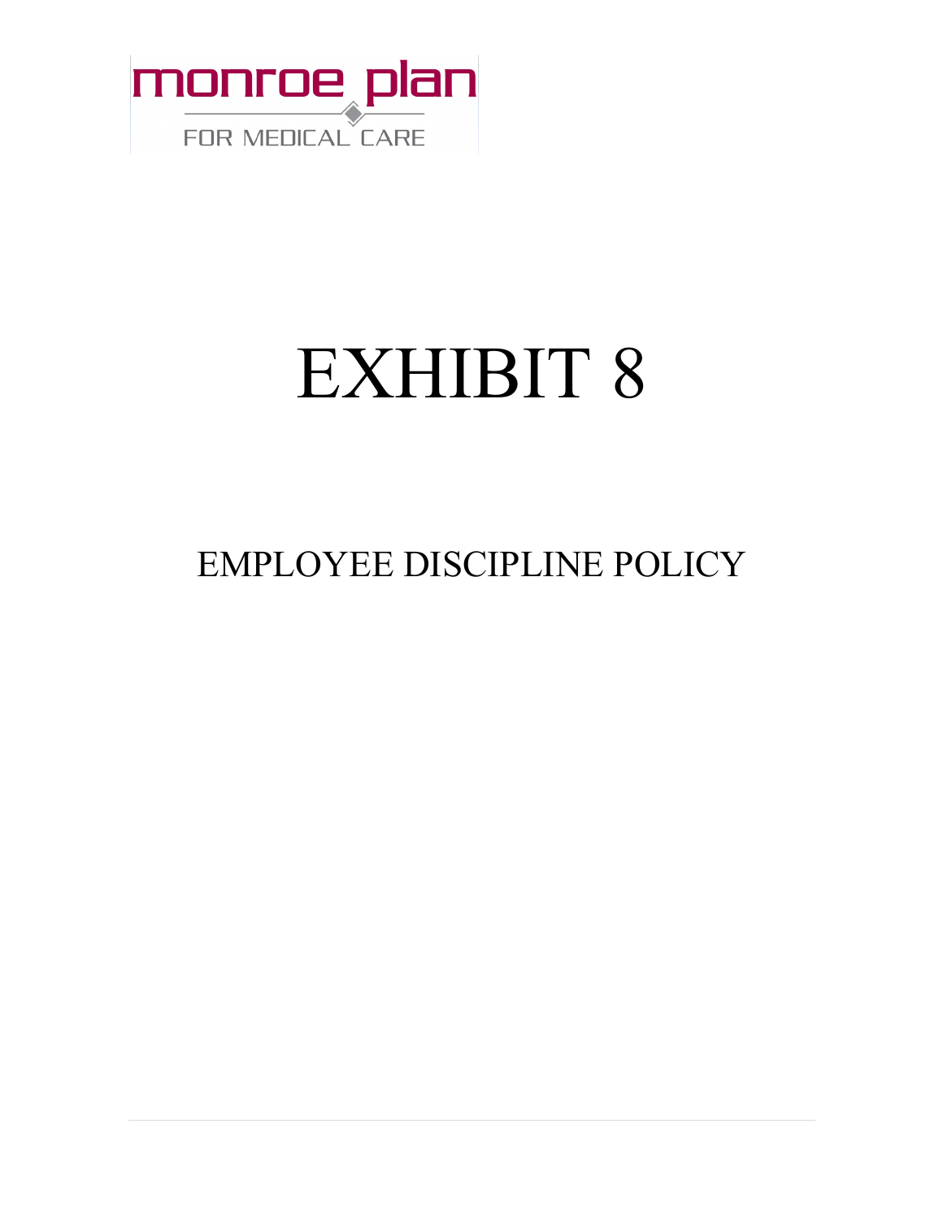monroe plan

FOR MEDICAL CARE

# EXHIBIT 8

## EMPLOYEE DISCIPLINE POLICY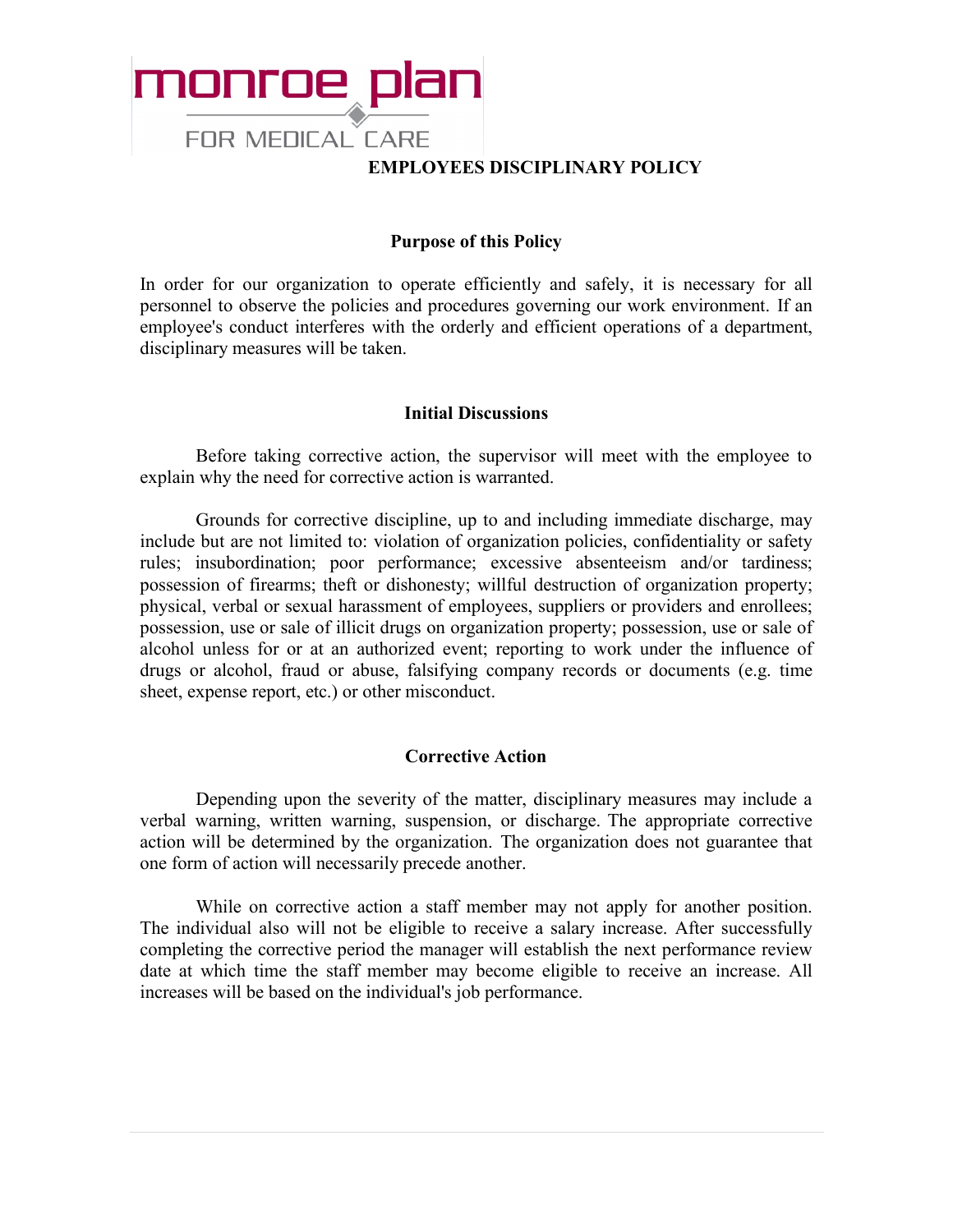# EMPLOYEES DISCIPLINARY POLICY

## Purpose of this Policy

In order for our organization to operate efficiently and safely, it is necessary for all personnel to observe the policies and procedures governing our work environment. If an employee's conduct interferes with the orderly and efficient operations of a department, disciplinary measures will be taken.

## Initial Discussions

Before taking corrective action, the supervisor will meet with the employee to explain why the need for corrective action is warranted.

Grounds for corrective discipline, up to and including immediate discharge, may include but are not limited to: violation of organization policies, confidentiality or safety rules; insubordination; poor performance; excessive absenteeism and/or tardiness; possession of firearms; theft or dishonesty; willful destruction of organization property; physical, verbal or sexual harassment of employees, suppliers or providers and enrollees; possession, use or sale of illicit drugs on organization property; possession, use or sale of alcohol unless for or at an authorized event; reporting to work under the influence of drugs or alcohol, fraud or abuse, falsifying company records or documents (e.g. time sheet, expense report, etc.) or other misconduct.

## Corrective Action

Depending upon the severity of the matter, disciplinary measures may include a verbal warning, written warning, suspension, or discharge. The appropriate corrective action will be determined by the organization. The organization does not guarantee that one form of action will necessarily precede another.

While on corrective action a staff member may not apply for another position. The individual also will not be eligible to receive a salary increase. After successfully completing the corrective period the manager will establish the next performance review date at which time the staff member may become eligible to receive an increase. All increases will be based on the individual's job performance.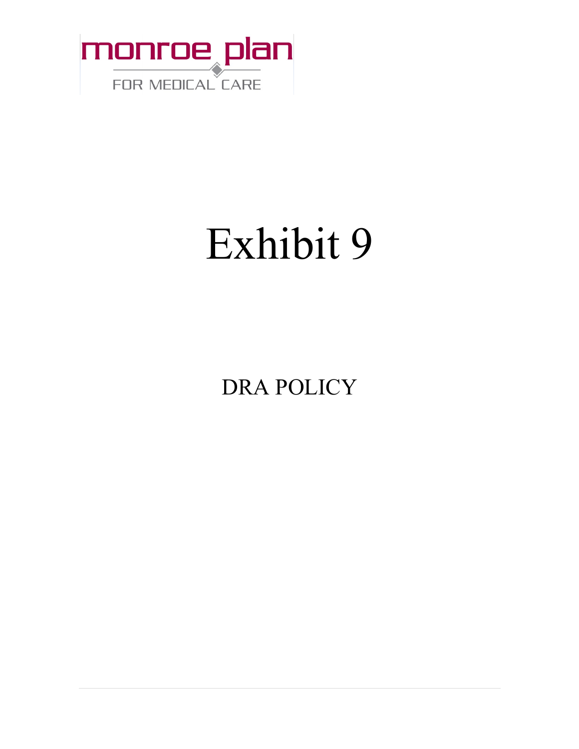monroe plan

FOR MEDICAL CARE

# Exhibit 9

DRA POLICY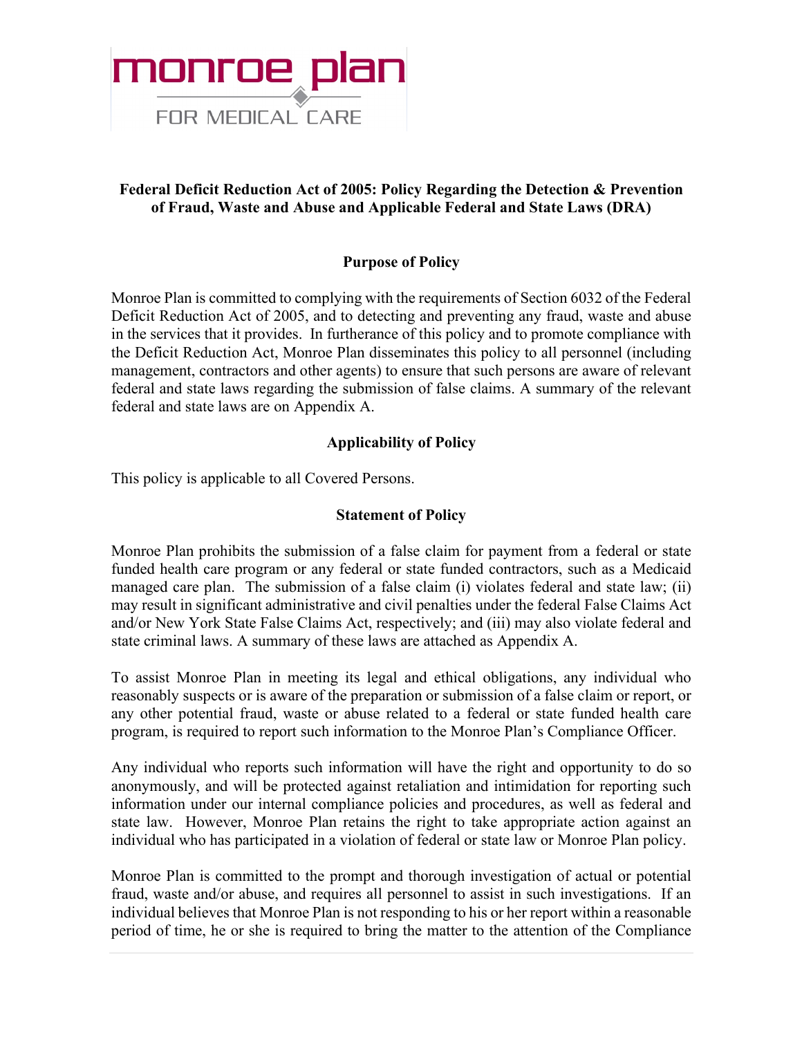monroe plan

FOR MEDICAL CARE

## Federal Deficit Reduction Act of 2005: Policy Regarding the Detection & Prevention of Fraud, Waste and Abuse and Applicable Federal and State Laws (DRA)

### Purpose of Policy

Monroe Plan is committed to complying with the requirements of Section 6032 of the Federal Deficit Reduction Act of 2005, and to detecting and preventing any fraud, waste and abuse in the services that it provides. In furtherance of this policy and to promote compliance with the Deficit Reduction Act, Monroe Plan disseminates this policy to all personnel (including management, contractors and other agents) to ensure that such persons are aware of relevant federal and state laws regarding the submission of false claims. A summary of the relevant federal and state laws are on Appendix A.

### Applicability of Policy

This policy is applicable to all Covered Persons.

### Statement of Policy

Monroe Plan prohibits the submission of a false claim for payment from a federal or state funded health care program or any federal or state funded contractors, such as a Medicaid managed care plan. The submission of a false claim (i) violates federal and state law; (ii) may result in significant administrative and civil penalties under the federal False Claims Act and/or New York State False Claims Act, respectively; and (iii) may also violate federal and state criminal laws. A summary of these laws are attached as Appendix A.

To assist Monroe Plan in meeting its legal and ethical obligations, any individual who reasonably suspects or is aware of the preparation or submission of a false claim or report, or any other potential fraud, waste or abuse related to a federal or state funded health care program, is required to report such information to the Monroe Plan's Compliance Officer.

Any individual who reports such information will have the right and opportunity to do so anonymously, and will be protected against retaliation and intimidation for reporting such information under our internal compliance policies and procedures, as well as federal and state law. However, Monroe Plan retains the right to take appropriate action against an individual who has participated in a violation of federal or state law or Monroe Plan policy.

Monroe Plan is committed to the prompt and thorough investigation of actual or potential fraud, waste and/or abuse, and requires all personnel to assist in such investigations. If an individual believes that Monroe Plan is not responding to his or her report within a reasonable period of time, he or she is required to bring the matter to the attention of the Compliance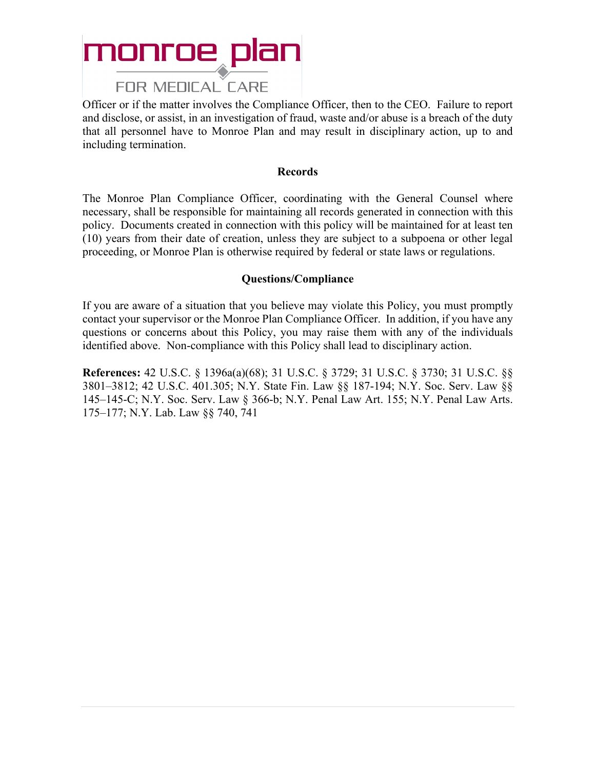Officer or if the matter involves the Compliance Officer, then to the CEO. Failure to report and disclose, or assist, in an investigation of fraud, waste and/or abuse is a breach of the duty that all personnel have to Monroe Plan and may result in disciplinary action, up to and including termination.

### Records

The Monroe Plan Compliance Officer, coordinating with the General Counsel where necessary, shall be responsible for maintaining all records generated in connection with this policy. Documents created in connection with this policy will be maintained for at least ten (10) years from their date of creation, unless they are subject to a subpoena or other legal proceeding, or Monroe Plan is otherwise required by federal or state laws or regulations.

### Questions/Compliance

If you are aware of a situation that you believe may violate this Policy, you must promptly contact your supervisor or the Monroe Plan Compliance Officer. In addition, if you have any questions or concerns about this Policy, you may raise them with any of the individuals identified above. Non-compliance with this Policy shall lead to disciplinary action.

**References:** 42 U.S.C. § 1396a(a)(68); 31 U.S.C. § 3729; 31 U.S.C. § 3730; 31 U.S.C. §§ 3801–3812; 42 U.S.C. 401.305; N.Y. State Fin. Law §§ 187-194; N.Y. Soc. Serv. Law §§ 145–145-C; N.Y. Soc. Serv. Law § 366-b; N.Y. Penal Law Art. 155; N.Y. Penal Law Arts. 175–177; N.Y. Lab. Law §§ 740, 741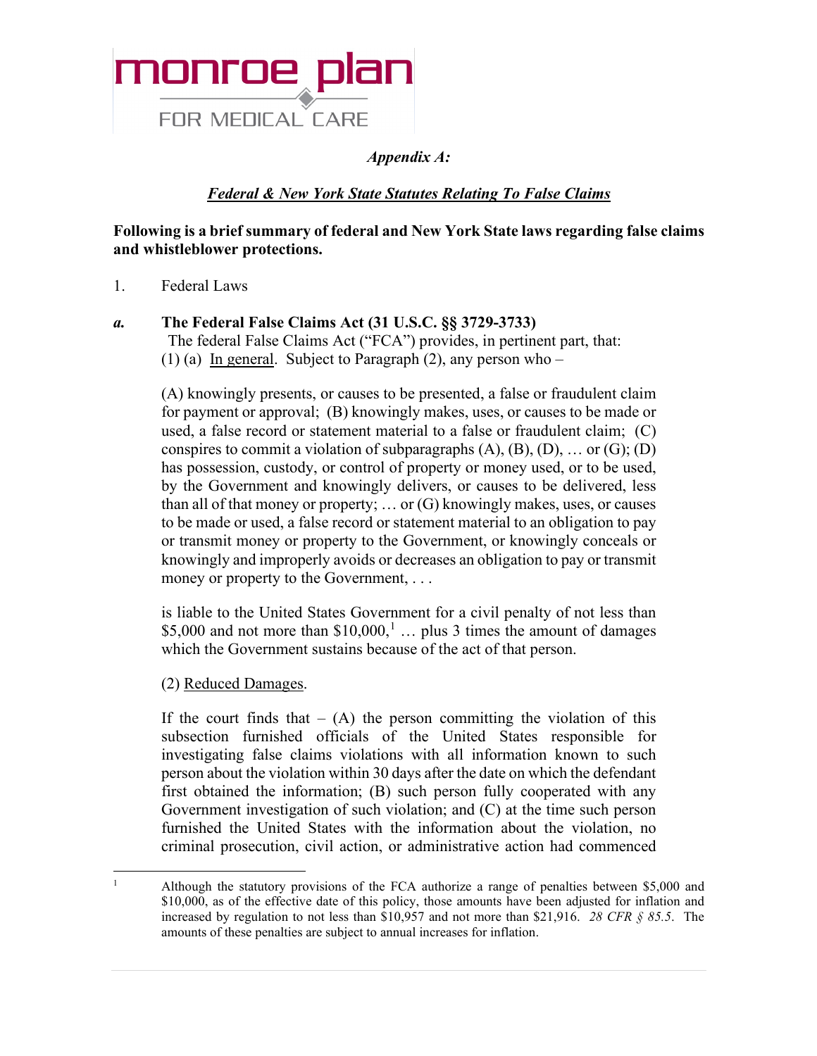monroe plan

FOR MEDICAL CARE

*Appendix A:*

***Federal & New York State Statutes Relating To False Claims***

**Following is a brief summary of federal and New York State laws regarding false claims and whistleblower protections.**

1. Federal Laws

***a.*** **The Federal False Claims Act (31 U.S.C. §§ 3729-3733)**

The federal False Claims Act ("FCA") provides, in pertinent part, that:

(1) (a) In general. Subject to Paragraph (2), any person who –

> (A) knowingly presents, or causes to be presented, a false or fraudulent claim for payment or approval; (B) knowingly makes, uses, or causes to be made or used, a false record or statement material to a false or fraudulent claim; (C) conspires to commit a violation of subparagraphs (A), (B), (D), … or (G); (D) has possession, custody, or control of property or money used, or to be used, by the Government and knowingly delivers, or causes to be delivered, less than all of that money or property; … or (G) knowingly makes, uses, or causes to be made or used, a false record or statement material to an obligation to pay or transmit money or property to the Government, or knowingly conceals or knowingly and improperly avoids or decreases an obligation to pay or transmit money or property to the Government, . . .
>
> is liable to the United States Government for a civil penalty of not less than \$5,000 and not more than \$10,000,[1] … plus 3 times the amount of damages which the Government sustains because of the act of that person.
>
> (2) Reduced Damages.
>
> If the court finds that – (A) the person committing the violation of this subsection furnished officials of the United States responsible for investigating false claims violations with all information known to such person about the violation within 30 days after the date on which the defendant first obtained the information; (B) such person fully cooperated with any Government investigation of such violation; and (C) at the time such person furnished the United States with the information about the violation, no criminal prosecution, civil action, or administrative action had commenced

---

[1] Although the statutory provisions of the FCA authorize a range of penalties between \$5,000 and \$10,000, as of the effective date of this policy, those amounts have been adjusted for inflation and increased by regulation to not less than \$10,957 and not more than \$21,916. *28 CFR § 85.5*. The amounts of these penalties are subject to annual increases for inflation.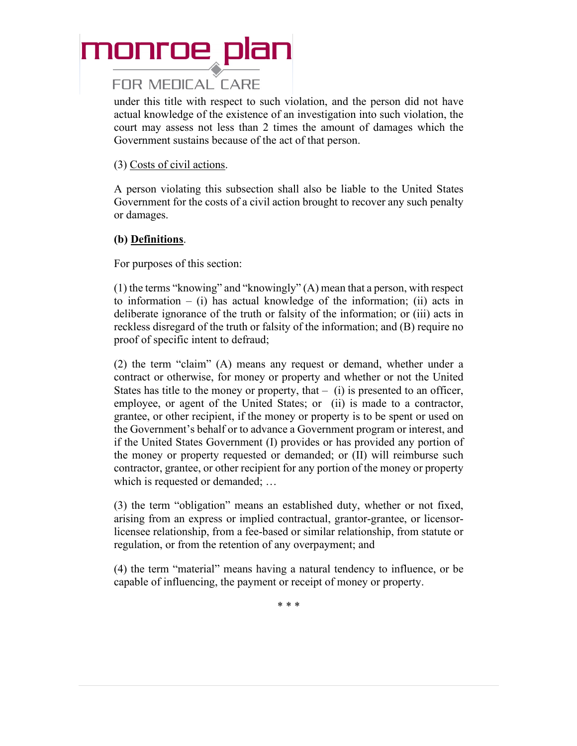under this title with respect to such violation, and the person did not have actual knowledge of the existence of an investigation into such violation, the court may assess not less than 2 times the amount of damages which the Government sustains because of the act of that person.

(3) <u>Costs of civil actions</u>.

A person violating this subsection shall also be liable to the United States Government for the costs of a civil action brought to recover any such penalty or damages.

**(b) <u>Definitions</u>**.

For purposes of this section:

(1) the terms "knowing" and "knowingly" (A) mean that a person, with respect to information – (i) has actual knowledge of the information; (ii) acts in deliberate ignorance of the truth or falsity of the information; or (iii) acts in reckless disregard of the truth or falsity of the information; and (B) require no proof of specific intent to defraud;

(2) the term "claim" (A) means any request or demand, whether under a contract or otherwise, for money or property and whether or not the United States has title to the money or property, that – (i) is presented to an officer, employee, or agent of the United States; or (ii) is made to a contractor, grantee, or other recipient, if the money or property is to be spent or used on the Government's behalf or to advance a Government program or interest, and if the United States Government (I) provides or has provided any portion of the money or property requested or demanded; or (II) will reimburse such contractor, grantee, or other recipient for any portion of the money or property which is requested or demanded; …

(3) the term "obligation" means an established duty, whether or not fixed, arising from an express or implied contractual, grantor-grantee, or licensor-licensee relationship, from a fee-based or similar relationship, from statute or regulation, or from the retention of any overpayment; and

(4) the term "material" means having a natural tendency to influence, or be capable of influencing, the payment or receipt of money or property.

\* \* \*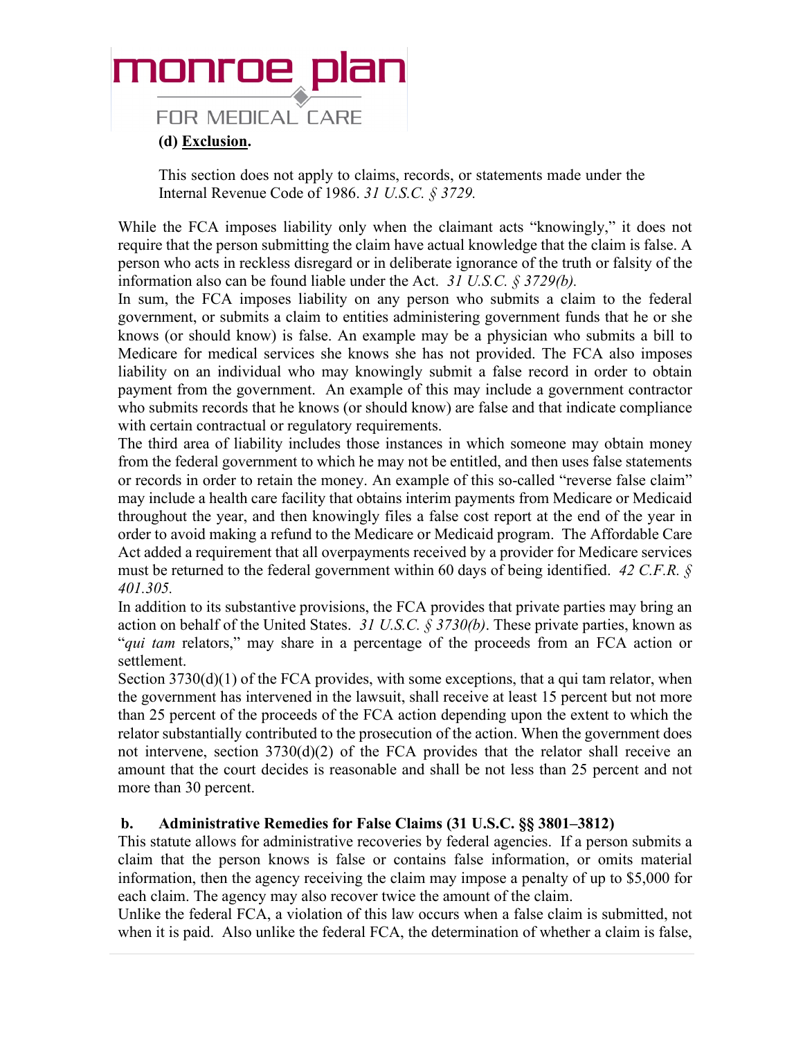**(d) Exclusion.**

This section does not apply to claims, records, or statements made under the Internal Revenue Code of 1986. *31 U.S.C. § 3729.*

While the FCA imposes liability only when the claimant acts "knowingly," it does not require that the person submitting the claim have actual knowledge that the claim is false. A person who acts in reckless disregard or in deliberate ignorance of the truth or falsity of the information also can be found liable under the Act. *31 U.S.C. § 3729(b).*

In sum, the FCA imposes liability on any person who submits a claim to the federal government, or submits a claim to entities administering government funds that he or she knows (or should know) is false. An example may be a physician who submits a bill to Medicare for medical services she knows she has not provided. The FCA also imposes liability on an individual who may knowingly submit a false record in order to obtain payment from the government. An example of this may include a government contractor who submits records that he knows (or should know) are false and that indicate compliance with certain contractual or regulatory requirements.

The third area of liability includes those instances in which someone may obtain money from the federal government to which he may not be entitled, and then uses false statements or records in order to retain the money. An example of this so-called "reverse false claim" may include a health care facility that obtains interim payments from Medicare or Medicaid throughout the year, and then knowingly files a false cost report at the end of the year in order to avoid making a refund to the Medicare or Medicaid program. The Affordable Care Act added a requirement that all overpayments received by a provider for Medicare services must be returned to the federal government within 60 days of being identified. *42 C.F.R. § 401.305.*

In addition to its substantive provisions, the FCA provides that private parties may bring an action on behalf of the United States. *31 U.S.C. § 3730(b)*. These private parties, known as "*qui tam* relators," may share in a percentage of the proceeds from an FCA action or settlement.

Section 3730(d)(1) of the FCA provides, with some exceptions, that a qui tam relator, when the government has intervened in the lawsuit, shall receive at least 15 percent but not more than 25 percent of the proceeds of the FCA action depending upon the extent to which the relator substantially contributed to the prosecution of the action. When the government does not intervene, section 3730(d)(2) of the FCA provides that the relator shall receive an amount that the court decides is reasonable and shall be not less than 25 percent and not more than 30 percent.

**b. Administrative Remedies for False Claims (31 U.S.C. §§ 3801–3812)**

This statute allows for administrative recoveries by federal agencies. If a person submits a claim that the person knows is false or contains false information, or omits material information, then the agency receiving the claim may impose a penalty of up to $5,000 for each claim. The agency may also recover twice the amount of the claim.

Unlike the federal FCA, a violation of this law occurs when a false claim is submitted, not when it is paid. Also unlike the federal FCA, the determination of whether a claim is false,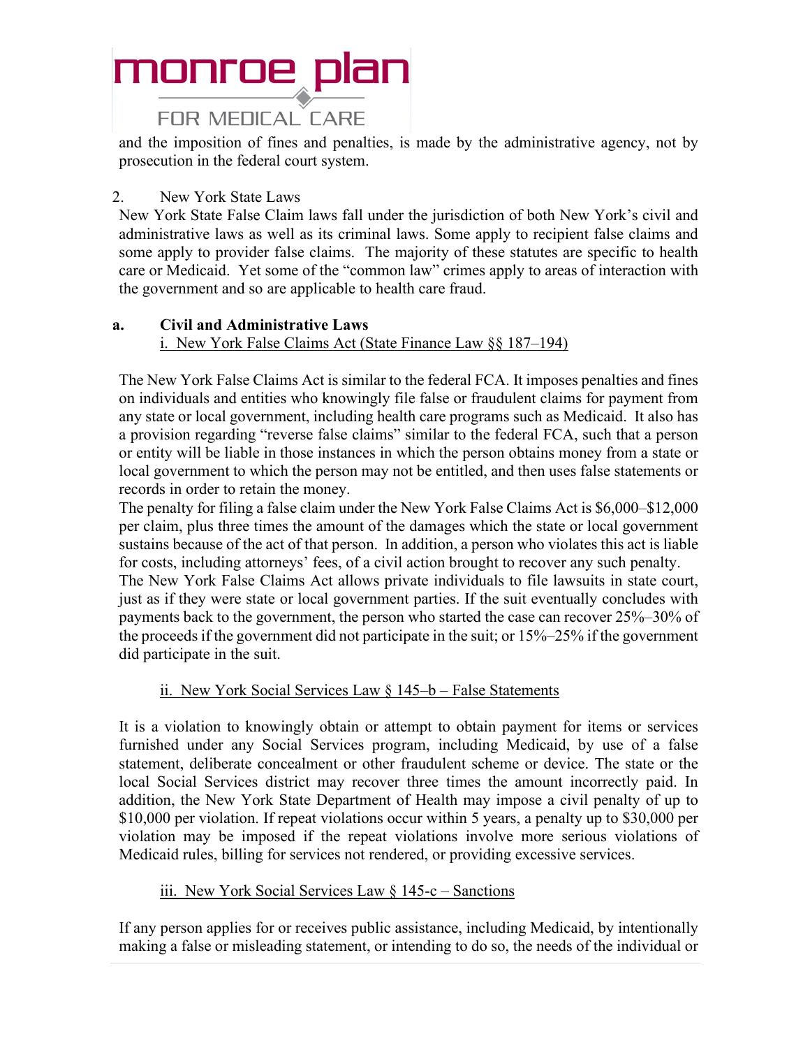and the imposition of fines and penalties, is made by the administrative agency, not by prosecution in the federal court system.

2. New York State Laws

New York State False Claim laws fall under the jurisdiction of both New York's civil and administrative laws as well as its criminal laws. Some apply to recipient false claims and some apply to provider false claims. The majority of these statutes are specific to health care or Medicaid. Yet some of the "common law" crimes apply to areas of interaction with the government and so are applicable to health care fraud.

**a. Civil and Administrative Laws**

i. New York False Claims Act (State Finance Law §§ 187–194)

The New York False Claims Act is similar to the federal FCA. It imposes penalties and fines on individuals and entities who knowingly file false or fraudulent claims for payment from any state or local government, including health care programs such as Medicaid. It also has a provision regarding "reverse false claims" similar to the federal FCA, such that a person or entity will be liable in those instances in which the person obtains money from a state or local government to which the person may not be entitled, and then uses false statements or records in order to retain the money.

The penalty for filing a false claim under the New York False Claims Act is $6,000–$12,000 per claim, plus three times the amount of the damages which the state or local government sustains because of the act of that person. In addition, a person who violates this act is liable for costs, including attorneys' fees, of a civil action brought to recover any such penalty.

The New York False Claims Act allows private individuals to file lawsuits in state court, just as if they were state or local government parties. If the suit eventually concludes with payments back to the government, the person who started the case can recover 25%–30% of the proceeds if the government did not participate in the suit; or 15%–25% if the government did participate in the suit.

ii. New York Social Services Law § 145–b – False Statements

It is a violation to knowingly obtain or attempt to obtain payment for items or services furnished under any Social Services program, including Medicaid, by use of a false statement, deliberate concealment or other fraudulent scheme or device. The state or the local Social Services district may recover three times the amount incorrectly paid. In addition, the New York State Department of Health may impose a civil penalty of up to $10,000 per violation. If repeat violations occur within 5 years, a penalty up to $30,000 per violation may be imposed if the repeat violations involve more serious violations of Medicaid rules, billing for services not rendered, or providing excessive services.

iii. New York Social Services Law § 145-c – Sanctions

If any person applies for or receives public assistance, including Medicaid, by intentionally making a false or misleading statement, or intending to do so, the needs of the individual or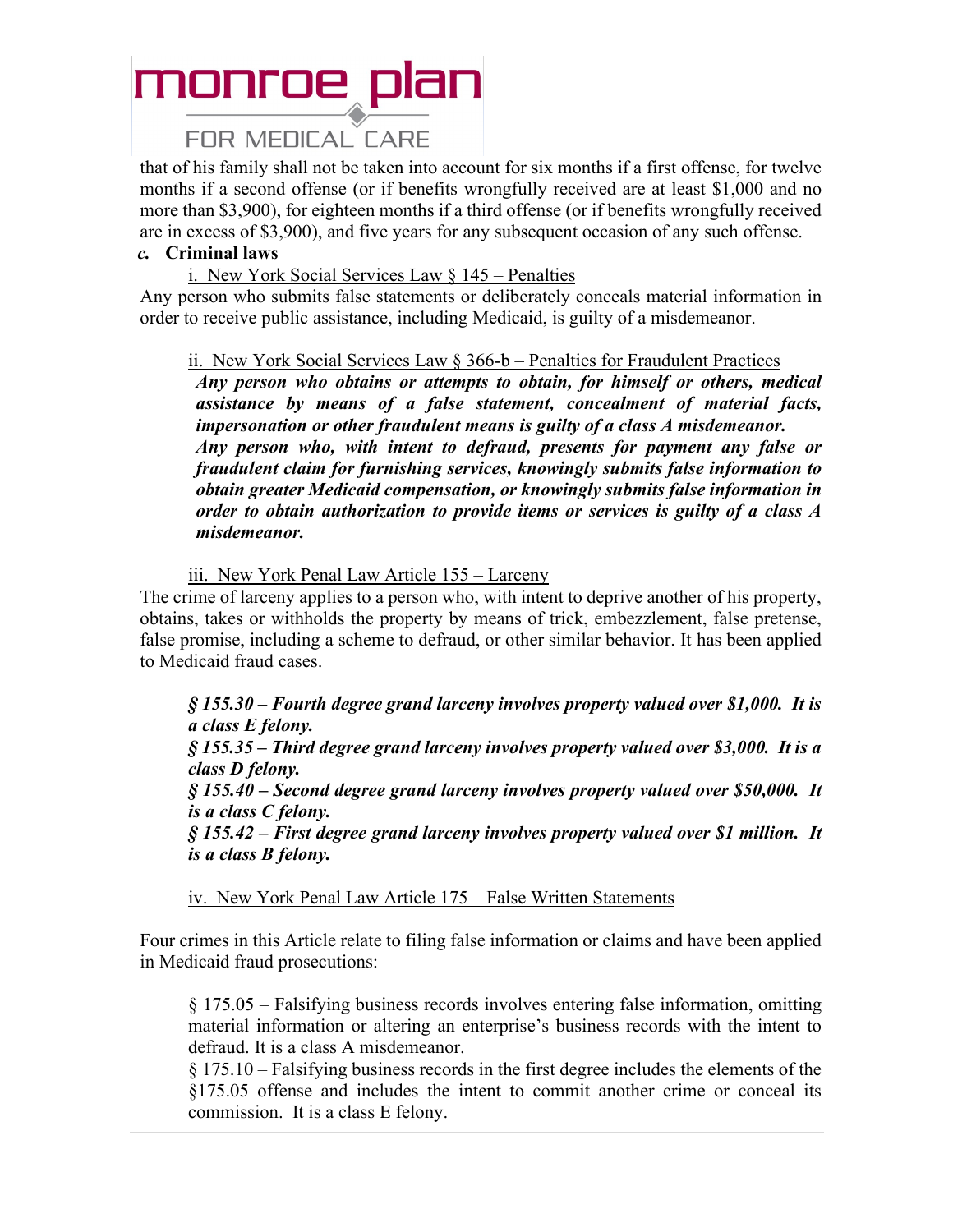that of his family shall not be taken into account for six months if a first offense, for twelve months if a second offense (or if benefits wrongfully received are at least $1,000 and no more than $3,900), for eighteen months if a third offense (or if benefits wrongfully received are in excess of $3,900), and five years for any subsequent occasion of any such offense.

### *c.* Criminal laws

i. New York Social Services Law § 145 – Penalties

Any person who submits false statements or deliberately conceals material information in order to receive public assistance, including Medicaid, is guilty of a misdemeanor.

ii. New York Social Services Law § 366-b – Penalties for Fraudulent Practices

***Any person who obtains or attempts to obtain, for himself or others, medical assistance by means of a false statement, concealment of material facts, impersonation or other fraudulent means is guilty of a class A misdemeanor.***
***Any person who, with intent to defraud, presents for payment any false or fraudulent claim for furnishing services, knowingly submits false information to obtain greater Medicaid compensation, or knowingly submits false information in order to obtain authorization to provide items or services is guilty of a class A misdemeanor.***

iii. New York Penal Law Article 155 – Larceny

The crime of larceny applies to a person who, with intent to deprive another of his property, obtains, takes or withholds the property by means of trick, embezzlement, false pretense, false promise, including a scheme to defraud, or other similar behavior. It has been applied to Medicaid fraud cases.

***§ 155.30 – Fourth degree grand larceny involves property valued over $1,000. It is a class E felony.***
***§ 155.35 – Third degree grand larceny involves property valued over $3,000. It is a class D felony.***
***§ 155.40 – Second degree grand larceny involves property valued over $50,000. It is a class C felony.***
***§ 155.42 – First degree grand larceny involves property valued over $1 million. It is a class B felony.***

iv. New York Penal Law Article 175 – False Written Statements

Four crimes in this Article relate to filing false information or claims and have been applied in Medicaid fraud prosecutions:

§ 175.05 – Falsifying business records involves entering false information, omitting material information or altering an enterprise's business records with the intent to defraud. It is a class A misdemeanor.
§ 175.10 – Falsifying business records in the first degree includes the elements of the §175.05 offense and includes the intent to commit another crime or conceal its commission. It is a class E felony.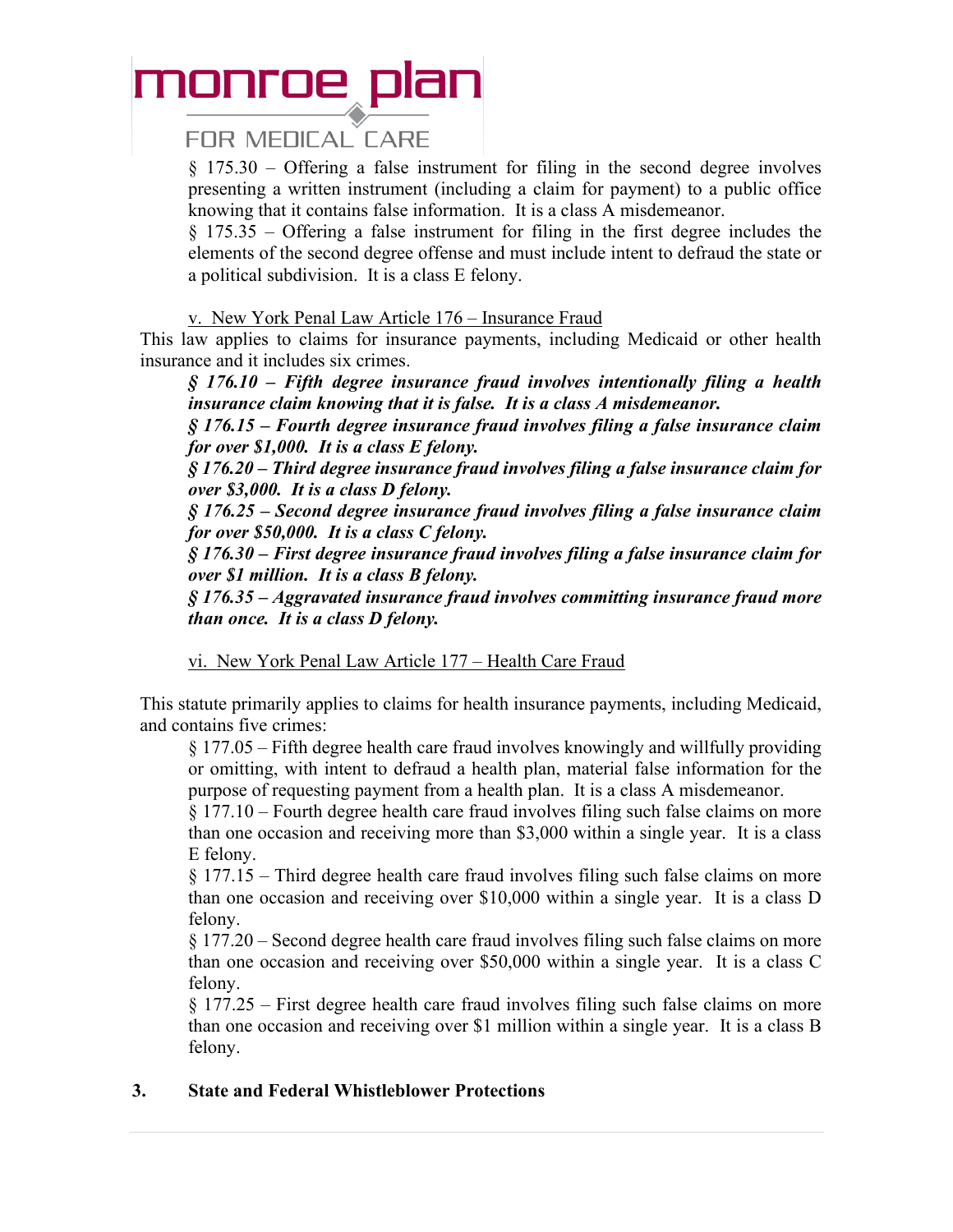§ 175.30 – Offering a false instrument for filing in the second degree involves presenting a written instrument (including a claim for payment) to a public office knowing that it contains false information. It is a class A misdemeanor.

§ 175.35 – Offering a false instrument for filing in the first degree includes the elements of the second degree offense and must include intent to defraud the state or a political subdivision. It is a class E felony.

v. New York Penal Law Article 176 – Insurance Fraud

This law applies to claims for insurance payments, including Medicaid or other health insurance and it includes six crimes.

***§ 176.10 – Fifth degree insurance fraud involves intentionally filing a health insurance claim knowing that it is false. It is a class A misdemeanor.***

***§ 176.15 – Fourth degree insurance fraud involves filing a false insurance claim for over $1,000. It is a class E felony.***

***§ 176.20 – Third degree insurance fraud involves filing a false insurance claim for over $3,000. It is a class D felony.***

***§ 176.25 – Second degree insurance fraud involves filing a false insurance claim for over $50,000. It is a class C felony.***

***§ 176.30 – First degree insurance fraud involves filing a false insurance claim for over $1 million. It is a class B felony.***

***§ 176.35 – Aggravated insurance fraud involves committing insurance fraud more than once. It is a class D felony.***

vi. New York Penal Law Article 177 – Health Care Fraud

This statute primarily applies to claims for health insurance payments, including Medicaid, and contains five crimes:

§ 177.05 – Fifth degree health care fraud involves knowingly and willfully providing or omitting, with intent to defraud a health plan, material false information for the purpose of requesting payment from a health plan. It is a class A misdemeanor.

§ 177.10 – Fourth degree health care fraud involves filing such false claims on more than one occasion and receiving more than $3,000 within a single year. It is a class E felony.

§ 177.15 – Third degree health care fraud involves filing such false claims on more than one occasion and receiving over $10,000 within a single year. It is a class D felony.

§ 177.20 – Second degree health care fraud involves filing such false claims on more than one occasion and receiving over $50,000 within a single year. It is a class C felony.

§ 177.25 – First degree health care fraud involves filing such false claims on more than one occasion and receiving over $1 million within a single year. It is a class B felony.

## 3. State and Federal Whistleblower Protections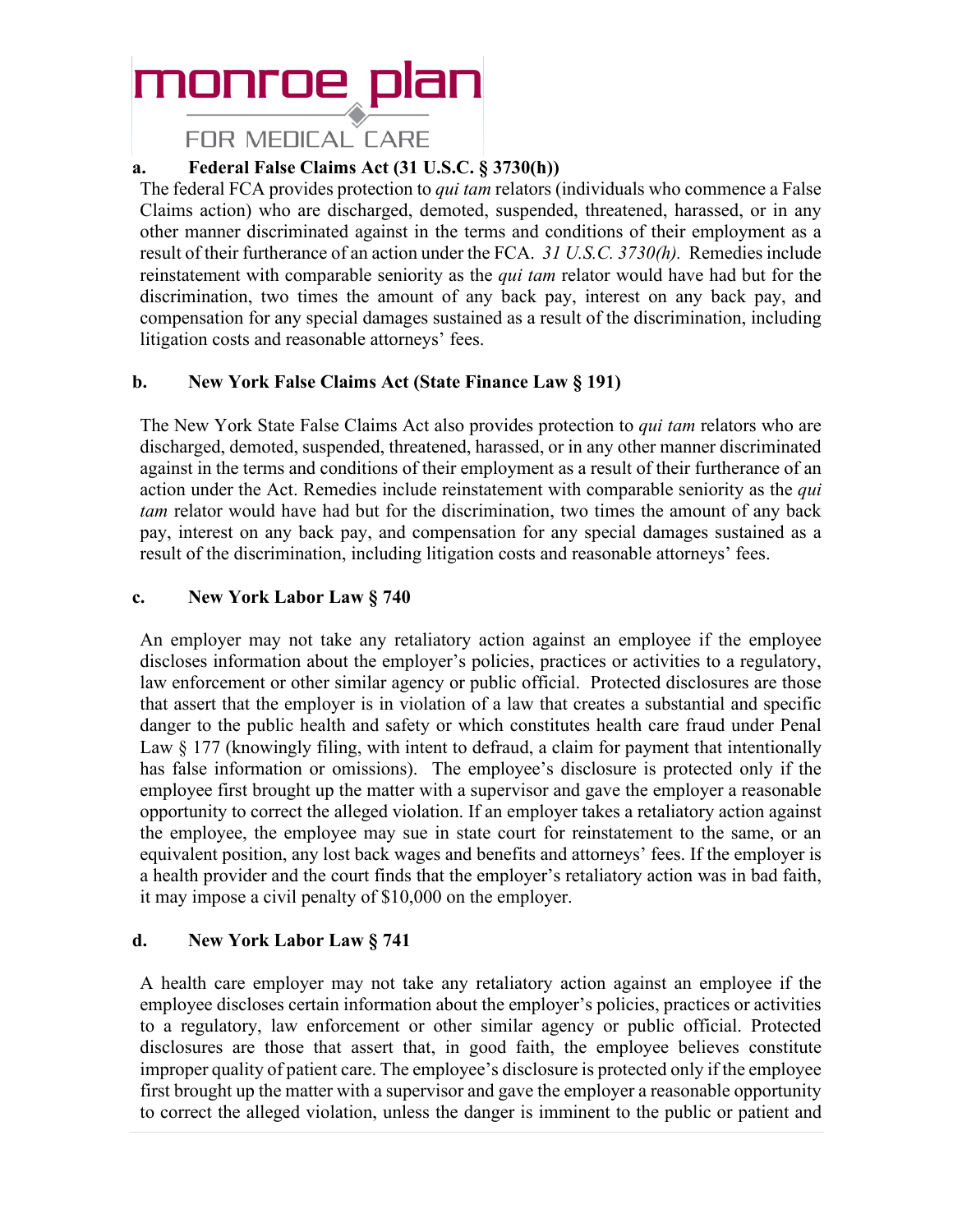**a. Federal False Claims Act (31 U.S.C. § 3730(h))**

The federal FCA provides protection to *qui tam* relators (individuals who commence a False Claims action) who are discharged, demoted, suspended, threatened, harassed, or in any other manner discriminated against in the terms and conditions of their employment as a result of their furtherance of an action under the FCA. *31 U.S.C. 3730(h).* Remedies include reinstatement with comparable seniority as the *qui tam* relator would have had but for the discrimination, two times the amount of any back pay, interest on any back pay, and compensation for any special damages sustained as a result of the discrimination, including litigation costs and reasonable attorneys' fees.

**b. New York False Claims Act (State Finance Law § 191)**

The New York State False Claims Act also provides protection to *qui tam* relators who are discharged, demoted, suspended, threatened, harassed, or in any other manner discriminated against in the terms and conditions of their employment as a result of their furtherance of an action under the Act. Remedies include reinstatement with comparable seniority as the *qui tam* relator would have had but for the discrimination, two times the amount of any back pay, interest on any back pay, and compensation for any special damages sustained as a result of the discrimination, including litigation costs and reasonable attorneys' fees.

**c. New York Labor Law § 740**

An employer may not take any retaliatory action against an employee if the employee discloses information about the employer's policies, practices or activities to a regulatory, law enforcement or other similar agency or public official. Protected disclosures are those that assert that the employer is in violation of a law that creates a substantial and specific danger to the public health and safety or which constitutes health care fraud under Penal Law § 177 (knowingly filing, with intent to defraud, a claim for payment that intentionally has false information or omissions). The employee's disclosure is protected only if the employee first brought up the matter with a supervisor and gave the employer a reasonable opportunity to correct the alleged violation. If an employer takes a retaliatory action against the employee, the employee may sue in state court for reinstatement to the same, or an equivalent position, any lost back wages and benefits and attorneys' fees. If the employer is a health provider and the court finds that the employer's retaliatory action was in bad faith, it may impose a civil penalty of $10,000 on the employer.

**d. New York Labor Law § 741**

A health care employer may not take any retaliatory action against an employee if the employee discloses certain information about the employer's policies, practices or activities to a regulatory, law enforcement or other similar agency or public official. Protected disclosures are those that assert that, in good faith, the employee believes constitute improper quality of patient care. The employee's disclosure is protected only if the employee first brought up the matter with a supervisor and gave the employer a reasonable opportunity to correct the alleged violation, unless the danger is imminent to the public or patient and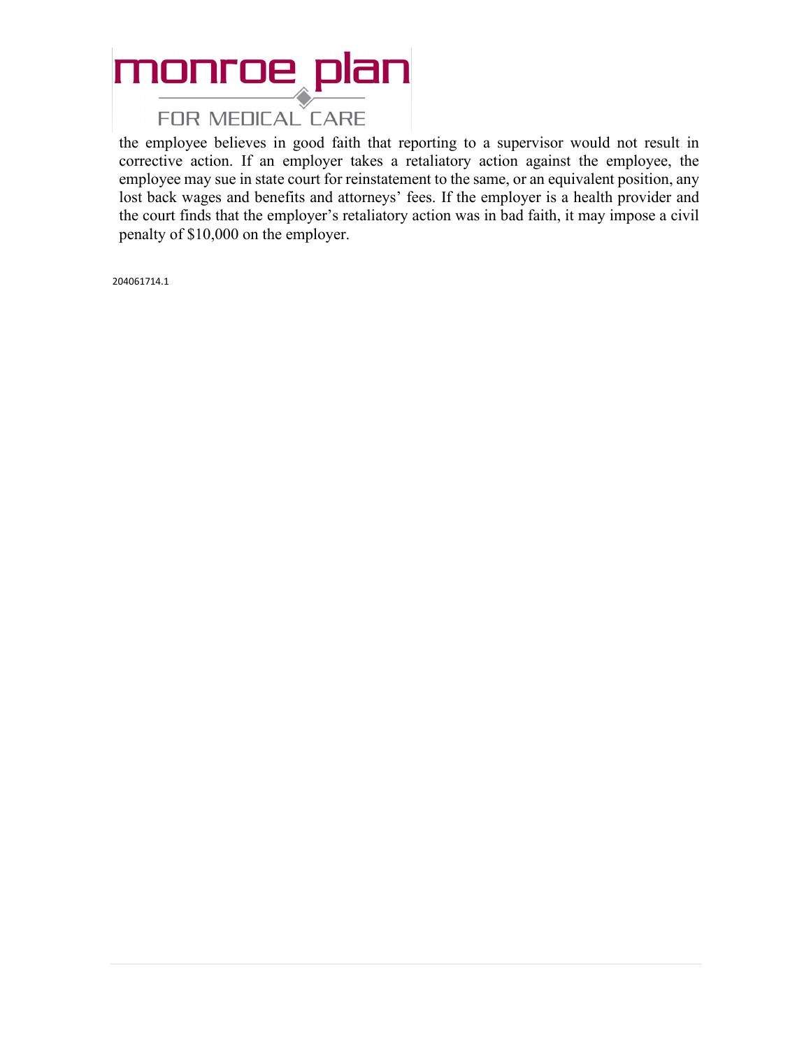the employee believes in good faith that reporting to a supervisor would not result in corrective action. If an employer takes a retaliatory action against the employee, the employee may sue in state court for reinstatement to the same, or an equivalent position, any lost back wages and benefits and attorneys' fees. If the employer is a health provider and the court finds that the employer's retaliatory action was in bad faith, it may impose a civil penalty of $10,000 on the employer.